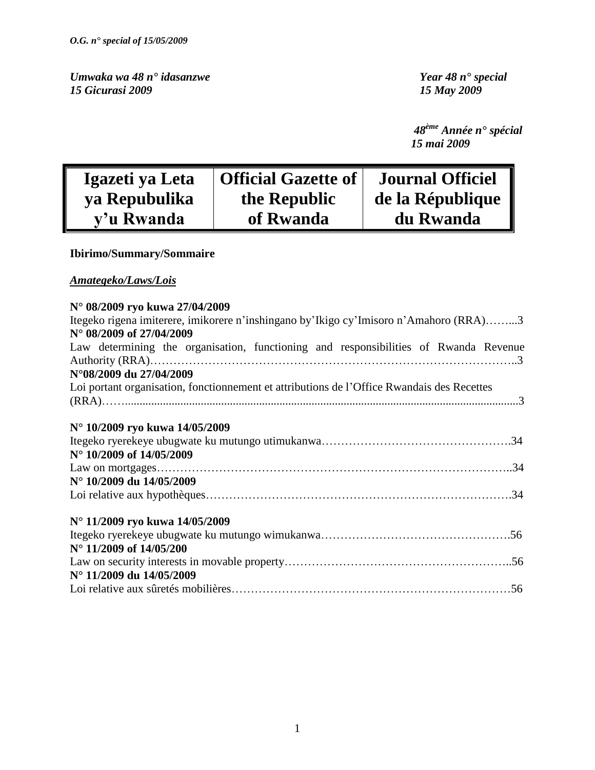*Umwaka wa 48 n° idasanzwe*
*15 Gicurasi 2009*

*Year 48 n° special*
*15 May 2009*

*48ème Année n° spécial*
*15 mai 2009*

| Igazeti ya Leta ya Repubulika y'u Rwanda | Official Gazette of the Republic of Rwanda | Journal Officiel de la République du Rwanda |
|---|---|---|

**Ibirimo/Summary/Sommaire**

***Amategeko/Laws/Lois***

**N° 08/2009 ryo kuwa 27/04/2009**
Itegeko rigena imiterere, imikorere n'inshingano by'Ikigo cy'Imisoro n'Amahoro (RRA)……...3
**N° 08/2009 of 27/04/2009**
Law determining the organisation, functioning and responsibilities of Rwanda Revenue Authority (RRA)………………………………………………………………………………..3
**N°08/2009 du 27/04/2009**
Loi portant organisation, fonctionnement et attributions de l'Office Rwandais des Recettes (RRA)……......................................................................................................................3

**N° 10/2009 ryo kuwa 14/05/2009**
Itegeko ryerekeye ubugwate ku mutungo utimukanwa………………………………………….34
**N° 10/2009 of 14/05/2009**
Law on mortgages……………………………………………………………………………..34
**N° 10/2009 du 14/05/2009**
Loi relative aux hypothèques………………………………………………………………….34

**N° 11/2009 ryo kuwa 14/05/2009**
Itegeko ryerekeye ubugwate ku mutungo wimukanwa………………………………………….56
**N° 11/2009 of 14/05/200**
Law on security interests in movable property………………………………………………..56
**N° 11/2009 du 14/05/2009**
Loi relative aux sûretés mobilières……………………………………………………………56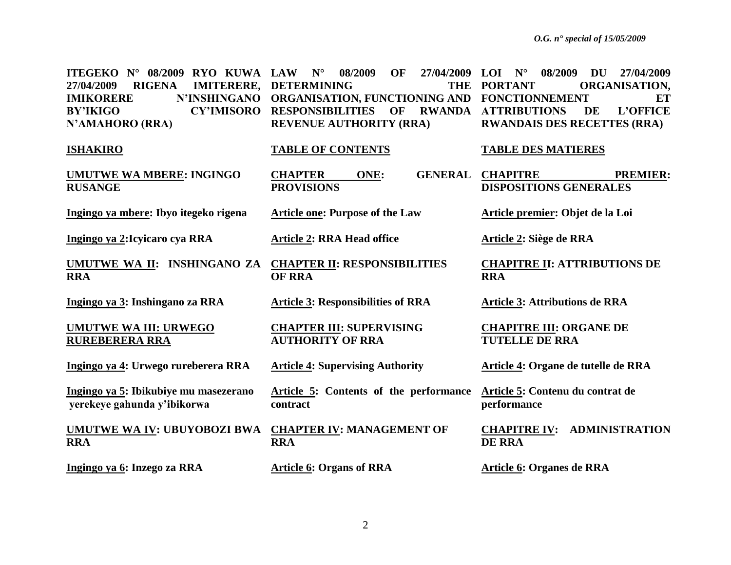**ITEGEKO N° 08/2009 RYO KUWA 27/04/2009 RIGENA IMITERERE, IMIKORERE N'INSHINGANO BY'IKIGO CY'IMISORO N'AMAHORO (RRA)**

**ISHAKIRO**

**UMUTWE WA MBERE: INGINGO RUSANGE**

**Ingingo ya mbere: Ibyo itegeko rigena**

**Ingingo ya 2:Icyicaro cya RRA**

**UMUTWE WA II: INSHINGANO ZA RRA**

**Ingingo ya 3: Inshingano za RRA**

**UMUTWE WA III: URWEGO RUREBERERA RRA**

**Ingingo ya 4: Urwego rureberera RRA**

**Ingingo ya 5: Ibikubiye mu masezerano yerekeye gahunda y'ibikorwa**

**UMUTWE WA IV: UBUYOBOZI BWA RRA**

**Ingingo ya 6: Inzego za RRA**

**LAW N° 08/2009 OF 27/04/2009 DETERMINING THE ORGANISATION, FUNCTIONING AND RESPONSIBILITIES OF RWANDA REVENUE AUTHORITY (RRA)**

**TABLE OF CONTENTS**

**CHAPTER ONE: GENERAL PROVISIONS**

**Article one: Purpose of the Law**

**Article 2: RRA Head office**

**CHAPTER II: RESPONSIBILITIES OF RRA**

**Article 3: Responsibilities of RRA**

**CHAPTER III: SUPERVISING AUTHORITY OF RRA**

**Article 4: Supervising Authority**

**Article 5: Contents of the performance contract**

**CHAPTER IV: MANAGEMENT OF RRA**

**Article 6: Organs of RRA**

**LOI N° 08/2009 DU 27/04/2009 PORTANT ORGANISATION, FONCTIONNEMENT ET ATTRIBUTIONS DE L'OFFICE RWANDAIS DES RECETTES (RRA)**

**TABLE DES MATIERES**

**CHAPITRE PREMIER: DISPOSITIONS GENERALES**

**Article premier: Objet de la Loi**

**Article 2: Siège de RRA**

**CHAPITRE II: ATTRIBUTIONS DE RRA**

**Article 3: Attributions de RRA**

**CHAPITRE III: ORGANE DE TUTELLE DE RRA**

**Article 4: Organe de tutelle de RRA**

**Article 5: Contenu du contrat de performance**

**CHAPITRE IV: ADMINISTRATION DE RRA**

**Article 6: Organes de RRA**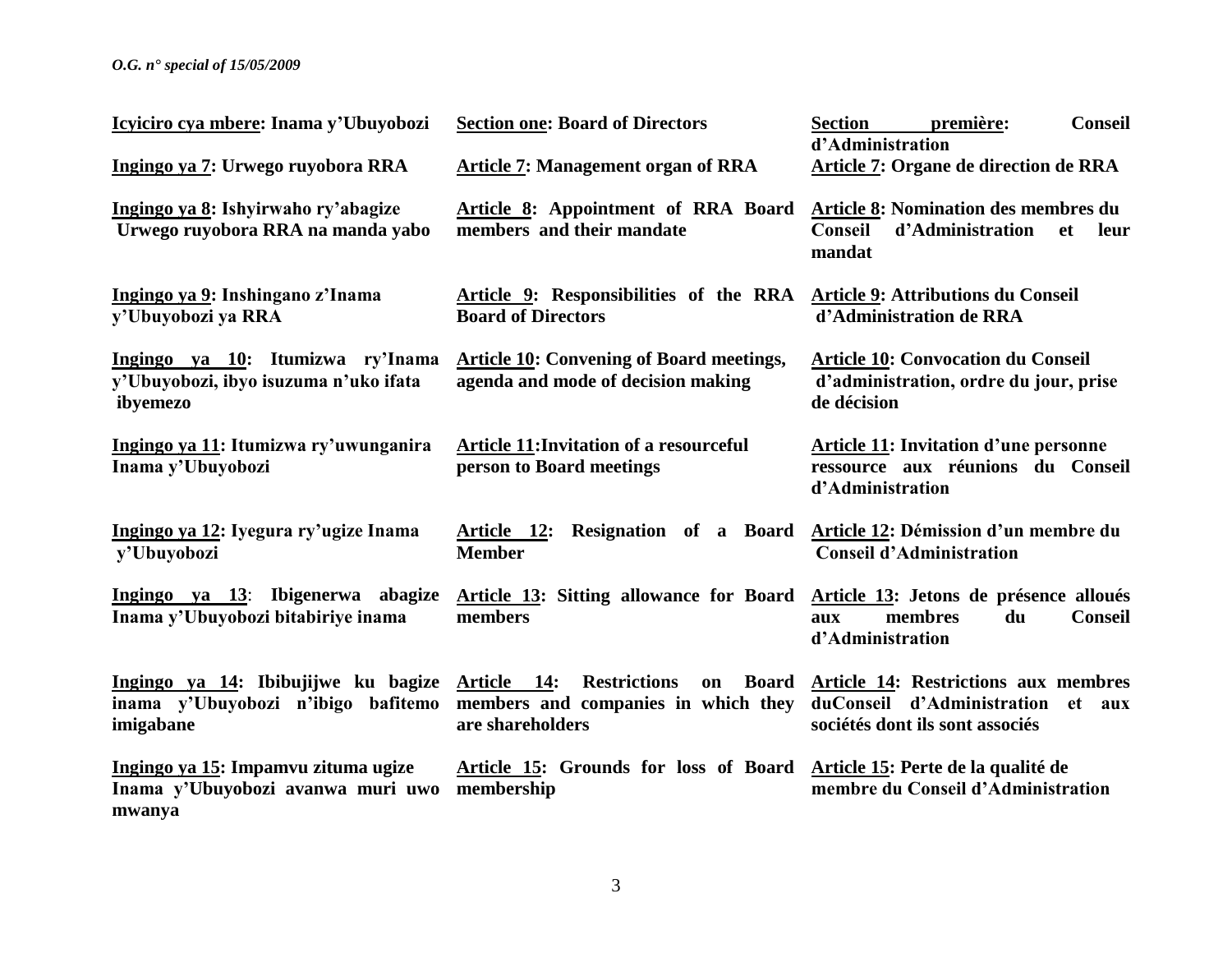| Icyiciro cya mbere: Inama y'Ubuyobozi | Section one: Board of Directors | Section première: Conseil d'Administration |
|---|---|---|
| Ingingo ya 7: Urwego ruyobora RRA | Article 7: Management organ of RRA | Article 7: Organe de direction de RRA |
| Ingingo ya 8: Ishyirwaho ry'abagize Urwego ruyobora RRA na manda yabo | Article 8: Appointment of RRA Board members and their mandate | Article 8: Nomination des membres du Conseil d'Administration et leur mandat |
| Ingingo ya 9: Inshingano z'Inama y'Ubuyobozi ya RRA | Article 9: Responsibilities of the RRA Board of Directors | Article 9: Attributions du Conseil d'Administration de RRA |
| Ingingo ya 10: Itumizwa ry'Inama y'Ubuyobozi, ibyo isuzuma n'uko ifata ibyemezo | Article 10: Convening of Board meetings, agenda and mode of decision making | Article 10: Convocation du Conseil d'administration, ordre du jour, prise de décision |
| Ingingo ya 11: Itumizwa ry'uwunganira Inama y'Ubuyobozi | Article 11:Invitation of a resourceful person to Board meetings | Article 11: Invitation d'une personne ressource aux réunions du Conseil d'Administration |
| Ingingo ya 12: Iyegura ry'ugize Inama y'Ubuyobozi | Article 12: Resignation of a Board Member | Article 12: Démission d'un membre du Conseil d'Administration |
| Ingingo ya 13: Ibigenerwa abagize Inama y'Ubuyobozi bitabiriye inama | Article 13: Sitting allowance for Board members | Article 13: Jetons de présence alloués aux membres du Conseil d'Administration |
| Ingingo ya 14: Ibibujijwe ku bagize inama y'Ubuyobozi n'ibigo bafitemo imigabane | Article 14: Restrictions on Board members and companies in which they are shareholders | Article 14: Restrictions aux membres duConseil d'Administration et aux sociétés dont ils sont associés |
| Ingingo ya 15: Impamvu zituma ugize Inama y'Ubuyobozi avanwa muri uwo mwanya | Article 15: Grounds for loss of Board membership | Article 15: Perte de la qualité de membre du Conseil d'Administration |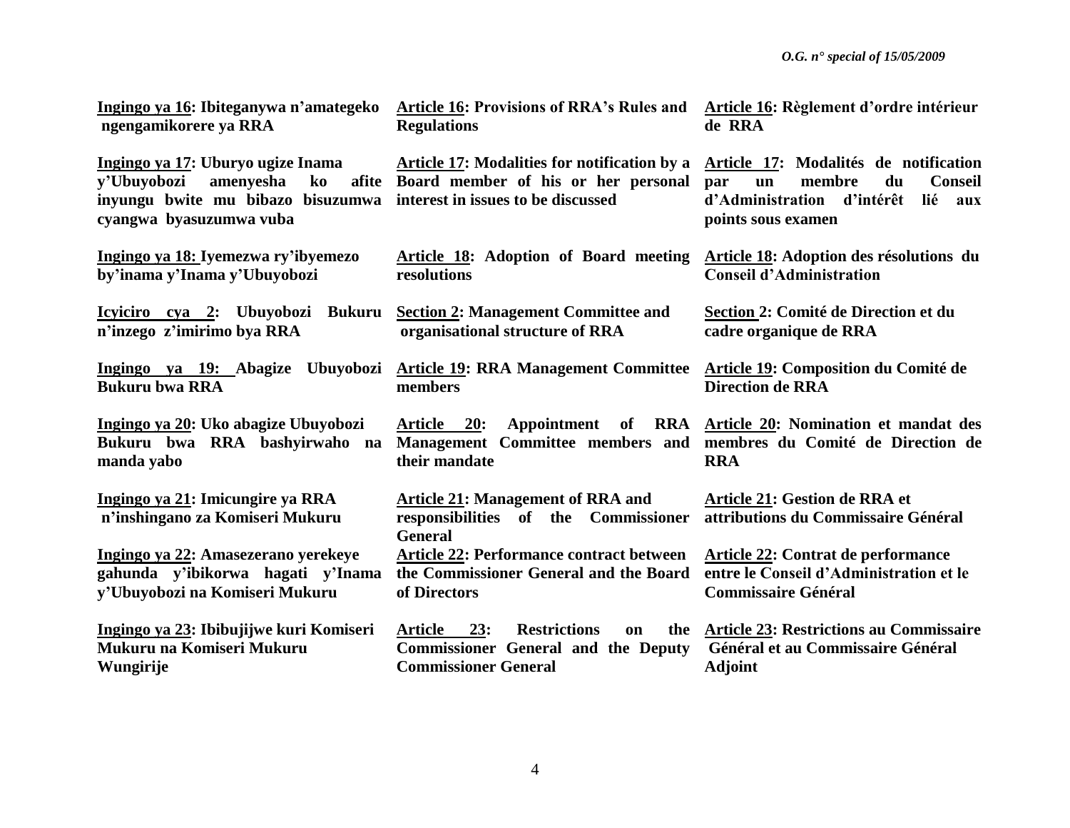**Ingingo ya 16: Ibiteganywa n'amategeko ngengamikorere ya RRA**

**Ingingo ya 17: Uburyo ugize Inama y'Ubuyobozi amenyesha ko afite inyungu bwite mu bibazo bisuzumwa cyangwa byasuzumwa vuba**

**Ingingo ya 18: Iyemezwa ry'ibyemezo by'inama y'Inama y'Ubuyobozi**

**Icyiciro cya 2: Ubuyobozi Bukuru n'inzego z'imirimo bya RRA**

**Ingingo ya 19: Abagize Ubuyobozi Bukuru bwa RRA**

**Ingingo ya 20: Uko abagize Ubuyobozi Bukuru bwa RRA bashyirwaho na manda yabo**

**Ingingo ya 21: Imicungire ya RRA n'inshingano za Komiseri Mukuru**

**Ingingo ya 22: Amasezerano yerekeye gahunda y'ibikorwa hagati y'Inama y'Ubuyobozi na Komiseri Mukuru**

**Ingingo ya 23: Ibibujijwe kuri Komiseri Mukuru na Komiseri Mukuru Wungirije**

**Article 16: Provisions of RRA's Rules and Regulations**

**Article 17: Modalities for notification by a Board member of his or her personal interest in issues to be discussed**

**Article 18: Adoption of Board meeting resolutions**

**Section 2: Management Committee and organisational structure of RRA**

**Article 19: RRA Management Committee members**

**Article 20: Appointment of RRA Management Committee members and their mandate**

**Article 21: Management of RRA and responsibilities of the Commissioner General**

**Article 22: Performance contract between the Commissioner General and the Board of Directors**

**Article 23: Restrictions on the Commissioner General and the Deputy Commissioner General**

**Article 16: Règlement d'ordre intérieur de RRA**

**Article 17: Modalités de notification par un membre du Conseil d'Administration d'intérêt lié aux points sous examen**

**Article 18: Adoption des résolutions du Conseil d'Administration**

**Section 2: Comité de Direction et du cadre organique de RRA**

**Article 19: Composition du Comité de Direction de RRA**

**Article 20: Nomination et mandat des membres du Comité de Direction de RRA**

**Article 21: Gestion de RRA et attributions du Commissaire Général**

**Article 22: Contrat de performance entre le Conseil d'Administration et le Commissaire Général**

**Article 23: Restrictions au Commissaire Général et au Commissaire Général Adjoint**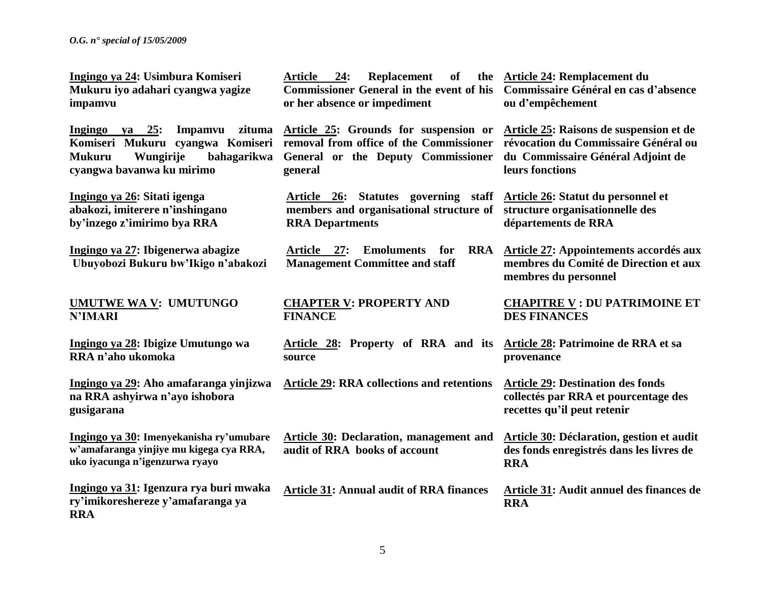| Ingingo ya 24: Usimbura Komiseri Mukuru iyo adahari cyangwa yagize impamvu | Article 24: Replacement of the Commissioner General in the event of his or her absence or impediment | Article 24: Remplacement du Commissaire Général en cas d'absence ou d'empêchement |
|---|---|---|
| Ingingo ya 25: Impamvu zituma Komiseri Mukuru cyangwa Komiseri Mukuru Wungirije bahagarikwa cyangwa bavanwa ku mirimo | Article 25: Grounds for suspension or removal from office of the Commissioner General or the Deputy Commissioner general | Article 25: Raisons de suspension et de révocation du Commissaire Général ou du Commissaire Général Adjoint de leurs fonctions |
| Ingingo ya 26: Sitati igenga abakozi, imiterere n'inshingano by'inzego z'imirimo bya RRA | Article 26: Statutes governing staff members and organisational structure of RRA Departments | Article 26: Statut du personnel et structure organisationnelle des départements de RRA |
| Ingingo ya 27: Ibigenerwa abagize Ubuyobozi Bukuru bw'Ikigo n'abakozi | Article 27: Emoluments for RRA Management Committee and staff | Article 27: Appointements accordés aux membres du Comité de Direction et aux membres du personnel |
| UMUTWE WA V: UMUTUNGO N'IMARI | CHAPTER V: PROPERTY AND FINANCE | CHAPITRE V : DU PATRIMOINE ET DES FINANCES |
| Ingingo ya 28: Ibigize Umutungo wa RRA n'aho ukomoka | Article 28: Property of RRA and its source | Article 28: Patrimoine de RRA et sa provenance |
| Ingingo ya 29: Aho amafaranga yinjizwa na RRA ashyirwa n'ayo ishobora gusigarana | Article 29: RRA collections and retentions | Article 29: Destination des fonds collectés par RRA et pourcentage des recettes qu'il peut retenir |
| Ingingo ya 30: Imenyekanisha ry'umubare w'amafaranga yinjiye mu kigega cya RRA, uko iyacunga n'igenzurwa ryayo | Article 30: Declaration, management and audit of RRA books of account | Article 30: Déclaration, gestion et audit des fonds enregistrés dans les livres de RRA |
| Ingingo ya 31: Igenzura rya buri mwaka ry'imikoreshereze y'amafaranga ya RRA | Article 31: Annual audit of RRA finances | Article 31: Audit annuel des finances de RRA |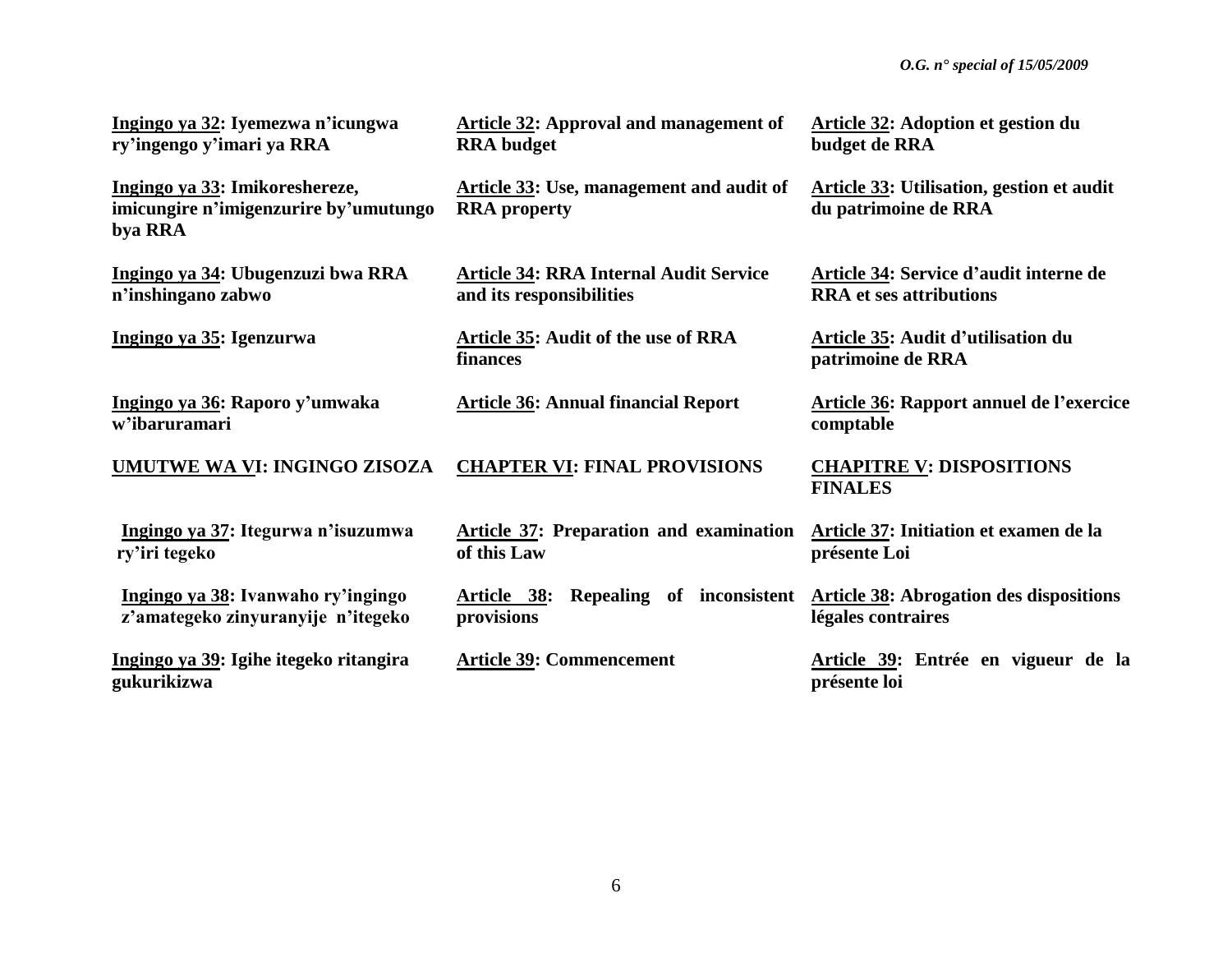**Ingingo ya 32: Iyemezwa n'icungwa ry'ingengo y'imari ya RRA**

**Ingingo ya 33: Imikoreshereze, imicungire n'imigenzurire by'umutungo bya RRA**

**Ingingo ya 34: Ubugenzuzi bwa RRA n'inshingano zabwo**

**Ingingo ya 35: Igenzurwa**

**Ingingo ya 36: Raporo y'umwaka w'ibaruramari**

**UMUTWE WA VI: INGINGO ZISOZA**

**Ingingo ya 37: Itegurwa n'isuzumwa ry'iri tegeko**

**Ingingo ya 38: Ivanwaho ry'ingingo z'amategeko zinyuranyije n'itegeko**

**Ingingo ya 39: Igihe itegeko ritangira gukurikizwa**

**Article 32: Approval and management of RRA budget**

**Article 33: Use, management and audit of RRA property**

**Article 34: RRA Internal Audit Service and its responsibilities**

**Article 35: Audit of the use of RRA finances**

**Article 36: Annual financial Report**

**CHAPTER VI: FINAL PROVISIONS**

**Article 37: Preparation and examination of this Law**

**Article 38: Repealing of inconsistent provisions**

**Article 39: Commencement**

**Article 32: Adoption et gestion du budget de RRA**

**Article 33: Utilisation, gestion et audit du patrimoine de RRA**

**Article 34: Service d'audit interne de RRA et ses attributions**

**Article 35: Audit d'utilisation du patrimoine de RRA**

**Article 36: Rapport annuel de l'exercice comptable**

**CHAPITRE V: DISPOSITIONS FINALES**

**Article 37: Initiation et examen de la présente Loi**

**Article 38: Abrogation des dispositions légales contraires**

**Article 39: Entrée en vigueur de la présente loi**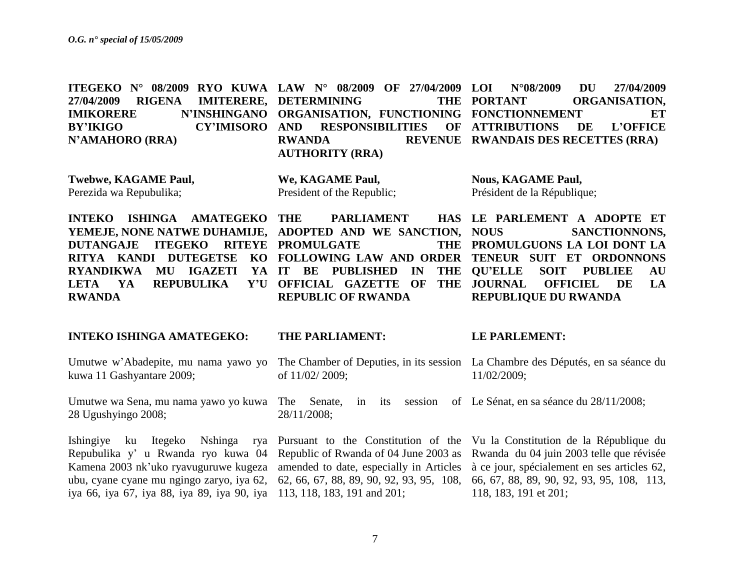**ITEGEKO N° 08/2009 RYO KUWA 27/04/2009 RIGENA IMITERERE, IMIKORERE N'INSHINGANO BY'IKIGO CY'IMISORO N'AMAHORO (RRA)**

**Twebwe, KAGAME Paul,**
Perezida wa Repubulika;

**INTEKO ISHINGA AMATEGEKO YEMEJE, NONE NATWE DUHAMIJE, DUTANGAJE ITEGEKO RITEYE RITYA KANDI DUTEGETSE KO RYANDIKWA MU IGAZETI YA LETA YA REPUBULIKA Y'U RWANDA**

**INTEKO ISHINGA AMATEGEKO:**

Umutwe w'Abadepite, mu nama yawo yo kuwa 11 Gashyantare 2009;

Umutwe wa Sena, mu nama yawo yo kuwa 28 Ugushyingo 2008;

Ishingiye ku Itegeko Nshinga rya Repubulika y' u Rwanda ryo kuwa 04 Kamena 2003 nk'uko ryavuguruwe kugeza ubu, cyane cyane mu ngingo zaryo, iya 62, iya 66, iya 67, iya 88, iya 89, iya 90, iya

**LAW N° 08/2009 OF 27/04/2009 DETERMINING THE ORGANISATION, FUNCTIONING AND RESPONSIBILITIES OF RWANDA REVENUE AUTHORITY (RRA)**

**We, KAGAME Paul,**
President of the Republic;

**THE PARLIAMENT HAS ADOPTED AND WE SANCTION, PROMULGATE THE FOLLOWING LAW AND ORDER IT BE PUBLISHED IN THE OFFICIAL GAZETTE OF THE REPUBLIC OF RWANDA**

**THE PARLIAMENT:**

The Chamber of Deputies, in its session of 11/02/ 2009;

The Senate, in its session of 28/11/2008;

Pursuant to the Constitution of the Republic of Rwanda of 04 June 2003 as amended to date, especially in Articles 62, 66, 67, 88, 89, 90, 92, 93, 95, 108, 113, 118, 183, 191 and 201;

**LOI N°08/2009 DU 27/04/2009 PORTANT ORGANISATION, FONCTIONNEMENT ET ATTRIBUTIONS DE L'OFFICE RWANDAIS DES RECETTES (RRA)**

**Nous, KAGAME Paul,**
Président de la République;

**LE PARLEMENT A ADOPTE ET NOUS SANCTIONNONS, PROMULGUONS LA LOI DONT LA TENEUR SUIT ET ORDONNONS QU'ELLE SOIT PUBLIEE AU JOURNAL OFFICIEL DE LA REPUBLIQUE DU RWANDA**

**LE PARLEMENT:**

La Chambre des Députés, en sa séance du 11/02/2009;

Le Sénat, en sa séance du 28/11/2008;

Vu la Constitution de la République du Rwanda du 04 juin 2003 telle que révisée à ce jour, spécialement en ses articles 62, 66, 67, 88, 89, 90, 92, 93, 95, 108, 113, 118, 183, 191 et 201;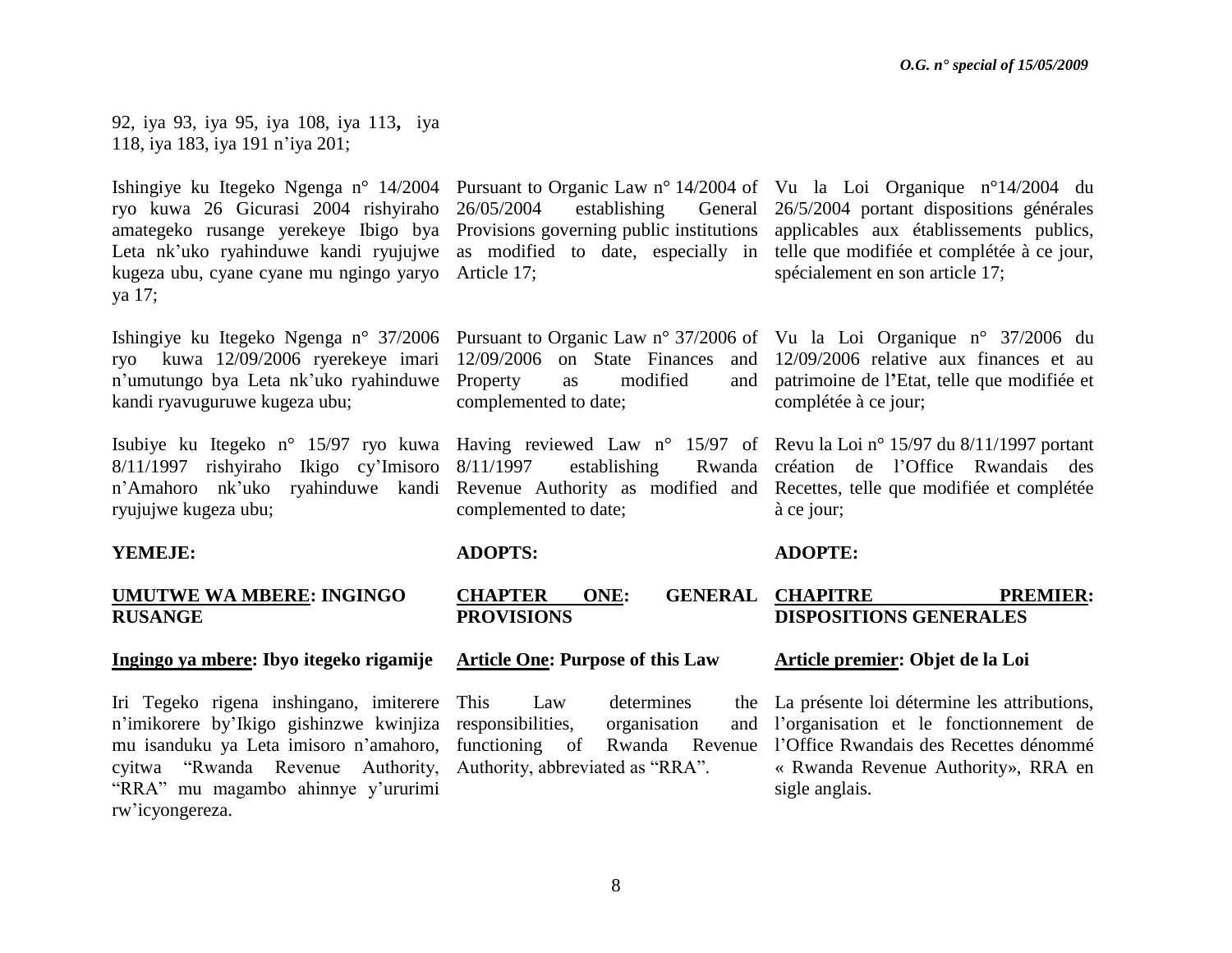92, iya 93, iya 95, iya 108, iya 113**,** iya 118, iya 183, iya 191 n'iya 201;

Ishingiye ku Itegeko Ngenga n° 14/2004 ryo kuwa 26 Gicurasi 2004 rishyiraho amategeko rusange yerekeye Ibigo bya Leta nk'uko ryahinduwe kandi ryujujwe kugeza ubu, cyane cyane mu ngingo yaryo ya 17;

Ishingiye ku Itegeko Ngenga n° 37/2006 ryo kuwa 12/09/2006 ryerekeye imari n'umutungo bya Leta nk'uko ryahinduwe kandi ryavuguruwe kugeza ubu;

Isubiye ku Itegeko n° 15/97 ryo kuwa 8/11/1997 rishyiraho Ikigo cy'Imisoro n'Amahoro nk'uko ryahinduwe kandi ryujujwe kugeza ubu;

**YEMEJE:**

**UMUTWE WA MBERE: INGINGO RUSANGE**

**Ingingo ya mbere: Ibyo itegeko rigamije**

Iri Tegeko rigena inshingano, imiterere n'imikorere by'Ikigo gishinzwe kwinjiza mu isanduku ya Leta imisoro n'amahoro, cyitwa "Rwanda Revenue Authority, "RRA" mu magambo ahinnye y'ururimi rw'icyongereza.

Pursuant to Organic Law n° 14/2004 of 26/05/2004 establishing General Provisions governing public institutions as modified to date, especially in Article 17;

Pursuant to Organic Law n° 37/2006 of 12/09/2006 on State Finances and Property as modified and complemented to date;

Having reviewed Law n° 15/97 of 8/11/1997 establishing Rwanda Revenue Authority as modified and complemented to date;

**ADOPTS:**

**CHAPTER ONE: GENERAL PROVISIONS**

**Article One: Purpose of this Law**

This Law determines the responsibilities, organisation and functioning of Rwanda Revenue Authority, abbreviated as "RRA".

Vu la Loi Organique n°14/2004 du 26/5/2004 portant dispositions générales applicables aux établissements publics, telle que modifiée et complétée à ce jour, spécialement en son article 17;

Vu la Loi Organique n° 37/2006 du 12/09/2006 relative aux finances et au patrimoine de l'Etat, telle que modifiée et complétée à ce jour;

Revu la Loi n° 15/97 du 8/11/1997 portant création de l'Office Rwandais des Recettes, telle que modifiée et complétée à ce jour;

**ADOPTE:**

**CHAPITRE PREMIER: DISPOSITIONS GENERALES**

**Article premier: Objet de la Loi**

La présente loi détermine les attributions, l'organisation et le fonctionnement de l'Office Rwandais des Recettes dénommé « Rwanda Revenue Authority», RRA en sigle anglais.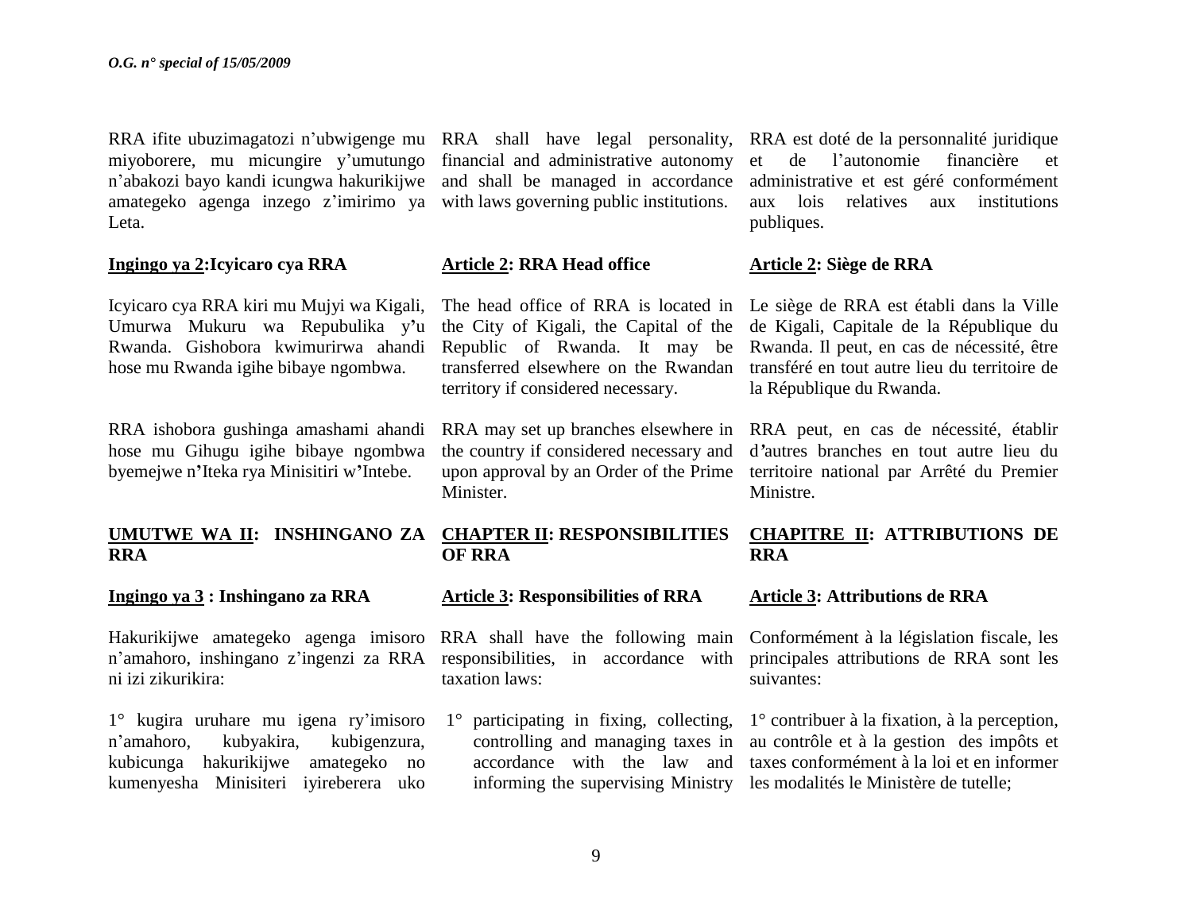RRA ifite ubuzimagatozi n'ubwigenge mu miyoborere, mu micungire y'umutungo n'abakozi bayo kandi icungwa hakurikijwe amategeko agenga inzego z'imirimo ya Leta.

**Ingingo ya 2:Icyicaro cya RRA**

Icyicaro cya RRA kiri mu Mujyi wa Kigali, Umurwa Mukuru wa Repubulika y'u Rwanda. Gishobora kwimurirwa ahandi hose mu Rwanda igihe bibaye ngombwa.

RRA ishobora gushinga amashami ahandi hose mu Gihugu igihe bibaye ngombwa byemejwe n'Iteka rya Minisitiri w'Intebe.

**UMUTWE WA II: INSHINGANO ZA RRA**

**Ingingo ya 3 : Inshingano za RRA**

Hakurikijwe amategeko agenga imisoro n'amahoro, inshingano z'ingenzi za RRA ni izi zikurikira:

1° kugira uruhare mu igena ry'imisoro n'amahoro, kubyakira, kubigenzura, kubicunga hakurikijwe amategeko no kumenyesha Minisiteri iyireberera uko

RRA shall have legal personality, financial and administrative autonomy and shall be managed in accordance with laws governing public institutions.

**Article 2: RRA Head office**

The head office of RRA is located in the City of Kigali, the Capital of the Republic of Rwanda. It may be transferred elsewhere on the Rwandan territory if considered necessary.

RRA may set up branches elsewhere in the country if considered necessary and upon approval by an Order of the Prime Minister.

**CHAPTER II: RESPONSIBILITIES OF RRA**

**Article 3: Responsibilities of RRA**

RRA shall have the following main responsibilities, in accordance with taxation laws:

1° participating in fixing, collecting, controlling and managing taxes in accordance with the law and informing the supervising Ministry

RRA est doté de la personnalité juridique et de l'autonomie financière et administrative et est géré conformément aux lois relatives aux institutions publiques.

**Article 2: Siège de RRA**

Le siège de RRA est établi dans la Ville de Kigali, Capitale de la République du Rwanda. Il peut, en cas de nécessité, être transféré en tout autre lieu du territoire de la République du Rwanda.

RRA peut, en cas de nécessité, établir d'autres branches en tout autre lieu du territoire national par Arrêté du Premier Ministre.

**CHAPITRE II: ATTRIBUTIONS DE RRA**

**Article 3: Attributions de RRA**

Conformément à la législation fiscale, les principales attributions de RRA sont les suivantes:

1° contribuer à la fixation, à la perception, au contrôle et à la gestion des impôts et taxes conformément à la loi et en informer les modalités le Ministère de tutelle;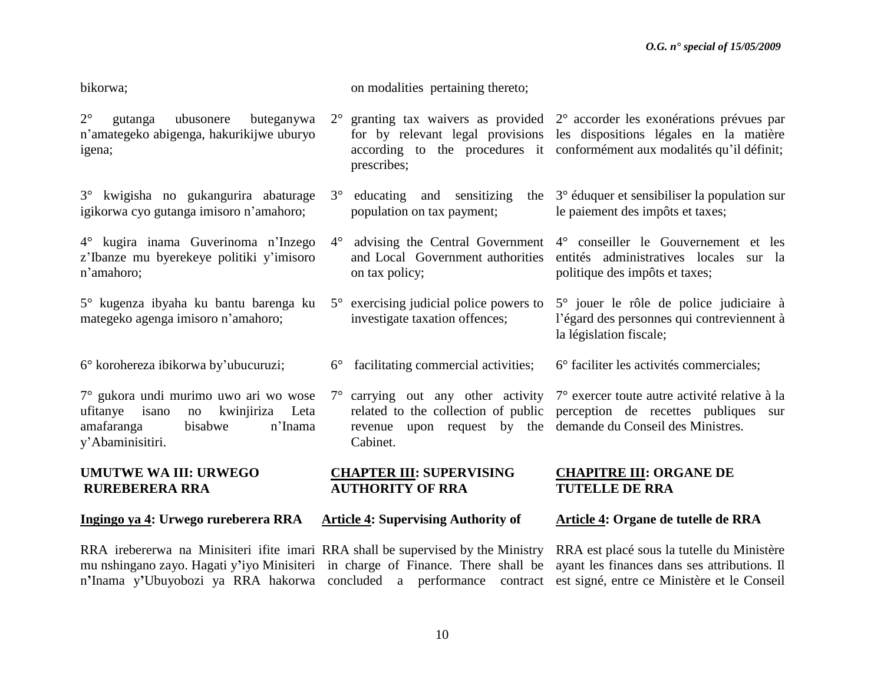bikorwa;

2° gutanga ubusonere buteganywa n'amategeko abigenga, hakurikijwe uburyo igena;

3° kwigisha no gukangurira abaturage igikorwa cyo gutanga imisoro n'amahoro;

4° kugira inama Guverinoma n'Inzego z'Ibanze mu byerekeye politiki y'imisoro n'amahoro;

5° kugenza ibyaha ku bantu barenga ku mategeko agenga imisoro n'amahoro;

6° korohereza ibikorwa by'ubucuruzi;

7° gukora undi murimo uwo ari wo wose ufitanye isano no kwinjiriza Leta amafaranga bisabwe n'Inama y'Abaminisitiri.

**UMUTWE WA III: URWEGO RUREBERERA RRA**

**Ingingo ya 4: Urwego rureberera RRA**

RRA irebererwa na Minisiteri ifite imari mu nshingano zayo. Hagati y'iyo Minisiteri n'Inama y'Ubuyobozi ya RRA hakorwa

on modalities pertaining thereto;

2° granting tax waivers as provided for by relevant legal provisions according to the procedures it prescribes;

3° educating and sensitizing the population on tax payment;

4° advising the Central Government and Local Government authorities on tax policy;

5° exercising judicial police powers to investigate taxation offences;

6° facilitating commercial activities;

7° carrying out any other activity related to the collection of public revenue upon request by the Cabinet.

**CHAPTER III: SUPERVISING AUTHORITY OF RRA**

**Article 4: Supervising Authority of**

RRA shall be supervised by the Ministry in charge of Finance. There shall be concluded a performance contract

2° accorder les exonérations prévues par les dispositions légales en la matière conformément aux modalités qu'il définit;

3° éduquer et sensibiliser la population sur le paiement des impôts et taxes;

4° conseiller le Gouvernement et les entités administratives locales sur la politique des impôts et taxes;

5° jouer le rôle de police judiciaire à l'égard des personnes qui contreviennent à la législation fiscale;

6° faciliter les activités commerciales;

7° exercer toute autre activité relative à la perception de recettes publiques sur demande du Conseil des Ministres.

**CHAPITRE III: ORGANE DE TUTELLE DE RRA**

**Article 4: Organe de tutelle de RRA**

RRA est placé sous la tutelle du Ministère ayant les finances dans ses attributions. Il est signé, entre ce Ministère et le Conseil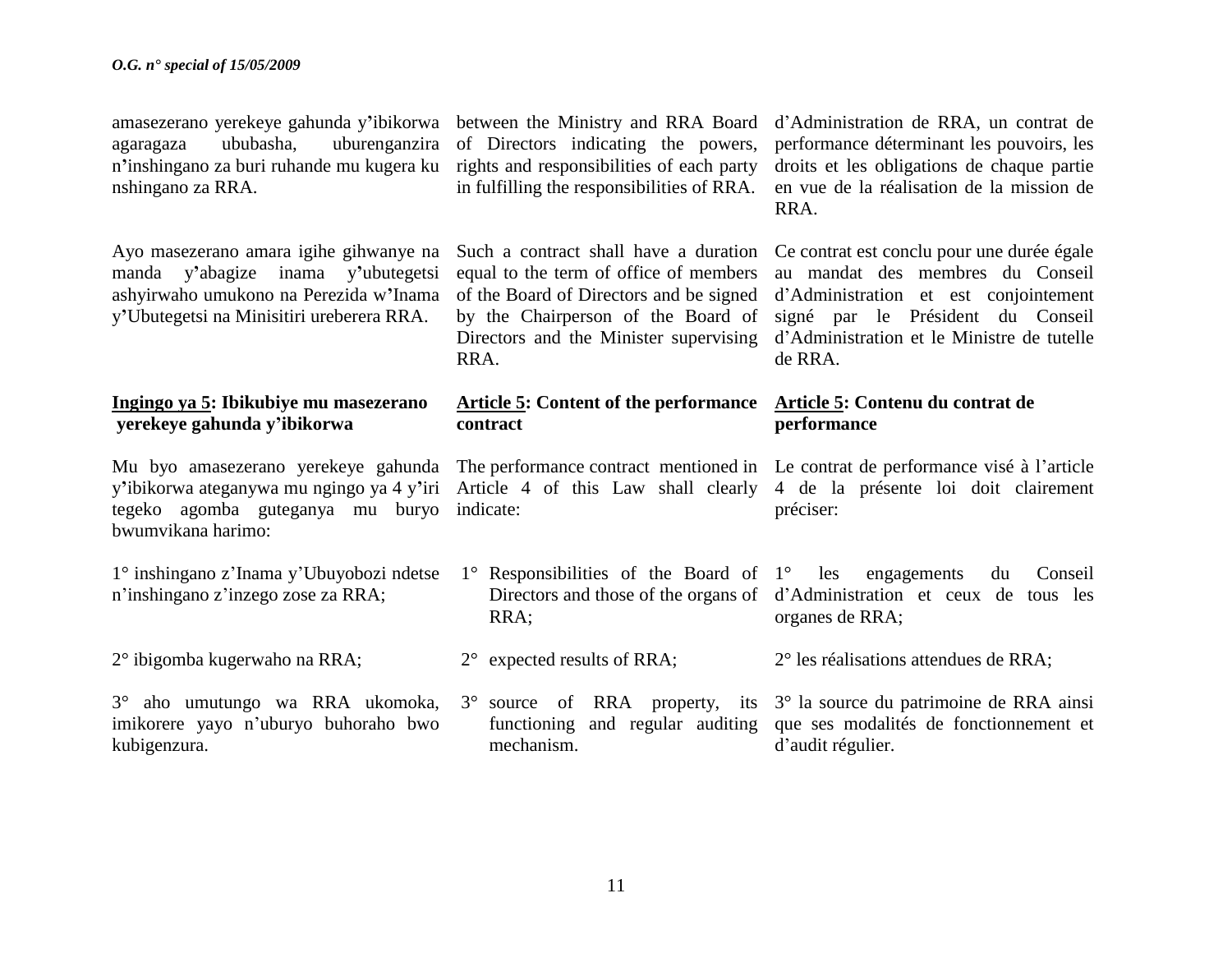amasezerano yerekeye gahunda y'ibikorwa agaragaza ububasha, uburenganzira n'inshingano za buri ruhande mu kugera ku nshingano za RRA.

Ayo masezerano amara igihe gihwanye na manda y'abagize inama y'ubutegetsi ashyirwaho umukono na Perezida w'Inama y'Ubutegetsi na Minisitiri ureberera RRA.

**Ingingo ya 5: Ibikubiye mu masezerano yerekeye gahunda y'ibikorwa**

Mu byo amasezerano yerekeye gahunda y'ibikorwa ateganywa mu ngingo ya 4 y'iri tegeko agomba guteganya mu buryo bwumvikana harimo:

1° inshingano z'Inama y'Ubuyobozi ndetse n'inshingano z'inzego zose za RRA;

2° ibigomba kugerwaho na RRA;

3° aho umutungo wa RRA ukomoka, imikorere yayo n'uburyo buhoraho bwo kubigenzura.

between the Ministry and RRA Board of Directors indicating the powers, rights and responsibilities of each party in fulfilling the responsibilities of RRA.

Such a contract shall have a duration equal to the term of office of members of the Board of Directors and be signed by the Chairperson of the Board of Directors and the Minister supervising RRA.

**Article 5: Content of the performance contract**

The performance contract mentioned in Article 4 of this Law shall clearly indicate:

1° Responsibilities of the Board of Directors and those of the organs of RRA;

2° expected results of RRA;

3° source of RRA property, its functioning and regular auditing mechanism.

d'Administration de RRA, un contrat de performance déterminant les pouvoirs, les droits et les obligations de chaque partie en vue de la réalisation de la mission de RRA.

Ce contrat est conclu pour une durée égale au mandat des membres du Conseil d'Administration et est conjointement signé par le Président du Conseil d'Administration et le Ministre de tutelle de RRA.

**Article 5: Contenu du contrat de performance**

Le contrat de performance visé à l'article 4 de la présente loi doit clairement préciser:

1° les engagements du Conseil d'Administration et ceux de tous les organes de RRA;

2° les réalisations attendues de RRA;

3° la source du patrimoine de RRA ainsi que ses modalités de fonctionnement et d'audit régulier.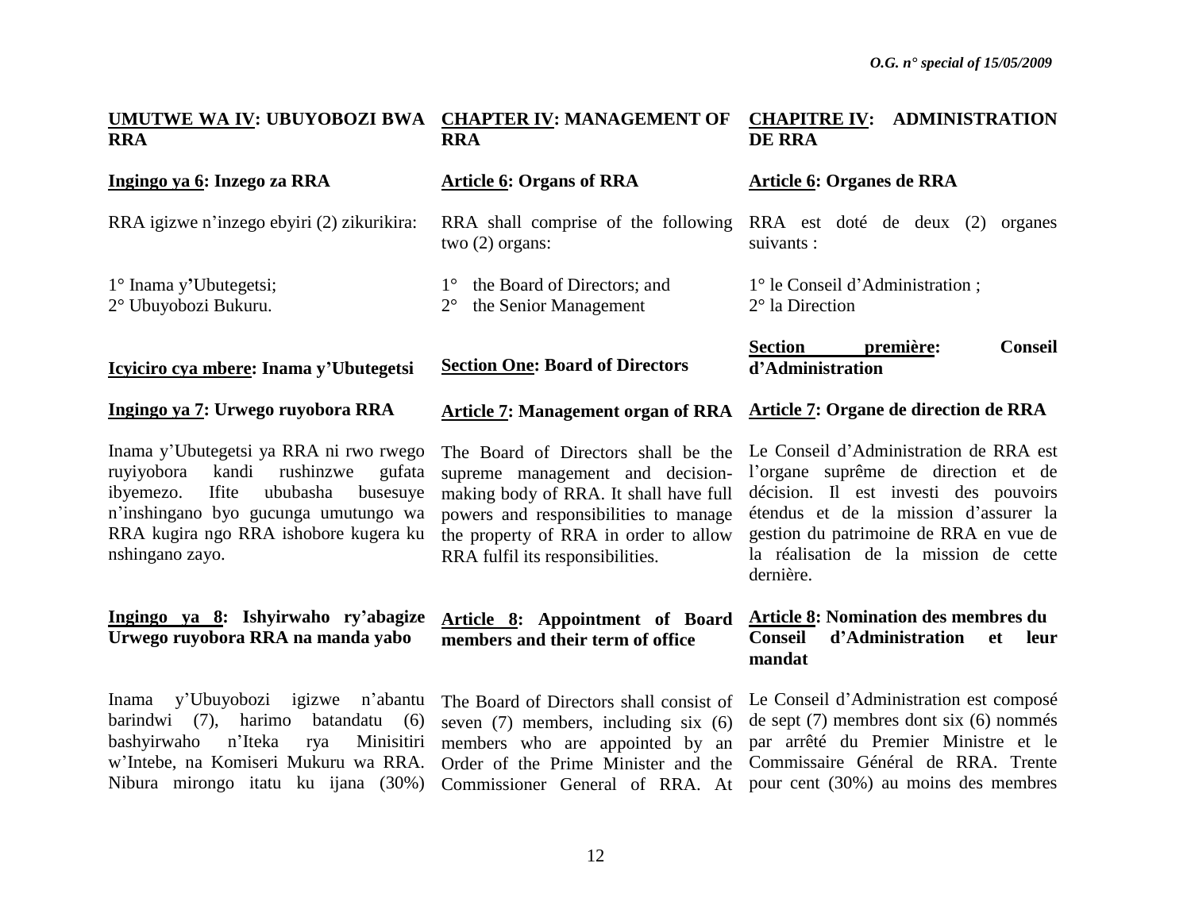**UMUTWE WA IV: UBUYOBOZI BWA RRA**

**Ingingo ya 6: Inzego za RRA**

RRA igizwe n'inzego ebyiri (2) zikurikira:

1° Inama y'Ubutegetsi;
2° Ubuyobozi Bukuru.

**Icyiciro cya mbere: Inama y'Ubutegetsi**

**Ingingo ya 7: Urwego ruyobora RRA**

Inama y'Ubutegetsi ya RRA ni rwo rwego ruyiyobora kandi rushinzwe gufata ibyemezo. Ifite ububasha busesuye n'inshingano byo gucunga umutungo wa RRA kugira ngo RRA ishobore kugera ku nshingano zayo.

**Ingingo ya 8: Ishyirwaho ry'abagize Urwego ruyobora RRA na manda yabo**

Inama y'Ubuyobozi igizwe n'abantu barindwi (7), harimo batandatu (6) bashyirwaho n'Iteka rya Minisitiri w'Intebe, na Komiseri Mukuru wa RRA. Nibura mirongo itatu ku ijana (30%)

**CHAPTER IV: MANAGEMENT OF RRA**

**Article 6: Organs of RRA**

RRA shall comprise of the following two (2) organs:

1° the Board of Directors; and
2° the Senior Management

**Section One: Board of Directors**

**Article 7: Management organ of RRA**

The Board of Directors shall be the supreme management and decision-making body of RRA. It shall have full powers and responsibilities to manage the property of RRA in order to allow RRA fulfil its responsibilities.

**Article 8: Appointment of Board members and their term of office**

The Board of Directors shall consist of seven (7) members, including six (6) members who are appointed by an Order of the Prime Minister and the Commissioner General of RRA. At

**CHAPITRE IV: ADMINISTRATION DE RRA**

**Article 6: Organes de RRA**

RRA est doté de deux (2) organes suivants :

1° le Conseil d'Administration ;
2° la Direction

**Section première: Conseil d'Administration**

**Article 7: Organe de direction de RRA**

Le Conseil d'Administration de RRA est l'organe suprême de direction et de décision. Il est investi des pouvoirs étendus et de la mission d'assurer la gestion du patrimoine de RRA en vue de la réalisation de la mission de cette dernière.

**Article 8: Nomination des membres du Conseil d'Administration et leur mandat**

Le Conseil d'Administration est composé de sept (7) membres dont six (6) nommés par arrêté du Premier Ministre et le Commissaire Général de RRA. Trente pour cent (30%) au moins des membres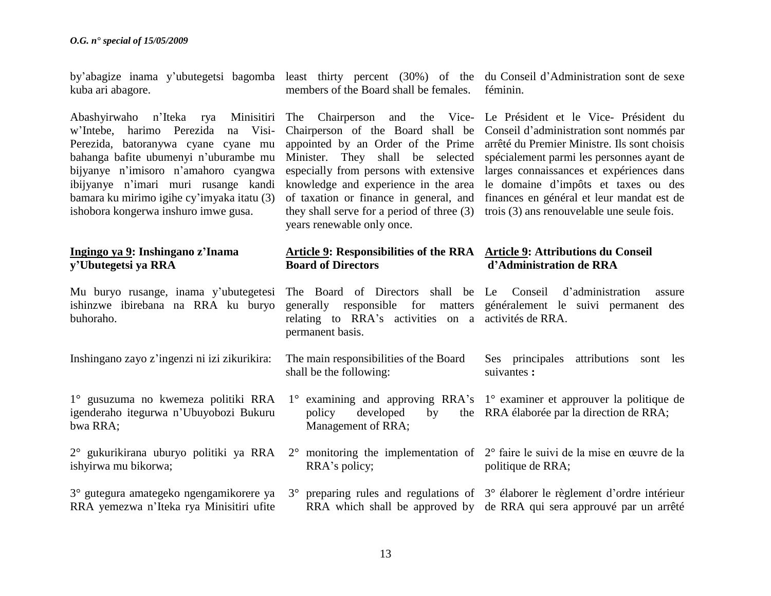by'abagize inama y'ubutegetsi bagomba kuba ari abagore.

Abashyirwaho n'Iteka rya Minisitiri w'Intebe, harimo Perezida na Visi-Perezida, batoranywa cyane cyane mu bahanga bafite ubumenyi n'uburambe mu bijyanye n'imisoro n'amahoro cyangwa ibijyanye n'imari muri rusange kandi bamara ku mirimo igihe cy'imyaka itatu (3) ishobora kongerwa inshuro imwe gusa.

**Ingingo ya 9: Inshingano z'Inama y'Ubutegetsi ya RRA**

Mu buryo rusange, inama y'ubutegetesi ishinzwe ibirebana na RRA ku buryo buhoraho.

Inshingano zayo z'ingenzi ni izi zikurikira:

1° gusuzuma no kwemeza politiki RRA igenderaho itegurwa n'Ubuyobozi Bukuru bwa RRA;

2° gukurikirana uburyo politiki ya RRA ishyirwa mu bikorwa;

3° gutegura amategeko ngengamikorere ya RRA yemezwa n'Iteka rya Minisitiri ufite

least thirty percent (30%) of the members of the Board shall be females.

The Chairperson and the Vice-Chairperson of the Board shall be appointed by an Order of the Prime Minister. They shall be selected especially from persons with extensive knowledge and experience in the area of taxation or finance in general, and they shall serve for a period of three (3) years renewable only once.

**Article 9: Responsibilities of the RRA Board of Directors**

The Board of Directors shall be generally responsible for matters relating to RRA's activities on a permanent basis.

The main responsibilities of the Board shall be the following:

1° examining and approving RRA's policy developed by the Management of RRA;

2° monitoring the implementation of RRA's policy;

3° preparing rules and regulations of RRA which shall be approved by

du Conseil d'Administration sont de sexe féminin.

Le Président et le Vice- Président du Conseil d'administration sont nommés par arrêté du Premier Ministre. Ils sont choisis spécialement parmi les personnes ayant de larges connaissances et expériences dans le domaine d'impôts et taxes ou des finances en général et leur mandat est de trois (3) ans renouvelable une seule fois.

**Article 9: Attributions du Conseil d'Administration de RRA**

Le Conseil d'administration assure généralement le suivi permanent des activités de RRA.

Ses principales attributions sont les suivantes **:**

1° examiner et approuver la politique de RRA élaborée par la direction de RRA;

2° faire le suivi de la mise en œuvre de la politique de RRA;

3° élaborer le règlement d'ordre intérieur de RRA qui sera approuvé par un arrêté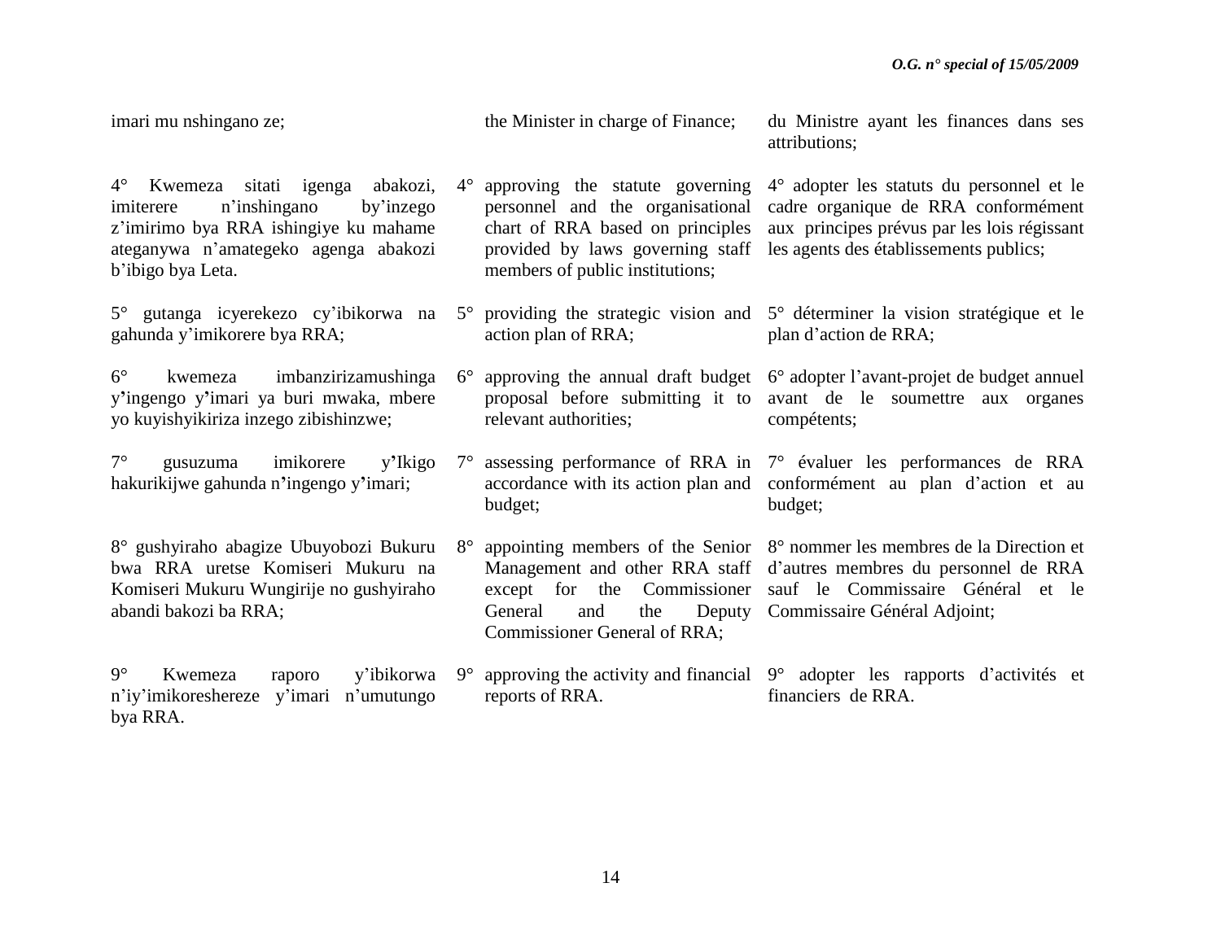imari mu nshingano ze;

4° Kwemeza sitati igenga abakozi, imiterere n'inshingano by'inzego z'imirimo bya RRA ishingiye ku mahame ateganywa n'amategeko agenga abakozi b'ibigo bya Leta.

5° gutanga icyerekezo cy'ibikorwa na gahunda y'imikorere bya RRA;

6° kwemeza imbanzirizamushinga y'ingengo y'imari ya buri mwaka, mbere yo kuyishyikiriza inzego zibishinzwe;

7° gusuzuma imikorere y'Ikigo hakurikijwe gahunda n'ingengo y'imari;

8° gushyiraho abagize Ubuyobozi Bukuru bwa RRA uretse Komiseri Mukuru na Komiseri Mukuru Wungirije no gushyiraho abandi bakozi ba RRA;

9° Kwemeza raporo y'ibikorwa n'iy'imikoreshereze y'imari n'umutungo bya RRA.

the Minister in charge of Finance;

4° approving the statute governing personnel and the organisational chart of RRA based on principles provided by laws governing staff members of public institutions;

5° providing the strategic vision and action plan of RRA;

6° approving the annual draft budget proposal before submitting it to relevant authorities;

7° assessing performance of RRA in accordance with its action plan and budget;

8° appointing members of the Senior Management and other RRA staff except for the Commissioner General and the Deputy Commissioner General of RRA;

9° approving the activity and financial reports of RRA.

du Ministre ayant les finances dans ses attributions;

4° adopter les statuts du personnel et le cadre organique de RRA conformément aux principes prévus par les lois régissant les agents des établissements publics;

5° déterminer la vision stratégique et le plan d'action de RRA;

6° adopter l'avant-projet de budget annuel avant de le soumettre aux organes compétents;

7° évaluer les performances de RRA conformément au plan d'action et au budget;

8° nommer les membres de la Direction et d'autres membres du personnel de RRA sauf le Commissaire Général et le Commissaire Général Adjoint;

9° adopter les rapports d'activités et financiers de RRA.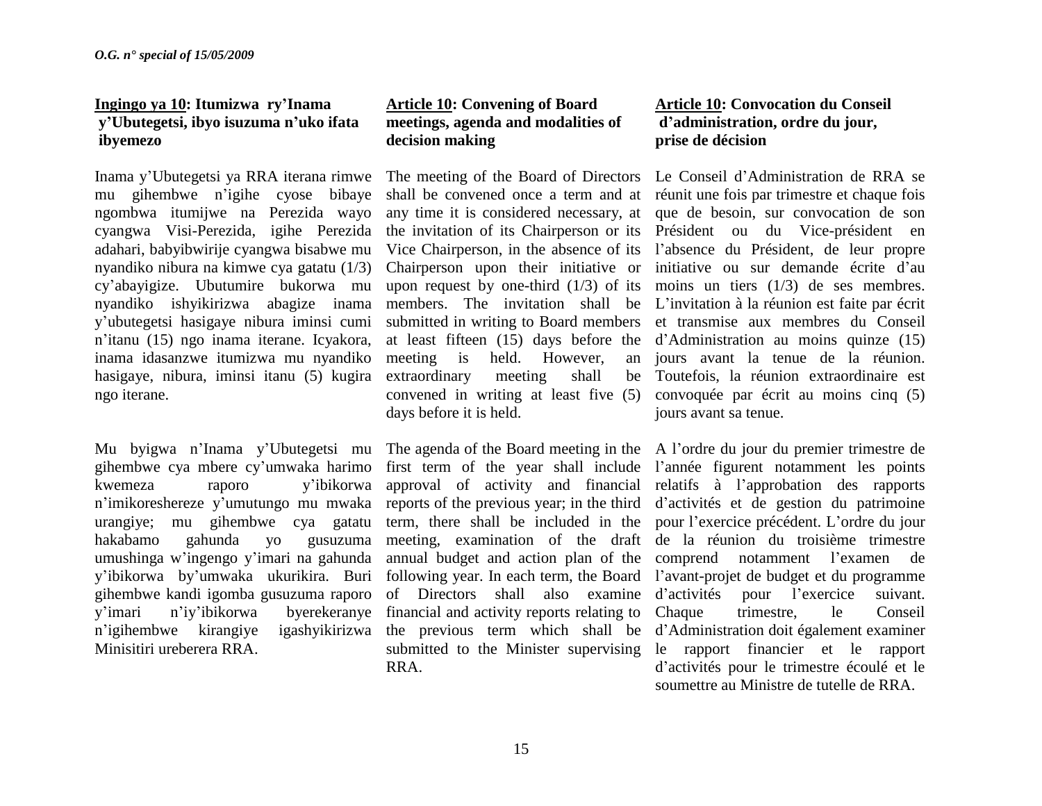**Ingingo ya 10: Itumizwa ry'Inama y'Ubutegetsi, ibyo isuzuma n'uko ifata ibyemezo**

Inama y'Ubutegetsi ya RRA iterana rimwe mu gihembwe n'igihe cyose bibaye ngombwa itumijwe na Perezida wayo cyangwa Visi-Perezida, igihe Perezida adahari, babyibwirije cyangwa bisabwe mu nyandiko nibura na kimwe cya gatatu (1/3) cy'abayigize. Ubutumire bukorwa mu nyandiko ishyikirizwa abagize inama y'ubutegetsi hasigaye nibura iminsi cumi n'itanu (15) ngo inama iterane. Icyakora, inama idasanzwe itumizwa mu nyandiko hasigaye, nibura, iminsi itanu (5) kugira ngo iterane.

Mu byigwa n'Inama y'Ubutegetsi mu gihembwe cya mbere cy'umwaka harimo kwemeza raporo y'ibikorwa n'imikoreshereze y'umutungo mu mwaka urangiye; mu gihembwe cya gatatu hakabamo gahunda yo gusuzuma umushinga w'ingengo y'imari na gahunda y'ibikorwa by'umwaka ukurikira. Buri gihembwe kandi igomba gusuzuma raporo y'imari n'iy'ibikorwa byerekeranye n'igihembwe kirangiye igashyikirizwa Minisitiri ureberera RRA.

**Article 10: Convening of Board meetings, agenda and modalities of decision making**

The meeting of the Board of Directors shall be convened once a term and at any time it is considered necessary, at the invitation of its Chairperson or its Vice Chairperson, in the absence of its Chairperson upon their initiative or upon request by one-third (1/3) of its members. The invitation shall be submitted in writing to Board members at least fifteen (15) days before the meeting is held. However, an extraordinary meeting shall be convened in writing at least five (5) days before it is held.

The agenda of the Board meeting in the first term of the year shall include approval of activity and financial reports of the previous year; in the third term, there shall be included in the meeting, examination of the draft annual budget and action plan of the following year. In each term, the Board of Directors shall also examine financial and activity reports relating to the previous term which shall be submitted to the Minister supervising RRA.

**Article 10: Convocation du Conseil d'administration, ordre du jour, prise de décision**

Le Conseil d'Administration de RRA se réunit une fois par trimestre et chaque fois que de besoin, sur convocation de son Président ou du Vice-président en l'absence du Président, de leur propre initiative ou sur demande écrite d'au moins un tiers (1/3) de ses membres. L'invitation à la réunion est faite par écrit et transmise aux membres du Conseil d'Administration au moins quinze (15) jours avant la tenue de la réunion. Toutefois, la réunion extraordinaire est convoquée par écrit au moins cinq (5) jours avant sa tenue.

A l'ordre du jour du premier trimestre de l'année figurent notamment les points relatifs à l'approbation des rapports d'activités et de gestion du patrimoine pour l'exercice précédent. L'ordre du jour de la réunion du troisième trimestre comprend notamment l'examen de l'avant-projet de budget et du programme d'activités pour l'exercice suivant. Chaque trimestre, le Conseil d'Administration doit également examiner le rapport financier et le rapport d'activités pour le trimestre écoulé et le soumettre au Ministre de tutelle de RRA.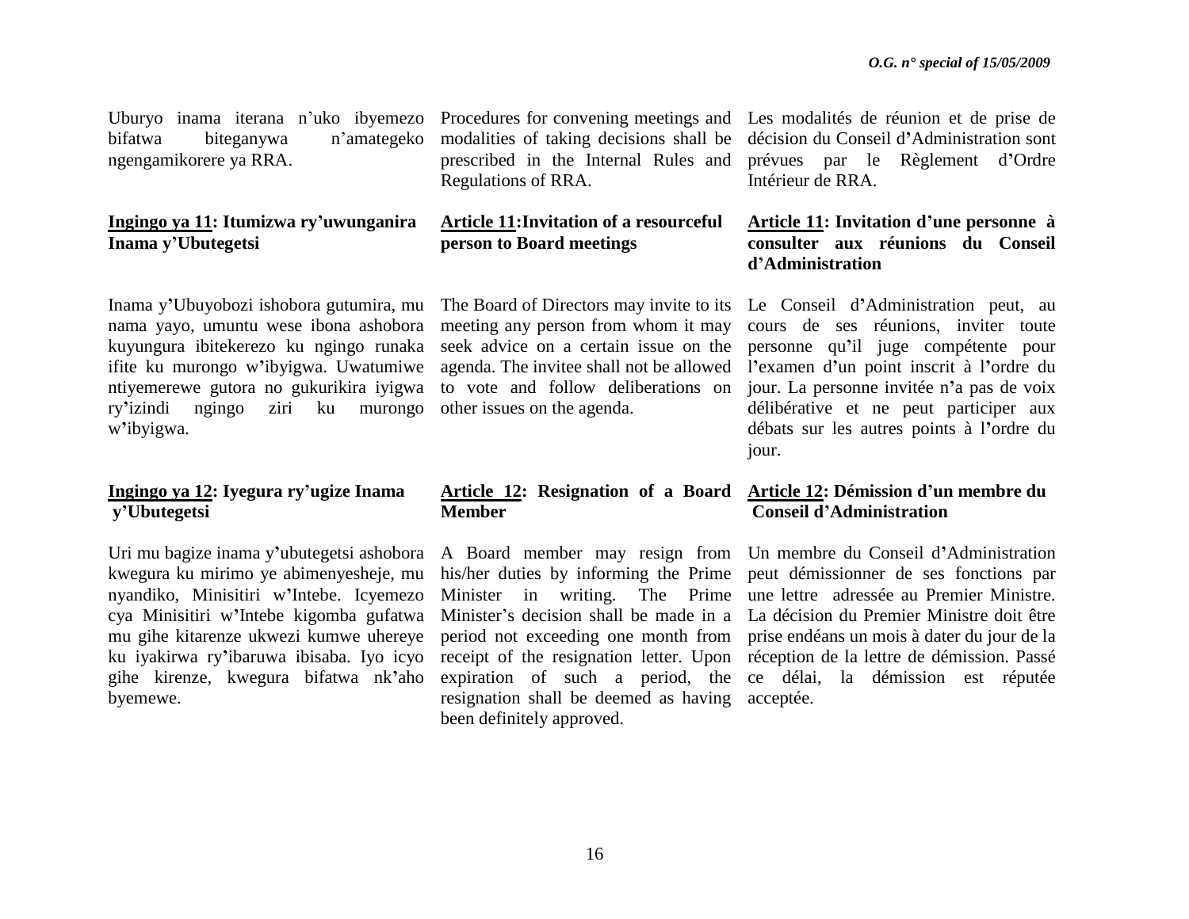Uburyo inama iterana n'uko ibyemezo bifatwa biteganywa n'amategeko ngengamikorere ya RRA.

**<u>Ingingo ya 11</u>: Itumizwa ry'uwunganira Inama y'Ubutegetsi**

Inama y'Ubuyobozi ishobora gutumira, mu nama yayo, umuntu wese ibona ashobora kuyungura ibitekerezo ku ngingo runaka ifite ku murongo w'ibyigwa. Uwatumiwe ntiyemerewe gutora no gukurikira iyigwa ry'izindi ngingo ziri ku murongo w'ibyigwa.

**<u>Ingingo ya 12</u>: Iyegura ry'ugize Inama y'Ubutegetsi**

Uri mu bagize inama y'ubutegetsi ashobora kwegura ku mirimo ye abimenyesheje, mu nyandiko, Minisitiri w'Intebe. Icyemezo cya Minisitiri w'Intebe kigomba gufatwa mu gihe kitarenze ukwezi kumwe uhereye ku iyakirwa ry'ibaruwa ibisaba. Iyo icyo gihe kirenze, kwegura bifatwa nk'aho byemewe.

Procedures for convening meetings and modalities of taking decisions shall be prescribed in the Internal Rules and Regulations of RRA.

**<u>Article 11</u>:Invitation of a resourceful person to Board meetings**

The Board of Directors may invite to its meeting any person from whom it may seek advice on a certain issue on the agenda. The invitee shall not be allowed to vote and follow deliberations on other issues on the agenda.

**<u>Article 12</u>: Resignation of a Board Member**

A Board member may resign from his/her duties by informing the Prime Minister in writing. The Prime Minister's decision shall be made in a period not exceeding one month from receipt of the resignation letter. Upon expiration of such a period, the resignation shall be deemed as having been definitely approved.

Les modalités de réunion et de prise de décision du Conseil d'Administration sont prévues par le Règlement d'Ordre Intérieur de RRA.

**<u>Article 11</u>: Invitation d'une personne à consulter aux réunions du Conseil d'Administration**

Le Conseil d'Administration peut, au cours de ses réunions, inviter toute personne qu'il juge compétente pour l'examen d'un point inscrit à l'ordre du jour. La personne invitée n'a pas de voix délibérative et ne peut participer aux débats sur les autres points à l'ordre du jour.

**<u>Article 12</u>: Démission d'un membre du Conseil d'Administration**

Un membre du Conseil d'Administration peut démissionner de ses fonctions par une lettre adressée au Premier Ministre. La décision du Premier Ministre doit être prise endéans un mois à dater du jour de la réception de la lettre de démission. Passé ce délai, la démission est réputée acceptée.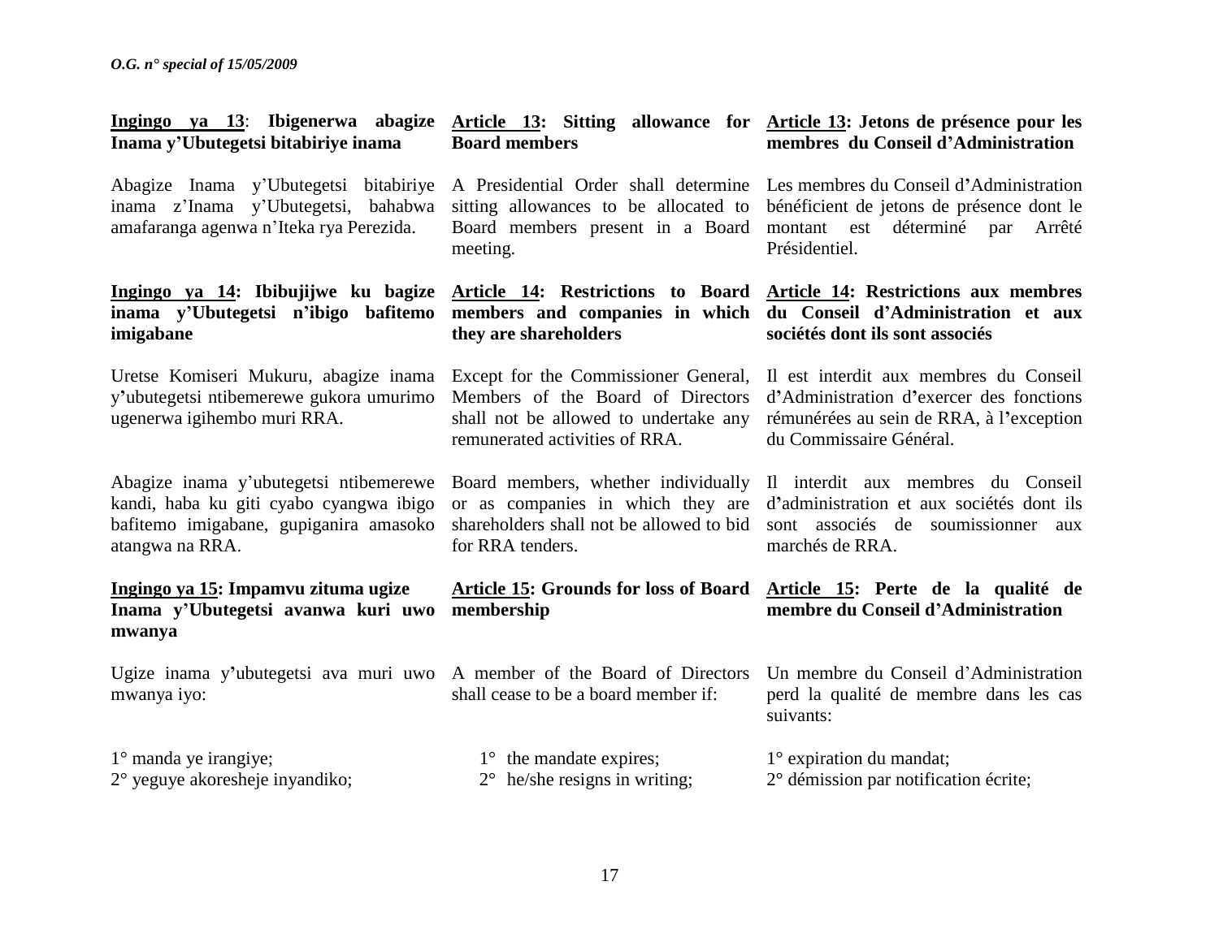**Ingingo ya 13**: **Ibigenerwa abagize Inama y'Ubutegetsi bitabiriye inama**

Abagize Inama y'Ubutegetsi bitabiriye inama z'Inama y'Ubutegetsi, bahabwa amafaranga agenwa n'Iteka rya Perezida.

**Ingingo ya 14: Ibibujijwe ku bagize inama y'Ubutegetsi n'ibigo bafitemo imigabane**

Uretse Komiseri Mukuru, abagize inama y'ubutegetsi ntibemerewe gukora umurimo ugenerwa igihembo muri RRA.

Abagize inama y'ubutegetsi ntibemerewe kandi, haba ku giti cyabo cyangwa ibigo bafitemo imigabane, gupiganira amasoko atangwa na RRA.

**Ingingo ya 15: Impamvu zituma ugize Inama y'Ubutegetsi avanwa kuri uwo mwanya**

Ugize inama y'ubutegetsi ava muri uwo mwanya iyo:

1° manda ye irangiye;
2° yeguye akoresheje inyandiko;

**Article 13: Sitting allowance for Board members**

A Presidential Order shall determine sitting allowances to be allocated to Board members present in a Board meeting.

**Article 14: Restrictions to Board members and companies in which they are shareholders**

Except for the Commissioner General, Members of the Board of Directors shall not be allowed to undertake any remunerated activities of RRA.

Board members, whether individually or as companies in which they are shareholders shall not be allowed to bid for RRA tenders.

**Article 15: Grounds for loss of Board membership**

A member of the Board of Directors shall cease to be a board member if:

1° the mandate expires;
2° he/she resigns in writing;

**Article 13: Jetons de présence pour les membres du Conseil d'Administration**

Les membres du Conseil d'Administration bénéficient de jetons de présence dont le montant est déterminé par Arrêté Présidentiel.

**Article 14: Restrictions aux membres du Conseil d'Administration et aux sociétés dont ils sont associés**

Il est interdit aux membres du Conseil d'Administration d'exercer des fonctions rémunérées au sein de RRA, à l'exception du Commissaire Général.

Il interdit aux membres du Conseil d'administration et aux sociétés dont ils sont associés de soumissionner aux marchés de RRA.

**Article 15: Perte de la qualité de membre du Conseil d'Administration**

Un membre du Conseil d'Administration perd la qualité de membre dans les cas suivants:

1° expiration du mandat;
2° démission par notification écrite;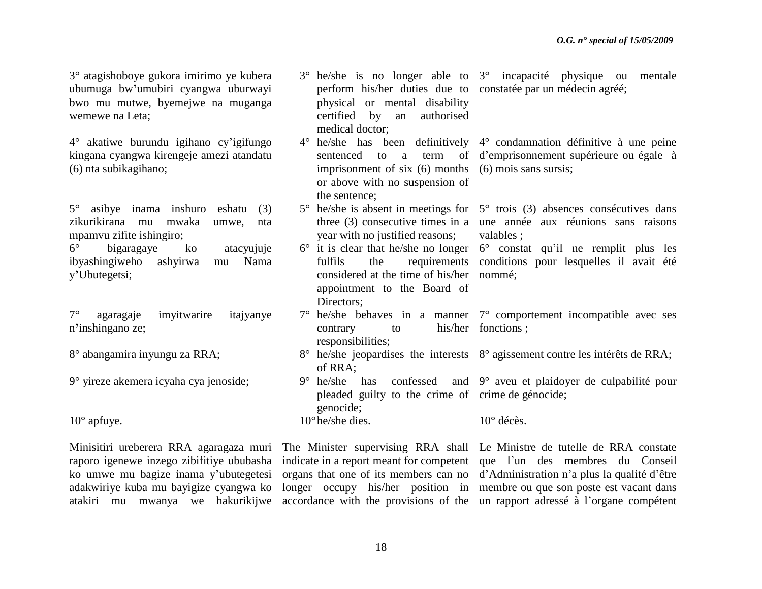3° atagishoboye gukora imirimo ye kubera ubumuga bw'umubiri cyangwa uburwayi bwo mu mutwe, byemejwe na muganga wemewe na Leta;

4° akatiwe burundu igihano cy'igifungo kingana cyangwa kirengeje amezi atandatu (6) nta subikagihano;

5° asibye inama inshuro eshatu (3) zikurikirana mu mwaka umwe, nta mpamvu zifite ishingiro;

6° bigaragaye ko atacyujuje ibyashingiweho ashyirwa mu Nama y'Ubutegetsi;

7° agaragaje imyitwarire itajyanye n'inshingano ze;

8° abangamira inyungu za RRA;

9° yireze akemera icyaha cya jenoside;

10° apfuye.

Minisitiri ureberera RRA agaragaza muri raporo igenewe inzego zibifitiye ububasha ko umwe mu bagize inama y'ubutegetesi adakwiriye kuba mu bayigize cyangwa ko atakiri mu mwanya we hakurikijwe

3° he/she is no longer able to perform his/her duties due to physical or mental disability certified by an authorised medical doctor;

4° he/she has been definitively sentenced to a term of imprisonment of six (6) months or above with no suspension of the sentence;

5° he/she is absent in meetings for three (3) consecutive times in a year with no justified reasons;

6° it is clear that he/she no longer fulfils the requirements considered at the time of his/her appointment to the Board of Directors;

7° he/she behaves in a manner contrary to his/her responsibilities;

8° he/she jeopardises the interests of RRA;

9° he/she has confessed and pleaded guilty to the crime of genocide;

10° he/she dies.

The Minister supervising RRA shall indicate in a report meant for competent organs that one of its members can no longer occupy his/her position in accordance with the provisions of the

3° incapacité physique ou mentale constatée par un médecin agréé;

4° condamnation définitive à une peine d'emprisonnement supérieure ou égale à (6) mois sans sursis;

5° trois (3) absences consécutives dans une année aux réunions sans raisons valables ;

6° constat qu'il ne remplit plus les conditions pour lesquelles il avait été nommé;

7° comportement incompatible avec ses fonctions ;

8° agissement contre les intérêts de RRA;

9° aveu et plaidoyer de culpabilité pour crime de génocide;

10° décès.

Le Ministre de tutelle de RRA constate que l'un des membres du Conseil d'Administration n'a plus la qualité d'être membre ou que son poste est vacant dans un rapport adressé à l'organe compétent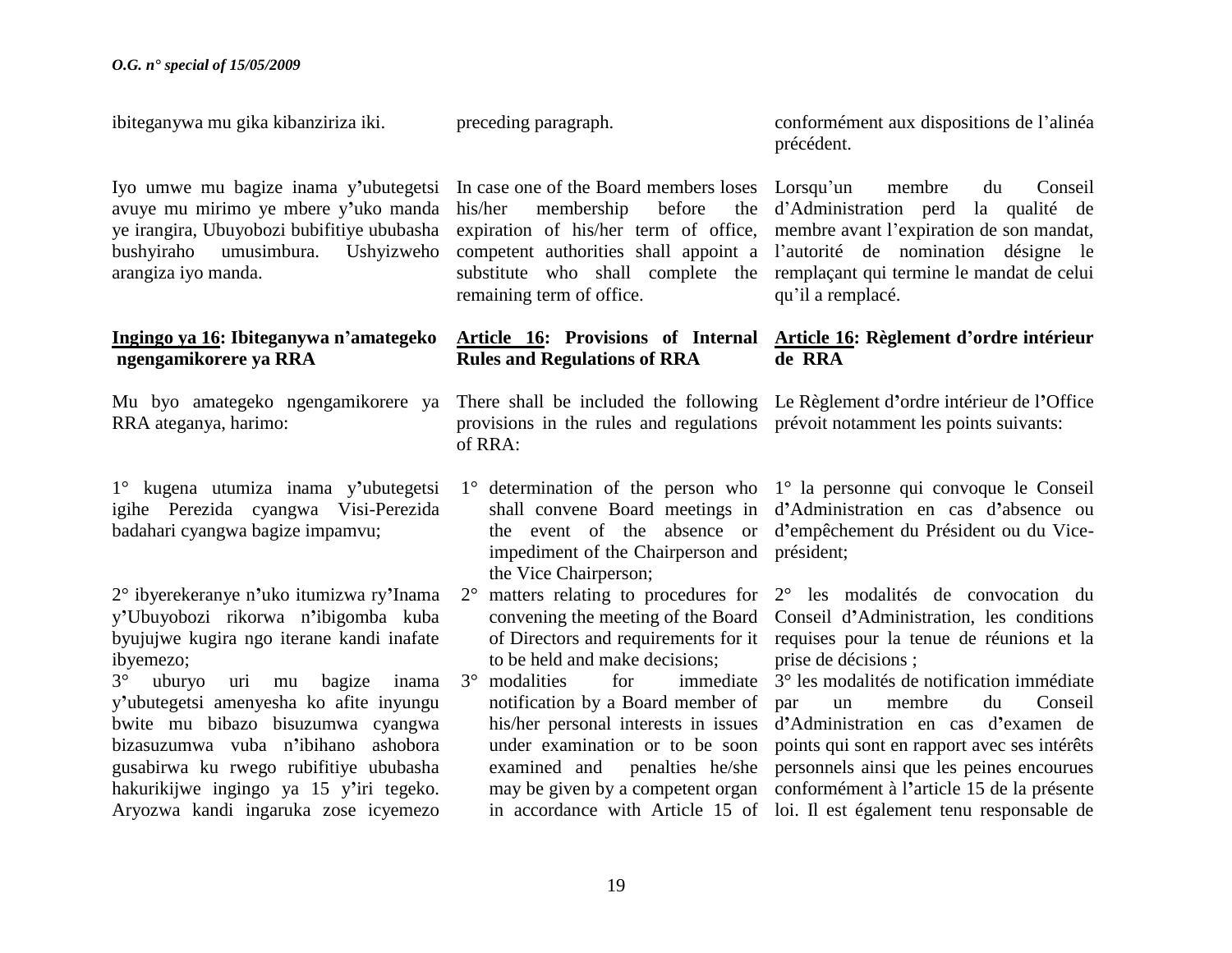ibiteganywa mu gika kibanziriza iki.

Iyo umwe mu bagize inama y'ubutegetsi avuye mu mirimo ye mbere y'uko manda ye irangira, Ubuyobozi bubifitiye ububasha bushyiraho umusimbura. Ushyizweho arangiza iyo manda.

**Ingingo ya 16: Ibiteganywa n'amategeko ngengamikorere ya RRA**

Mu byo amategeko ngengamikorere ya RRA ateganya, harimo:

1° kugena utumiza inama y'ubutegetsi igihe Perezida cyangwa Visi-Perezida badahari cyangwa bagize impamvu;

2° ibyerekeranye n'uko itumizwa ry'Inama y'Ubuyobozi rikorwa n'ibigomba kuba byujujwe kugira ngo iterane kandi inafate ibyemezo;

3° uburyo uri mu bagize inama y'ubutegetsi amenyesha ko afite inyungu bwite mu bibazo bisuzumwa cyangwa bizasuzumwa vuba n'ibihano ashobora gusabirwa ku rwego rubifitiye ububasha hakurikijwe ingingo ya 15 y'iri tegeko. Aryozwa kandi ingaruka zose icyemezo

preceding paragraph.

In case one of the Board members loses his/her membership before the expiration of his/her term of office, competent authorities shall appoint a substitute who shall complete the remaining term of office.

**Article 16: Provisions of Internal Rules and Regulations of RRA**

There shall be included the following provisions in the rules and regulations of RRA:

1° determination of the person who shall convene Board meetings in the event of the absence or impediment of the Chairperson and the Vice Chairperson;

2° matters relating to procedures for convening the meeting of the Board of Directors and requirements for it to be held and make decisions;

3° modalities for immediate notification by a Board member of his/her personal interests in issues under examination or to be soon examined and penalties he/she may be given by a competent organ in accordance with Article 15 of

conformément aux dispositions de l'alinéa précédent.

Lorsqu'un membre du Conseil d'Administration perd la qualité de membre avant l'expiration de son mandat, l'autorité de nomination désigne le remplaçant qui termine le mandat de celui qu'il a remplacé.

**Article 16: Règlement d'ordre intérieur de RRA**

Le Règlement d'ordre intérieur de l'Office prévoit notamment les points suivants:

1° la personne qui convoque le Conseil d'Administration en cas d'absence ou d'empêchement du Président ou du Vice-président;

2° les modalités de convocation du Conseil d'Administration, les conditions requises pour la tenue de réunions et la prise de décisions ;

3° les modalités de notification immédiate par un membre du Conseil d'Administration en cas d'examen de points qui sont en rapport avec ses intérêts personnels ainsi que les peines encourues conformément à l'article 15 de la présente loi. Il est également tenu responsable de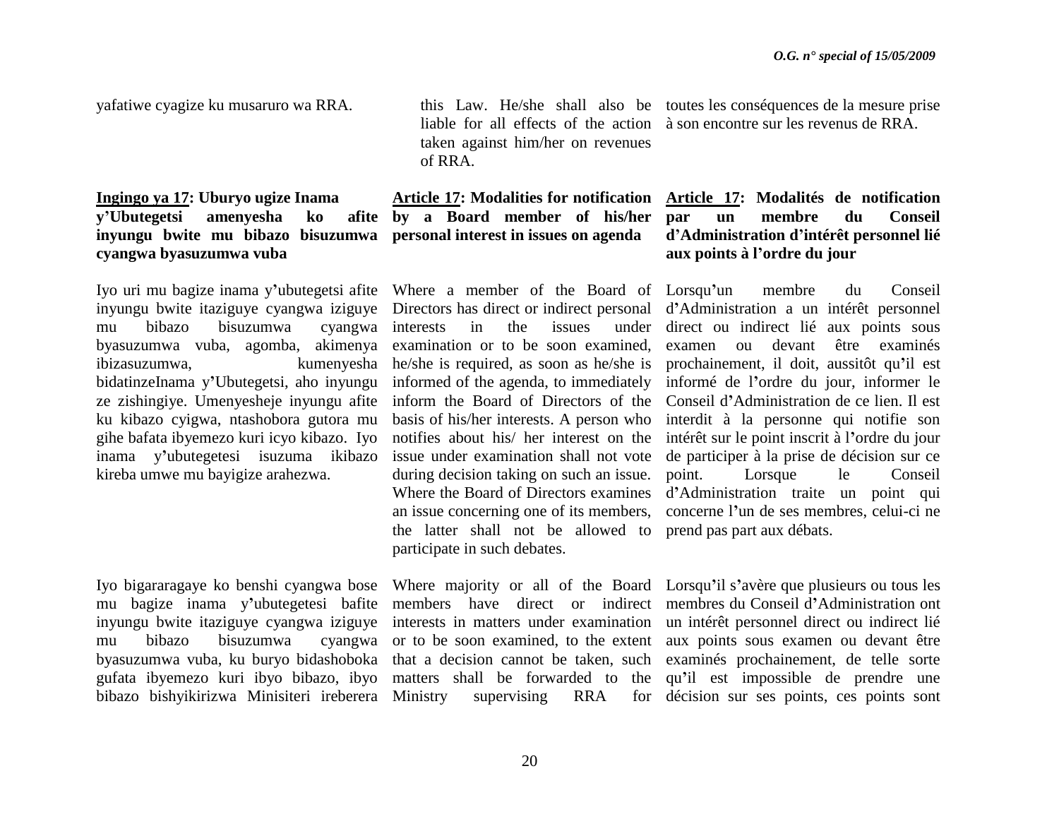yafatiwe cyagize ku musaruro wa RRA.

this Law. He/she shall also be liable for all effects of the action taken against him/her on revenues of RRA.

toutes les conséquences de la mesure prise à son encontre sur les revenus de RRA.

**Ingingo ya 17: Uburyo ugize Inama y'Ubutegetsi amenyesha ko afite inyungu bwite mu bibazo bisuzumwa cyangwa byasuzumwa vuba**

Iyo uri mu bagize inama y'ubutegetsi afite inyungu bwite itaziguye cyangwa iziguye mu bibazo bisuzumwa cyangwa byasuzumwa vuba, agomba, akimenya ibizasuzumwa, kumenyesha bidatinzeInama y'Ubutegetsi, aho inyungu ze zishingiye. Umenyesheje inyungu afite ku kibazo cyigwa, ntashobora gutora mu gihe bafata ibyemezo kuri icyo kibazo. Iyo inama y'ubutegetesi isuzuma ikibazo kireba umwe mu bayigize arahezwa.

Iyo bigararagaye ko benshi cyangwa bose mu bagize inama y'ubutegetesi bafite inyungu bwite itaziguye cyangwa iziguye mu bibazo bisuzumwa cyangwa byasuzumwa vuba, ku buryo bidashoboka gufata ibyemezo kuri ibyo bibazo, ibyo bibazo bishyikirizwa Minisiteri ireberera

**Article 17: Modalities for notification by a Board member of his/her personal interest in issues on agenda**

Where a member of the Board of Directors has direct or indirect personal interests in the issues under examination or to be soon examined, he/she is required, as soon as he/she is informed of the agenda, to immediately inform the Board of Directors of the basis of his/her interests. A person who notifies about his/ her interest on the issue under examination shall not vote during decision taking on such an issue. Where the Board of Directors examines an issue concerning one of its members, the latter shall not be allowed to participate in such debates.

Where majority or all of the Board members have direct or indirect interests in matters under examination or to be soon examined, to the extent that a decision cannot be taken, such matters shall be forwarded to the Ministry supervising RRA for

**Article 17: Modalités de notification par un membre du Conseil d'Administration d'intérêt personnel lié aux points à l'ordre du jour**

Lorsqu'un membre du Conseil d'Administration a un intérêt personnel direct ou indirect lié aux points sous examen ou devant être examinés prochainement, il doit, aussitôt qu'il est informé de l'ordre du jour, informer le Conseil d'Administration de ce lien. Il est interdit à la personne qui notifie son intérêt sur le point inscrit à l'ordre du jour de participer à la prise de décision sur ce point. Lorsque le Conseil d'Administration traite un point qui concerne l'un de ses membres, celui-ci ne prend pas part aux débats.

Lorsqu'il s'avère que plusieurs ou tous les membres du Conseil d'Administration ont un intérêt personnel direct ou indirect lié aux points sous examen ou devant être examinés prochainement, de telle sorte qu'il est impossible de prendre une décision sur ses points, ces points sont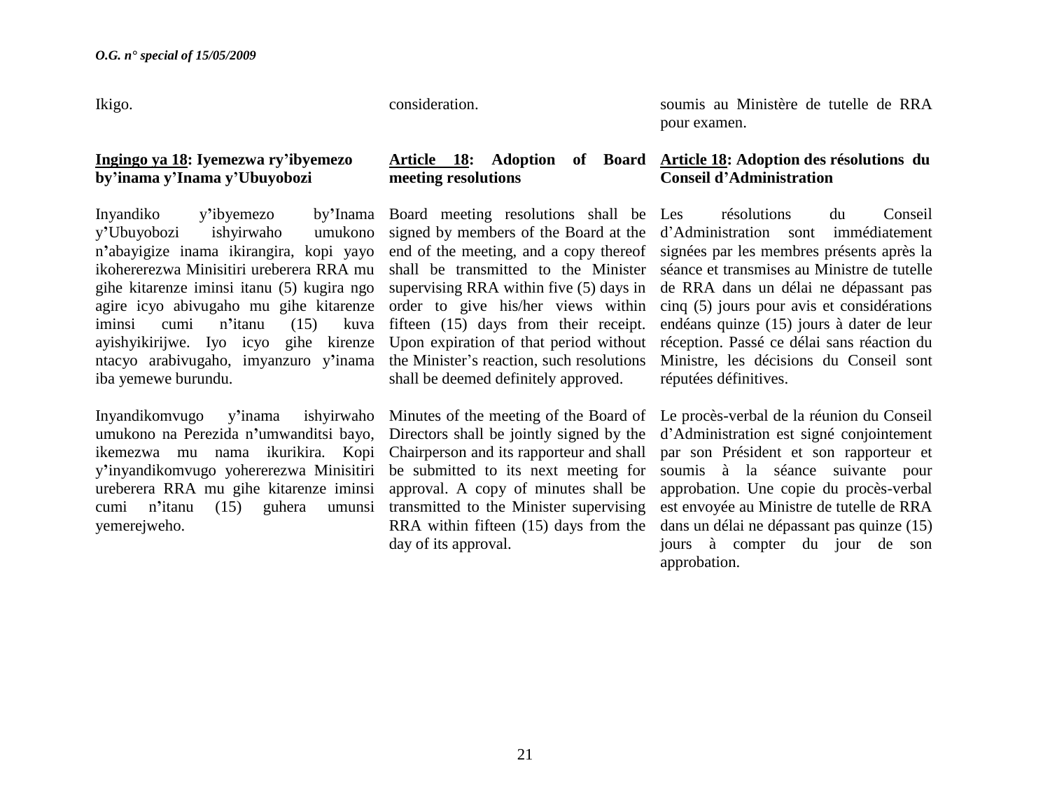Ikigo.

consideration.

soumis au Ministère de tutelle de RRA pour examen.

**<u>Ingingo ya 18</u>: Iyemezwa ry'ibyemezo by'inama y'Inama y'Ubuyobozi**

Inyandiko y'ibyemezo by'Inama y'Ubuyobozi ishyirwaho umukono n'abayigize inama ikirangira, kopi yayo ikohererezwa Minisitiri ureberera RRA mu gihe kitarenze iminsi itanu (5) kugira ngo agire icyo abivugaho mu gihe kitarenze iminsi cumi n'itanu (15) kuva ayishyikirijwe. Iyo icyo gihe kirenze ntacyo arabivugaho, imyanzuro y'inama iba yemewe burundu.

Inyandikomvugo y'inama ishyirwaho umukono na Perezida n'umwanditsi bayo, ikemezwa mu nama ikurikira. Kopi y'inyandikomvugo yohererezwa Minisitiri ureberera RRA mu gihe kitarenze iminsi cumi n'itanu (15) guhera umunsi yemerejweho.

**<u>Article 18</u>: Adoption of Board meeting resolutions**

Board meeting resolutions shall be signed by members of the Board at the end of the meeting, and a copy thereof shall be transmitted to the Minister supervising RRA within five (5) days in order to give his/her views within fifteen (15) days from their receipt. Upon expiration of that period without the Minister's reaction, such resolutions shall be deemed definitely approved.

Minutes of the meeting of the Board of Directors shall be jointly signed by the Chairperson and its rapporteur and shall be submitted to its next meeting for approval. A copy of minutes shall be transmitted to the Minister supervising RRA within fifteen (15) days from the day of its approval.

**<u>Article 18</u>: Adoption des résolutions du Conseil d'Administration**

Les résolutions du Conseil d'Administration sont immédiatement signées par les membres présents après la séance et transmises au Ministre de tutelle de RRA dans un délai ne dépassant pas cinq (5) jours pour avis et considérations endéans quinze (15) jours à dater de leur réception. Passé ce délai sans réaction du Ministre, les décisions du Conseil sont réputées définitives.

Le procès-verbal de la réunion du Conseil d'Administration est signé conjointement par son Président et son rapporteur et soumis à la séance suivante pour approbation. Une copie du procès-verbal est envoyée au Ministre de tutelle de RRA dans un délai ne dépassant pas quinze (15) jours à compter du jour de son approbation.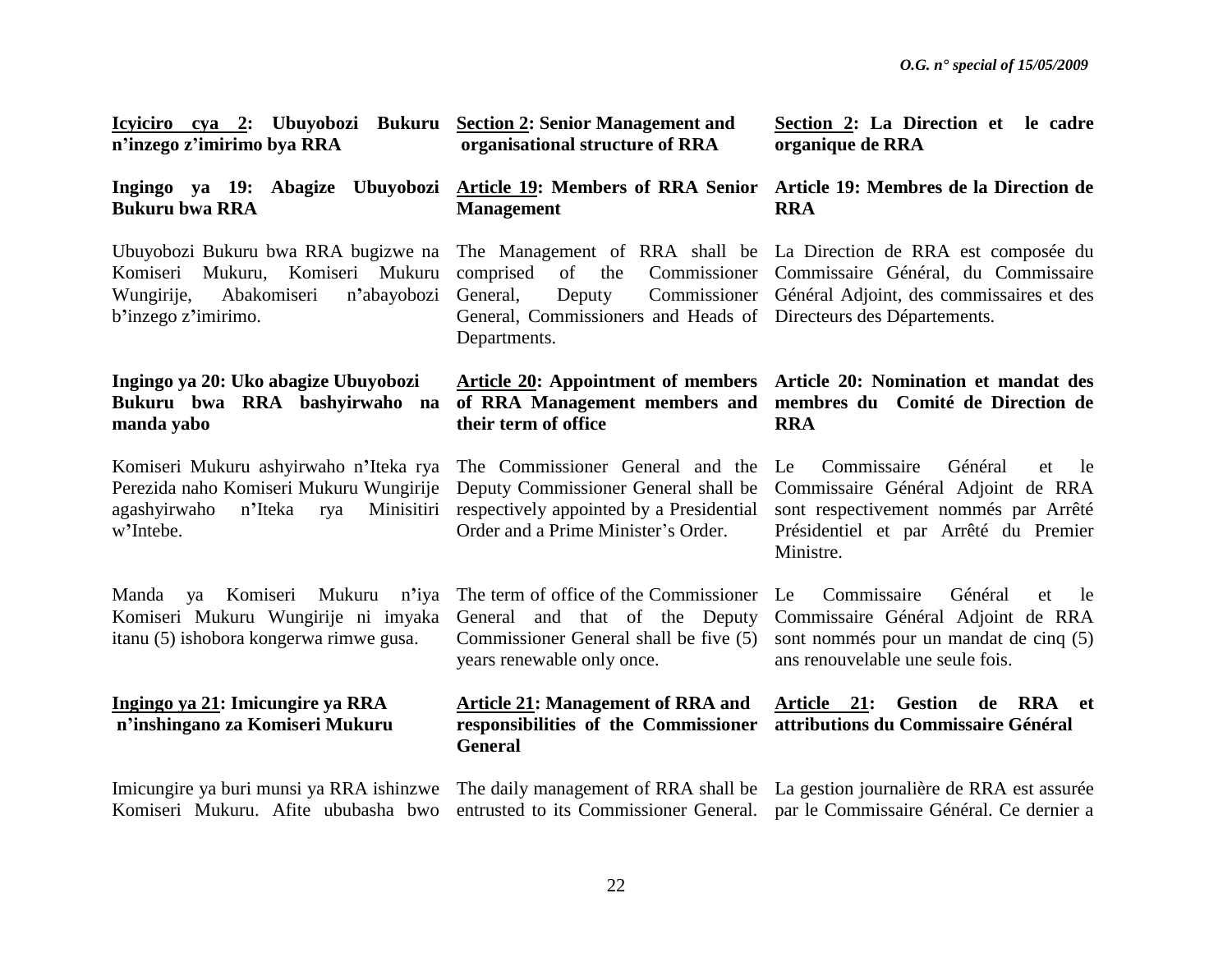**Icyiciro cya 2: Ubuyobozi Bukuru n'inzego z'imirimo bya RRA**

**Ingingo ya 19: Abagize Ubuyobozi Bukuru bwa RRA**

Ubuyobozi Bukuru bwa RRA bugizwe na Komiseri Mukuru, Komiseri Mukuru Wungirije, Abakomiseri n'abayobozi b'inzego z'imirimo.

**Ingingo ya 20: Uko abagize Ubuyobozi Bukuru bwa RRA bashyirwaho na manda yabo**

Komiseri Mukuru ashyirwaho n'Iteka rya Perezida naho Komiseri Mukuru Wungirije agashyirwaho n'Iteka rya Minisitiri w'Intebe.

Manda ya Komiseri Mukuru n'iya Komiseri Mukuru Wungirije ni imyaka itanu (5) ishobora kongerwa rimwe gusa.

**Ingingo ya 21: Imicungire ya RRA n'inshingano za Komiseri Mukuru**

Imicungire ya buri munsi ya RRA ishinzwe Komiseri Mukuru. Afite ububasha bwo

**Section 2: Senior Management and organisational structure of RRA**

**Article 19: Members of RRA Senior Management**

The Management of RRA shall be comprised of the Commissioner General, Deputy Commissioner General, Commissioners and Heads of Departments.

**Article 20: Appointment of members of RRA Management members and their term of office**

The Commissioner General and the Deputy Commissioner General shall be respectively appointed by a Presidential Order and a Prime Minister's Order.

The term of office of the Commissioner General and that of the Deputy Commissioner General shall be five (5) years renewable only once.

**Article 21: Management of RRA and responsibilities of the Commissioner General**

The daily management of RRA shall be entrusted to its Commissioner General.

**Section 2: La Direction et le cadre organique de RRA**

**Article 19: Membres de la Direction de RRA**

La Direction de RRA est composée du Commissaire Général, du Commissaire Général Adjoint, des commissaires et des Directeurs des Départements.

**Article 20: Nomination et mandat des membres du Comité de Direction de RRA**

Le Commissaire Général et le Commissaire Général Adjoint de RRA sont respectivement nommés par Arrêté Présidentiel et par Arrêté du Premier Ministre.

Le Commissaire Général et le Commissaire Général Adjoint de RRA sont nommés pour un mandat de cinq (5) ans renouvelable une seule fois.

**Article 21: Gestion de RRA et attributions du Commissaire Général**

La gestion journalière de RRA est assurée par le Commissaire Général. Ce dernier a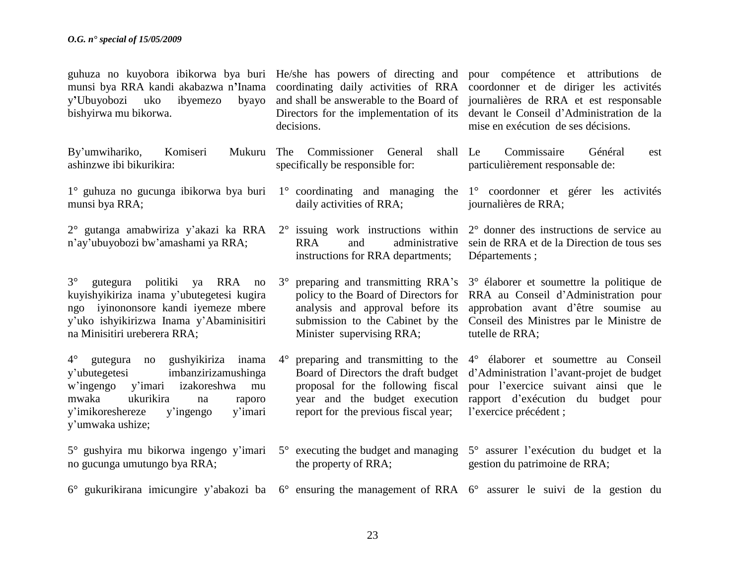guhuza no kuyobora ibikorwa bya buri munsi bya RRA kandi akabazwa n'Inama y'Ubuyobozi uko ibyemezo byayo bishyirwa mu bikorwa.

By'umwihariko, Komiseri Mukuru ashinzwe ibi bikurikira:

1° guhuza no gucunga ibikorwa bya buri munsi bya RRA;

2° gutanga amabwiriza y'akazi ka RRA n'ay'ubuyobozi bw'amashami ya RRA;

3° gutegura politiki ya RRA no kuyishyikiriza inama y'ubutegetsi kugira ngo iyinononsore kandi iyemeze mbere y'uko ishyikirizwa Inama y'Abaminisitiri na Minisitiri ureberera RRA;

4° gutegura no gushyikiriza inama y'ubutegetsi imbanzirizamushinga w'ingengo y'imari izakoreshwa mu mwaka ukurikira na raporo y'imikoreshereze y'ingengo y'imari y'umwaka ushize;

5° gushyira mu bikorwa ingengo y'imari no gucunga umutungo bya RRA;

6° gukurikirana imicungire y'abakozi ba

He/she has powers of directing and coordinating daily activities of RRA and shall be answerable to the Board of Directors for the implementation of its decisions.

The Commissioner General shall specifically be responsible for:

1° coordinating and managing the daily activities of RRA;

2° issuing work instructions within RRA and administrative instructions for RRA departments;

3° preparing and transmitting RRA's policy to the Board of Directors for analysis and approval before its submission to the Cabinet by the Minister supervising RRA;

4° preparing and transmitting to the Board of Directors the draft budget proposal for the following fiscal year and the budget execution report for the previous fiscal year;

5° executing the budget and managing the property of RRA;

6° ensuring the management of RRA

pour compétence et attributions de coordonner et de diriger les activités journalières de RRA et est responsable devant le Conseil d'Administration de la mise en exécution de ses décisions.

Le Commissaire Général est particulièrement responsable de:

1° coordonner et gérer les activités journalières de RRA;

2° donner des instructions de service au sein de RRA et de la Direction de tous ses Départements ;

3° élaborer et soumettre la politique de RRA au Conseil d'Administration pour approbation avant d'être soumise au Conseil des Ministres par le Ministre de tutelle de RRA;

4° élaborer et soumettre au Conseil d'Administration l'avant-projet de budget pour l'exercice suivant ainsi que le rapport d'exécution du budget pour l'exercice précédent ;

5° assurer l'exécution du budget et la gestion du patrimoine de RRA;

6° assurer le suivi de la gestion du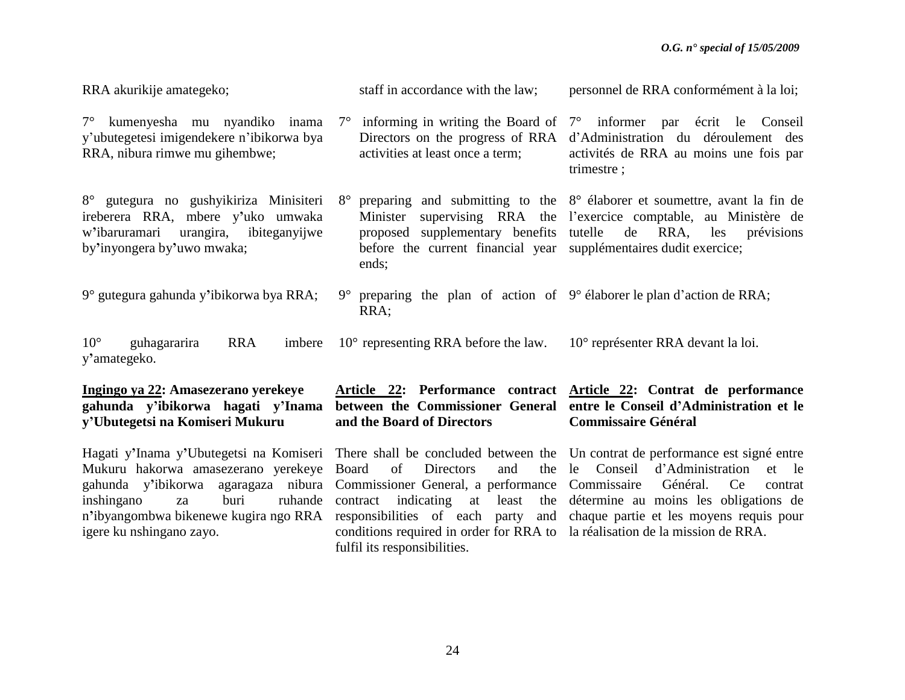RRA akurikije amategeko;

7° kumenyesha mu nyandiko inama y'ubutegetesi imigendekere n'ibikorwa bya RRA, nibura rimwe mu gihembwe;

8° gutegura no gushyikiriza Minisiteri ireberera RRA, mbere y'uko umwaka w'ibaruramari urangira, ibiteganyijwe by'inyongera by'uwo mwaka;

9° gutegura gahunda y'ibikorwa bya RRA;

10° guhagararira RRA imbere y'amategeko.

**Ingingo ya 22: Amasezerano yerekeye gahunda y'ibikorwa hagati y'Inama y'Ubutegetsi na Komiseri Mukuru**

Hagati y'Inama y'Ubutegetsi na Komiseri Mukuru hakorwa amasezerano yerekeye gahunda y'ibikorwa agaragaza nibura inshingano za buri ruhande n'ibyangombwa bikenewe kugira ngo RRA igere ku nshingano zayo.

staff in accordance with the law;

7° informing in writing the Board of Directors on the progress of RRA activities at least once a term;

8° preparing and submitting to the Minister supervising RRA the proposed supplementary benefits before the current financial year ends;

9° preparing the plan of action of RRA;

10° representing RRA before the law.

**Article 22: Performance contract between the Commissioner General and the Board of Directors**

There shall be concluded between the Board of Directors and the Commissioner General, a performance contract indicating at least the responsibilities of each party and conditions required in order for RRA to fulfil its responsibilities.

personnel de RRA conformément à la loi;

7° informer par écrit le Conseil d'Administration du déroulement des activités de RRA au moins une fois par trimestre ;

8° élaborer et soumettre, avant la fin de l'exercice comptable, au Ministère de tutelle de RRA, les prévisions supplémentaires dudit exercice;

9° élaborer le plan d'action de RRA;

10° représenter RRA devant la loi.

**Article 22: Contrat de performance entre le Conseil d'Administration et le Commissaire Général**

Un contrat de performance est signé entre le Conseil d'Administration et le Commissaire Général. Ce contrat détermine au moins les obligations de chaque partie et les moyens requis pour la réalisation de la mission de RRA.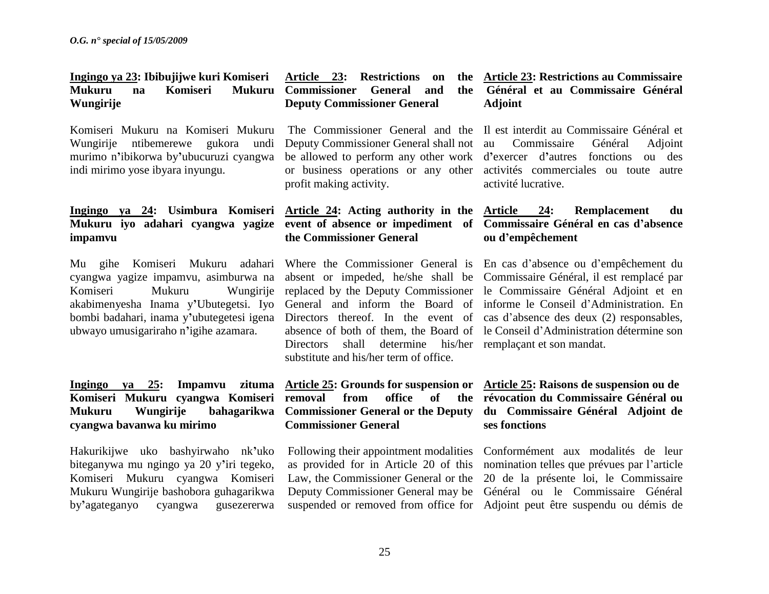**Ingingo ya 23: Ibibujijwe kuri Komiseri Mukuru na Komiseri Mukuru Wungirije**

Komiseri Mukuru na Komiseri Mukuru Wungirije ntibemerewe gukora undi murimo n'ibikorwa by'ubucuruzi cyangwa indi mirimo yose ibyara inyungu.

**Ingingo ya 24: Usimbura Komiseri Mukuru iyo adahari cyangwa yagize impamvu**

Mu gihe Komiseri Mukuru adahari cyangwa yagize impamvu, asimburwa na Komiseri Mukuru Wungirije akabimenyesha Inama y'Ubutegetsi. Iyo bombi badahari, inama y'ubutegetsi igena ubwayo umusigariraho n'igihe azamara.

**Ingingo ya 25: Impamvu zituma Komiseri Mukuru cyangwa Komiseri Mukuru Wungirije bahagarikwa cyangwa bavanwa ku mirimo**

Hakurikijwe uko bashyirwaho nk'uko biteganywa mu ngingo ya 20 y'iri tegeko, Komiseri Mukuru cyangwa Komiseri Mukuru Wungirije bashobora guhagarikwa by'agateganyo cyangwa gusezererwa

**Article 23: Restrictions on the Commissioner General and the Deputy Commissioner General**

The Commissioner General and the Deputy Commissioner General shall not be allowed to perform any other work or business operations or any other profit making activity.

**Article 24: Acting authority in the event of absence or impediment of the Commissioner General**

Where the Commissioner General is absent or impeded, he/she shall be replaced by the Deputy Commissioner General and inform the Board of Directors thereof. In the event of absence of both of them, the Board of Directors shall determine his/her substitute and his/her term of office.

**Article 25: Grounds for suspension or removal from office of the Commissioner General or the Deputy Commissioner General**

Following their appointment modalities as provided for in Article 20 of this Law, the Commissioner General or the Deputy Commissioner General may be suspended or removed from office for

**Article 23: Restrictions au Commissaire Général et au Commissaire Général Adjoint**

Il est interdit au Commissaire Général et au Commissaire Général Adjoint d'exercer d'autres fonctions ou des activités commerciales ou toute autre activité lucrative.

**Article 24: Remplacement du Commissaire Général en cas d'absence ou d'empêchement**

En cas d'absence ou d'empêchement du Commissaire Général, il est remplacé par le Commissaire Général Adjoint et en informe le Conseil d'Administration. En cas d'absence des deux (2) responsables, le Conseil d'Administration détermine son remplaçant et son mandat.

**Article 25: Raisons de suspension ou de révocation du Commissaire Général ou du Commissaire Général Adjoint de ses fonctions**

Conformément aux modalités de leur nomination telles que prévues par l'article 20 de la présente loi, le Commissaire Général ou le Commissaire Général Adjoint peut être suspendu ou démis de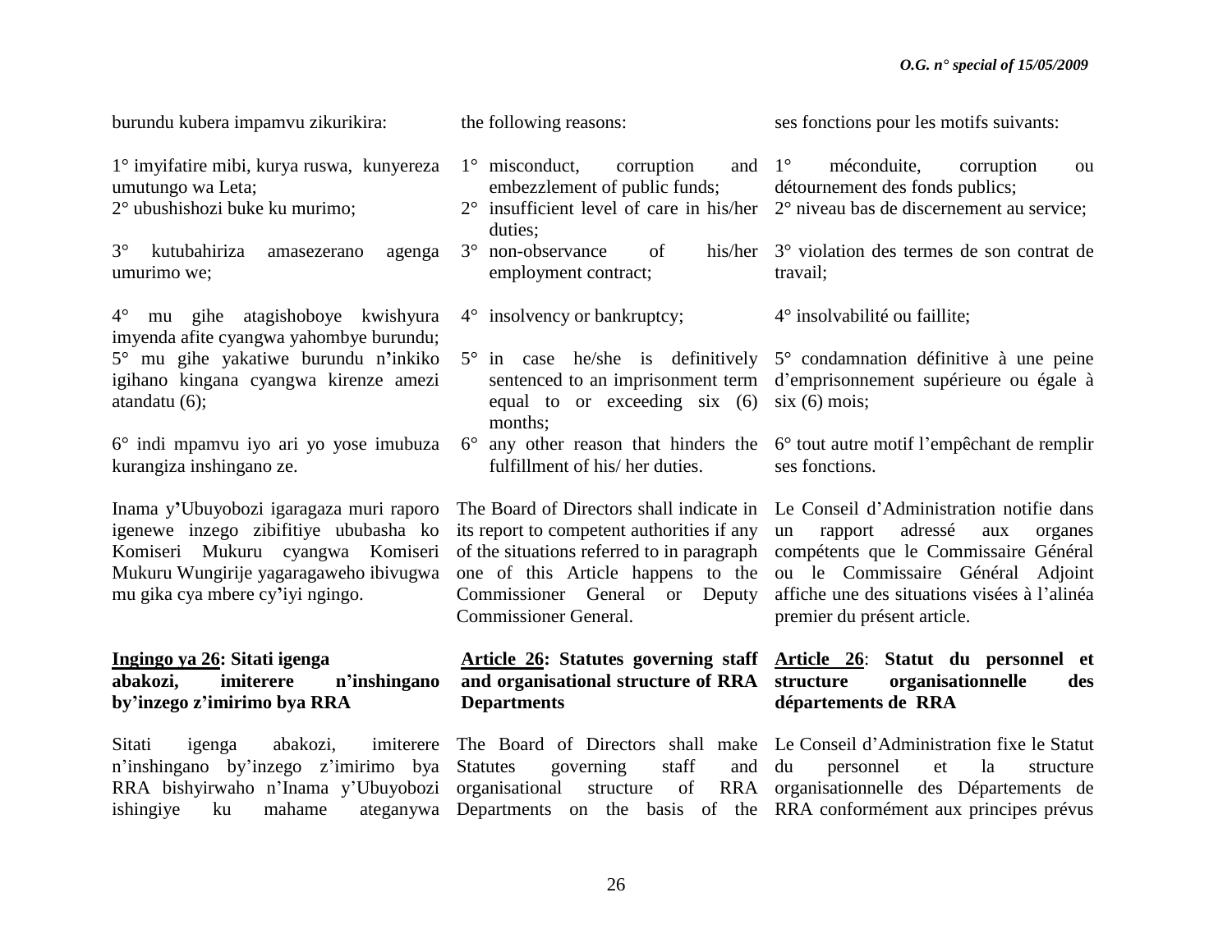burundu kubera impamvu zikurikira:

1° imyifatire mibi, kurya ruswa, kunyereza umutungo wa Leta;
2° ubushishozi buke ku murimo;

3° kutubahiriza amasezerano agenga umurimo we;

4° mu gihe atagishoboye kwishyura imyenda afite cyangwa yahombye burundu;
5° mu gihe yakatiwe burundu n'inkiko igihano kingana cyangwa kirenze amezi atandatu (6);

6° indi mpamvu iyo ari yo yose imubuza kurangiza inshingano ze.

Inama y'Ubuyobozi igaragaza muri raporo igenewe inzego zibifitiye ububasha ko Komiseri Mukuru cyangwa Komiseri Mukuru Wungirije yagaragaweho ibivugwa mu gika cya mbere cy'iyi ngingo.

**Ingingo ya 26: Sitati igenga abakozi, imiterere n'inshingano by'inzego z'imirimo bya RRA**

Sitati igenga abakozi, imiterere n'inshingano by'inzego z'imirimo bya RRA bishyirwaho n'Inama y'Ubuyobozi ishingiye ku mahame ateganywa

the following reasons:

1° misconduct, corruption and embezzlement of public funds;
2° insufficient level of care in his/her duties;
3° non-observance of his/her employment contract;

4° insolvency or bankruptcy;

5° in case he/she is definitively sentenced to an imprisonment term equal to or exceeding six (6) months;

6° any other reason that hinders the fulfillment of his/ her duties.

The Board of Directors shall indicate in its report to competent authorities if any of the situations referred to in paragraph one of this Article happens to the Commissioner General or Deputy Commissioner General.

**Article 26: Statutes governing staff and organisational structure of RRA Departments**

The Board of Directors shall make Statutes governing staff and organisational structure of RRA Departments on the basis of the

ses fonctions pour les motifs suivants:

1° méconduite, corruption ou détournement des fonds publics;
2° niveau bas de discernement au service;

3° violation des termes de son contrat de travail;

4° insolvabilité ou faillite;

5° condamnation définitive à une peine d'emprisonnement supérieure ou égale à six (6) mois;

6° tout autre motif l'empêchant de remplir ses fonctions.

Le Conseil d'Administration notifie dans un rapport adressé aux organes compétents que le Commissaire Général ou le Commissaire Général Adjoint affiche une des situations visées à l'alinéa premier du présent article.

**Article 26: Statut du personnel et structure organisationnelle des départements de RRA**

Le Conseil d'Administration fixe le Statut du personnel et la structure organisationnelle des Départements de RRA conformément aux principes prévus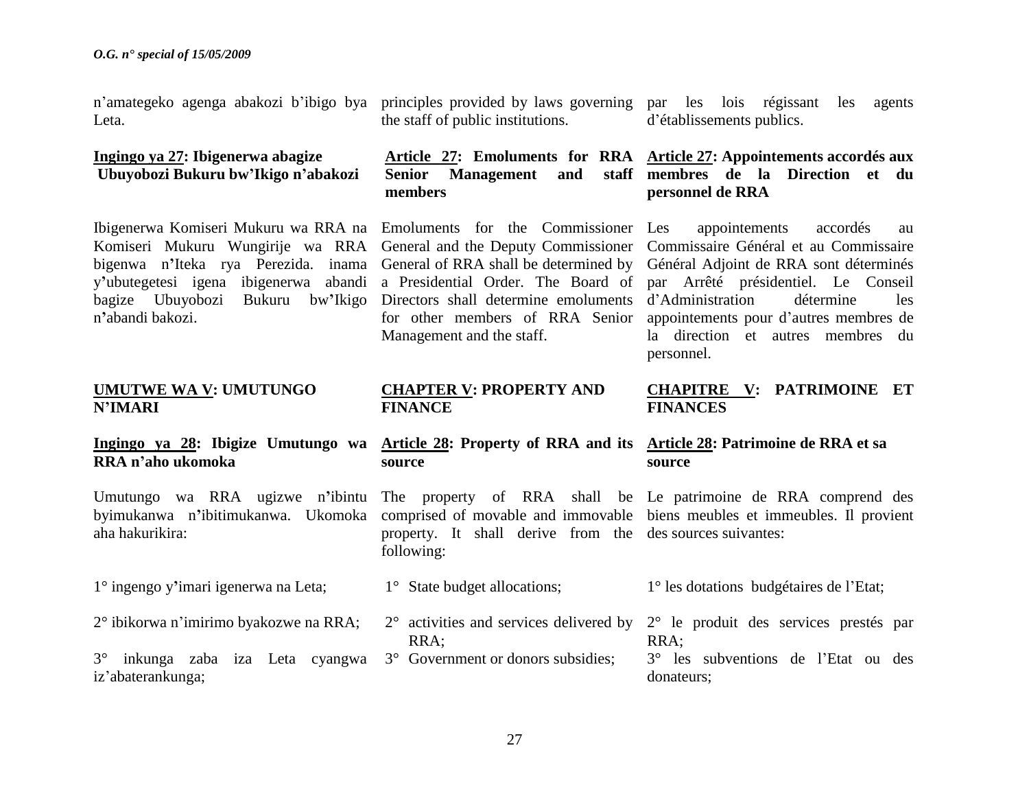n'amategeko agenga abakozi b'ibigo bya Leta.

**Ingingo ya 27: Ibigenerwa abagize Ubuyobozi Bukuru bw'Ikigo n'abakozi**

Ibigenerwa Komiseri Mukuru wa RRA na Komiseri Mukuru Wungirije wa RRA bigenwa n'Iteka rya Perezida. inama y'ubutegetesi igena ibigenerwa abandi bagize Ubuyobozi Bukuru bw'Ikigo n'abandi bakozi.

**UMUTWE WA V: UMUTUNGO N'IMARI**

**Ingingo ya 28: Ibigize Umutungo wa RRA n'aho ukomoka**

Umutungo wa RRA ugizwe n'ibintu byimukanwa n'ibitimukanwa. Ukomoka aha hakurikira:

1° ingengo y'imari igenerwa na Leta;

2° ibikorwa n'imirimo byakozwe na RRA;

3° inkunga zaba iza Leta cyangwa iz'abaterankunga;

principles provided by laws governing the staff of public institutions.

**Article 27: Emoluments for RRA Senior Management and staff members**

Emoluments for the Commissioner General and the Deputy Commissioner General of RRA shall be determined by a Presidential Order. The Board of Directors shall determine emoluments for other members of RRA Senior Management and the staff.

**CHAPTER V: PROPERTY AND FINANCE**

**Article 28: Property of RRA and its source**

The property of RRA shall be comprised of movable and immovable property. It shall derive from the following:

1° State budget allocations;

2° activities and services delivered by RRA;

3° Government or donors subsidies;

par les lois régissant les agents d'établissements publics.

**Article 27: Appointements accordés aux membres de la Direction et du personnel de RRA**

Les appointements accordés au Commissaire Général et au Commissaire Général Adjoint de RRA sont déterminés par Arrêté présidentiel. Le Conseil d'Administration détermine les appointements pour d'autres membres de la direction et autres membres du personnel.

**CHAPITRE V: PATRIMOINE ET FINANCES**

**Article 28: Patrimoine de RRA et sa source**

Le patrimoine de RRA comprend des biens meubles et immeubles. Il provient des sources suivantes:

1° les dotations budgétaires de l'Etat;

2° le produit des services prestés par RRA;

3° les subventions de l'Etat ou des donateurs;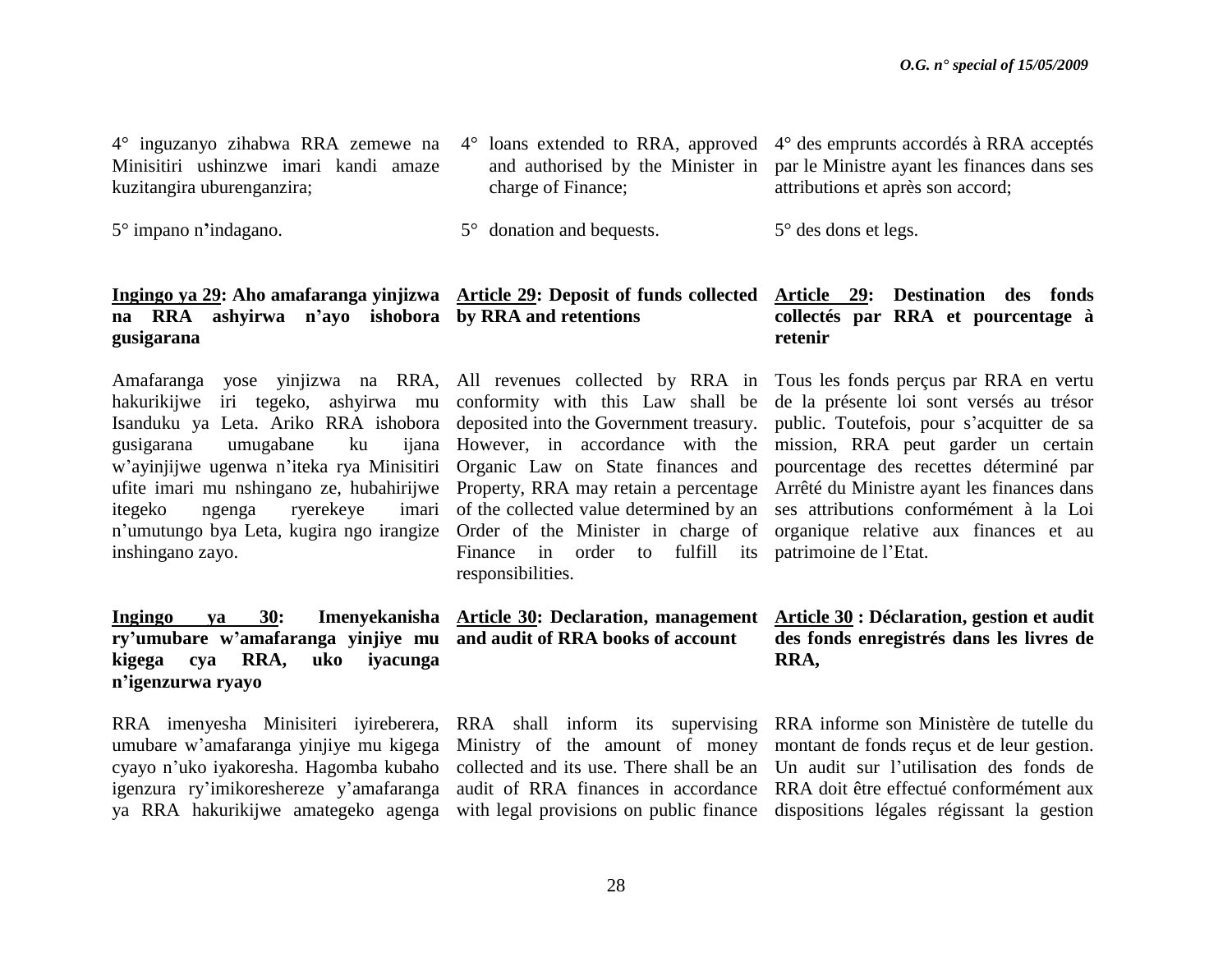4° inguzanyo zihabwa RRA zemewe na Minisitiri ushinzwe imari kandi amaze kuzitangira uburenganzira;

5° impano n'indagano.

**<u>Ingingo ya 29</u>: Aho amafaranga yinjizwa na RRA ashyirwa n'ayo ishobora gusigarana**

Amafaranga yose yinjizwa na RRA, hakurikijwe iri tegeko, ashyirwa mu Isanduku ya Leta. Ariko RRA ishobora gusigarana umugabane ku ijana w'ayinjijwe ugenwa n'iteka rya Minisitiri ufite imari mu nshingano ze, hubahirijwe itegeko ngenga ryerekeye imari n'umutungo bya Leta, kugira ngo irangize inshingano zayo.

**<u>Ingingo ya 30</u>: Imenyekanisha ry'umubare w'amafaranga yinjiye mu kigega cya RRA, uko iyacunga n'igenzurwa ryayo**

RRA imenyesha Minisiteri iyireberera, umubare w'amafaranga yinjiye mu kigega cyayo n'uko iyakoresha. Hagomba kubaho igenzura ry'imikoreshereze y'amafaranga ya RRA hakurikijwe amategeko agenga

4° loans extended to RRA, approved and authorised by the Minister in charge of Finance;

5° donation and bequests.

**<u>Article 29</u>: Deposit of funds collected by RRA and retentions**

All revenues collected by RRA in conformity with this Law shall be deposited into the Government treasury. However, in accordance with the Organic Law on State finances and Property, RRA may retain a percentage of the collected value determined by an Order of the Minister in charge of Finance in order to fulfill its responsibilities.

**<u>Article 30</u>: Declaration, management and audit of RRA books of account**

RRA shall inform its supervising Ministry of the amount of money collected and its use. There shall be an audit of RRA finances in accordance with legal provisions on public finance

4° des emprunts accordés à RRA acceptés par le Ministre ayant les finances dans ses attributions et après son accord;

5° des dons et legs.

**<u>Article 29</u>: Destination des fonds collectés par RRA et pourcentage à retenir**

Tous les fonds perçus par RRA en vertu de la présente loi sont versés au trésor public. Toutefois, pour s'acquitter de sa mission, RRA peut garder un certain pourcentage des recettes déterminé par Arrêté du Ministre ayant les finances dans ses attributions conformément à la Loi organique relative aux finances et au patrimoine de l'Etat.

**<u>Article 30</u> : Déclaration, gestion et audit des fonds enregistrés dans les livres de RRA,**

RRA informe son Ministère de tutelle du montant de fonds reçus et de leur gestion. Un audit sur l'utilisation des fonds de RRA doit être effectué conformément aux dispositions légales régissant la gestion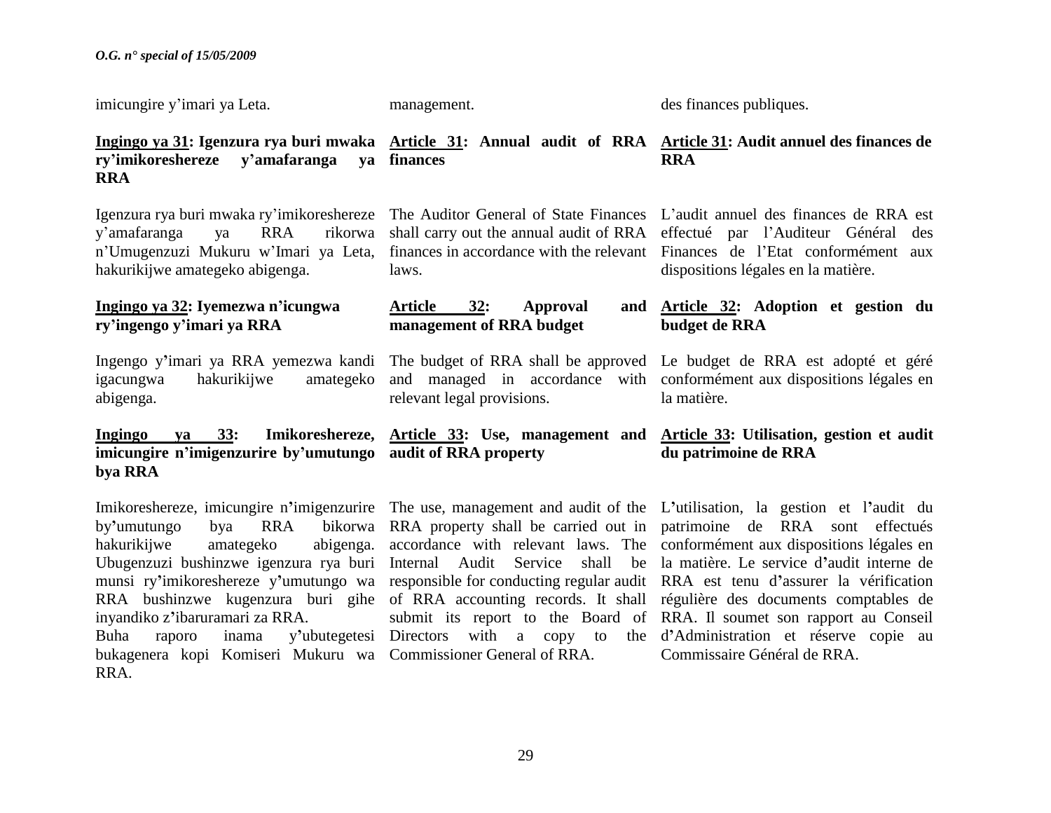imicungire y'imari ya Leta.

management.

des finances publiques.

**Ingingo ya 31: Igenzura rya buri mwaka ry'imikoreshereze y'amafaranga ya RRA**

Igenzura rya buri mwaka ry'imikoreshereze y'amafaranga ya RRA rikorwa n'Umugenzuzi Mukuru w'Imari ya Leta, hakurikijwe amategeko abigenga.

**Ingingo ya 32: Iyemezwa n'icungwa ry'ingengo y'imari ya RRA**

Ingengo y'imari ya RRA yemezwa kandi igacungwa hakurikijwe amategeko abigenga.

**Ingingo ya 33: Imikoreshereze, imicungire n'imigenzurire by'umutungo bya RRA**

Imikoreshereze, imicungire n'imigenzurire by'umutungo bya RRA bikorwa hakurikijwe amategeko abigenga. Ubugenzuzi bushinzwe igenzura rya buri munsi ry'imikoreshereze y'umutungo wa RRA bushinzwe kugenzura buri gihe inyandiko z'ibaruramari za RRA.
Buha raporo inama y'ubutegetesi bukagenera kopi Komiseri Mukuru wa RRA.

**Article 31: Annual audit of RRA finances**

The Auditor General of State Finances shall carry out the annual audit of RRA finances in accordance with the relevant laws.

**Article 32: Approval and management of RRA budget**

The budget of RRA shall be approved and managed in accordance with relevant legal provisions.

**Article 33: Use, management and audit of RRA property**

The use, management and audit of the RRA property shall be carried out in accordance with relevant laws. The Internal Audit Service shall be responsible for conducting regular audit of RRA accounting records. It shall submit its report to the Board of Directors with a copy to the Commissioner General of RRA.

**Article 31: Audit annuel des finances de RRA**

L'audit annuel des finances de RRA est effectué par l'Auditeur Général des Finances de l'Etat conformément aux dispositions légales en la matière.

**Article 32: Adoption et gestion du budget de RRA**

Le budget de RRA est adopté et géré conformément aux dispositions légales en la matière.

**Article 33: Utilisation, gestion et audit du patrimoine de RRA**

L'utilisation, la gestion et l'audit du patrimoine de RRA sont effectués conformément aux dispositions légales en la matière. Le service d'audit interne de RRA est tenu d'assurer la vérification régulière des documents comptables de RRA. Il soumet son rapport au Conseil d'Administration et réserve copie au Commissaire Général de RRA.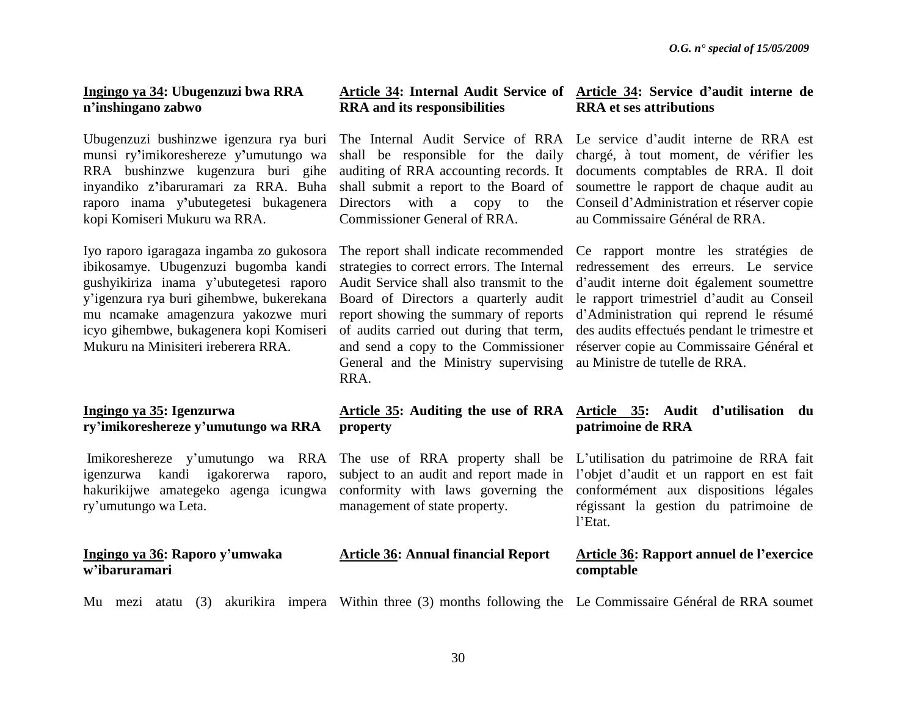**Ingingo ya 34: Ubugenzuzi bwa RRA n'inshingano zabwo**

Ubugenzuzi bushinzwe igenzura rya buri munsi ry'imikoreshereze y'umutungo wa RRA bushinzwe kugenzura buri gihe inyandiko z'ibaruramari za RRA. Buha raporo inama y'ubutegetesi bukagenera kopi Komiseri Mukuru wa RRA.

Iyo raporo igaragaza ingamba zo gukosora ibikosamye. Ubugenzuzi bugomba kandi gushyikiriza inama y'ubutegetesi raporo y'igenzura rya buri gihembwe, bukerekana mu ncamake amagenzura yakozwe muri icyo gihembwe, bukagenera kopi Komiseri Mukuru na Minisiteri ireberera RRA.

**Ingingo ya 35: Igenzurwa ry'imikoreshereze y'umutungo wa RRA**

Imikoreshereze y'umutungo wa RRA igenzurwa kandi igakorerwa raporo, hakurikijwe amategeko agenga icungwa ry'umutungo wa Leta.

**Ingingo ya 36: Raporo y'umwaka w'ibaruramari**

Mu mezi atatu (3) akurikira impera

**Article 34: Internal Audit Service of RRA and its responsibilities**

The Internal Audit Service of RRA shall be responsible for the daily auditing of RRA accounting records. It shall submit a report to the Board of Directors with a copy to the Commissioner General of RRA.

The report shall indicate recommended strategies to correct errors. The Internal Audit Service shall also transmit to the Board of Directors a quarterly audit report showing the summary of reports of audits carried out during that term, and send a copy to the Commissioner General and the Ministry supervising RRA.

**Article 35: Auditing the use of RRA property**

The use of RRA property shall be subject to an audit and report made in conformity with laws governing the management of state property.

**Article 36: Annual financial Report**

Within three (3) months following the

**Article 34: Service d'audit interne de RRA et ses attributions**

Le service d'audit interne de RRA est chargé, à tout moment, de vérifier les documents comptables de RRA. Il doit soumettre le rapport de chaque audit au Conseil d'Administration et réserver copie au Commissaire Général de RRA.

Ce rapport montre les stratégies de redressement des erreurs. Le service d'audit interne doit également soumettre le rapport trimestriel d'audit au Conseil d'Administration qui reprend le résumé des audits effectués pendant le trimestre et réserver copie au Commissaire Général et au Ministre de tutelle de RRA.

**Article 35: Audit d'utilisation du patrimoine de RRA**

L'utilisation du patrimoine de RRA fait l'objet d'audit et un rapport en est fait conformément aux dispositions légales régissant la gestion du patrimoine de l'Etat.

**Article 36: Rapport annuel de l'exercice comptable**

Le Commissaire Général de RRA soumet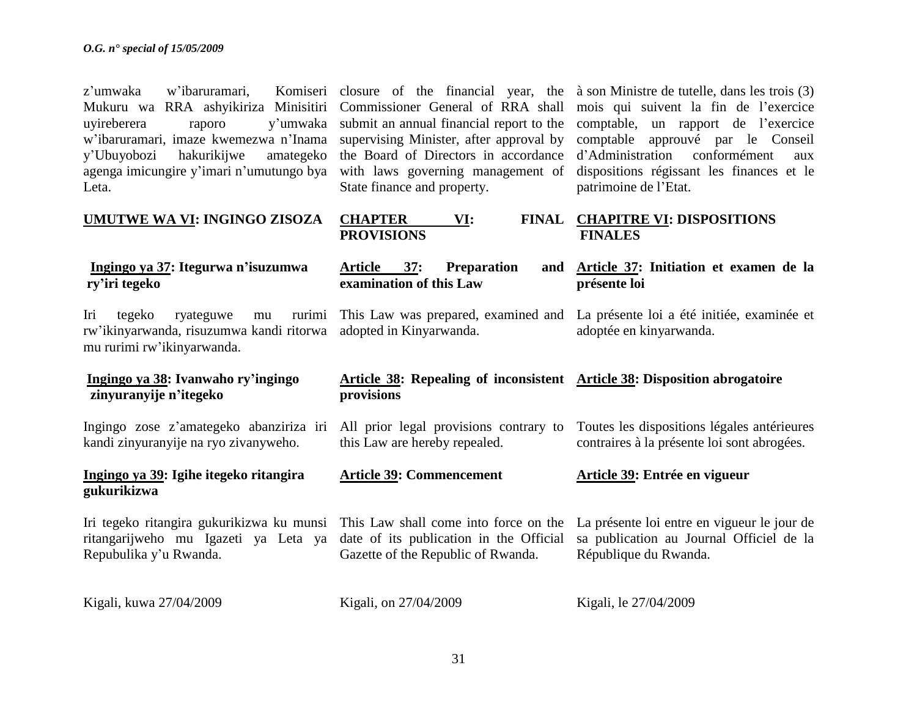z'umwaka w'ibaruramari, Komiseri Mukuru wa RRA ashyikiriza Minisitiri uyireberera raporo y'umwaka w'ibaruramari, imaze kwemezwa n'Inama y'Ubuyobozi hakurikijwe amategeko agenga imicungire y'imari n'umutungo bya Leta.

## UMUTWE WA VI: INGINGO ZISOZA

**Ingingo ya 37: Itegurwa n'isuzumwa ry'iri tegeko**

Iri tegeko ryateguwe mu rurimi rw'ikinyarwanda, risuzumwa kandi ritorwa mu rurimi rw'ikinyarwanda.

**Ingingo ya 38: Ivanwaho ry'ingingo zinyuranyije n'itegeko**

Ingingo zose z'amategeko abanziriza iri kandi zinyuranyije na ryo zivanyweho.

**Ingingo ya 39: Igihe itegeko ritangira gukurikizwa**

Iri tegeko ritangira gukurikizwa ku munsi ritangarijweho mu Igazeti ya Leta ya Repubulika y'u Rwanda.

Kigali, kuwa 27/04/2009

closure of the financial year, the Commissioner General of RRA shall submit an annual financial report to the supervising Minister, after approval by the Board of Directors in accordance with laws governing management of State finance and property.

## CHAPTER VI: FINAL PROVISIONS

**Article 37: Preparation and examination of this Law**

This Law was prepared, examined and adopted in Kinyarwanda.

**Article 38: Repealing of inconsistent provisions**

All prior legal provisions contrary to this Law are hereby repealed.

**Article 39: Commencement**

This Law shall come into force on the date of its publication in the Official Gazette of the Republic of Rwanda.

Kigali, on 27/04/2009

à son Ministre de tutelle, dans les trois (3) mois qui suivent la fin de l'exercice comptable, un rapport de l'exercice comptable approuvé par le Conseil d'Administration conformément aux dispositions régissant les finances et le patrimoine de l'Etat.

## CHAPITRE VI: DISPOSITIONS FINALES

**Article 37: Initiation et examen de la présente loi**

La présente loi a été initiée, examinée et adoptée en kinyarwanda.

**Article 38: Disposition abrogatoire**

Toutes les dispositions légales antérieures contraires à la présente loi sont abrogées.

**Article 39: Entrée en vigueur**

La présente loi entre en vigueur le jour de sa publication au Journal Officiel de la République du Rwanda.

Kigali, le 27/04/2009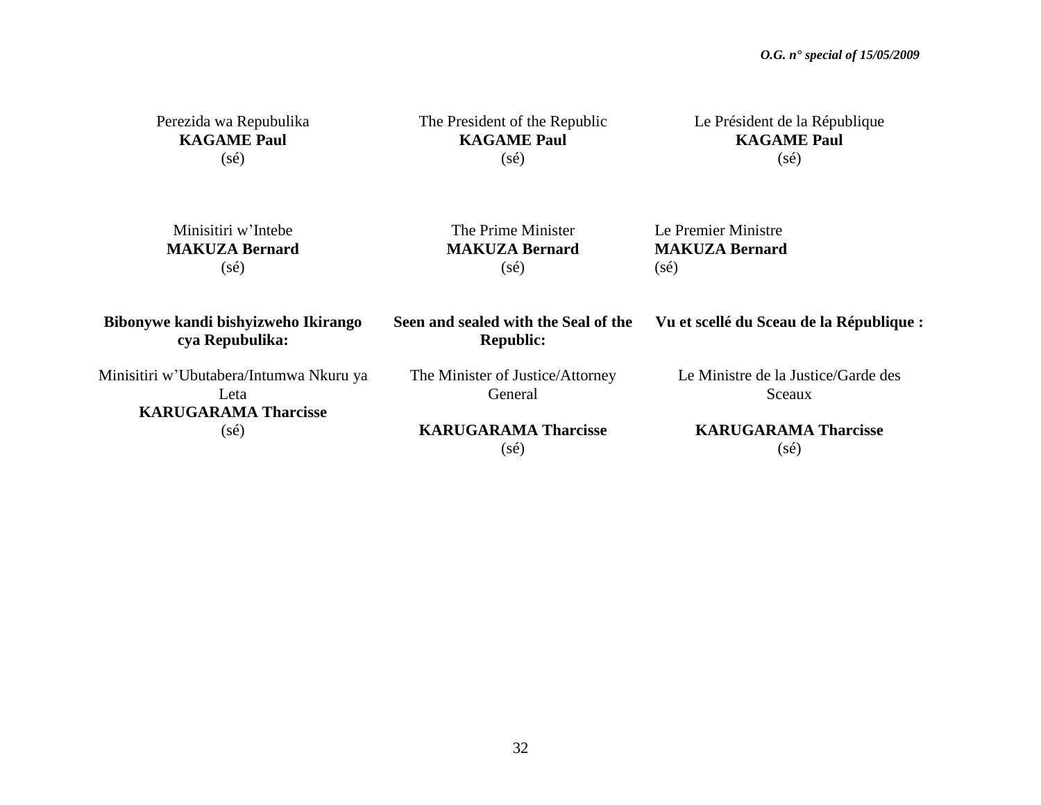Perezida wa Repubulika
**KAGAME Paul**
(sé)

The President of the Republic
**KAGAME Paul**
(sé)

Le Président de la République
**KAGAME Paul**
(sé)

Minisitiri w'Intebe
**MAKUZA Bernard**
(sé)

The Prime Minister
**MAKUZA Bernard**
(sé)

Le Premier Ministre
**MAKUZA Bernard**
(sé)

**Bibonywe kandi bishyizweho Ikirango cya Repubulika:**

Minisitiri w'Ubutabera/Intumwa Nkuru ya Leta
**KARUGARAMA Tharcisse**
(sé)

**Seen and sealed with the Seal of the Republic:**

The Minister of Justice/Attorney General

**KARUGARAMA Tharcisse**
(sé)

**Vu et scellé du Sceau de la République :**

Le Ministre de la Justice/Garde des Sceaux

**KARUGARAMA Tharcisse**
(sé)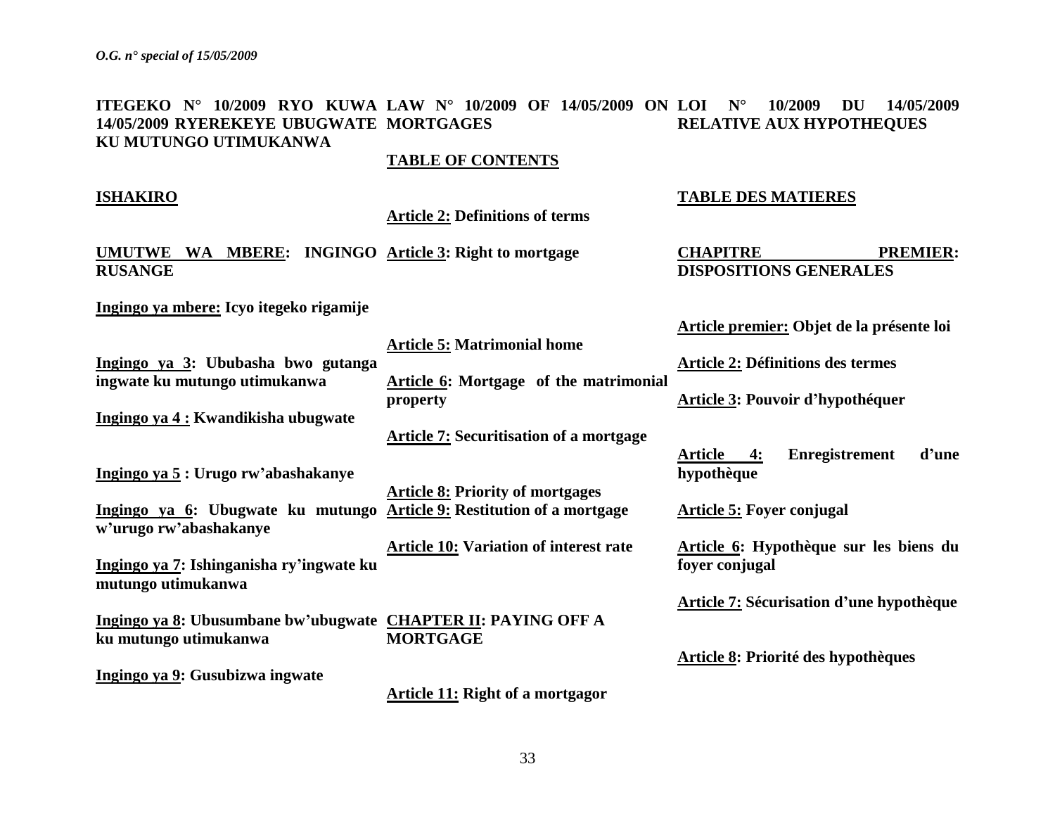**ITEGEKO N° 10/2009 RYO KUWA 14/05/2009 RYEREKEYE UBUGWATE KU MUTUNGO UTIMUKANWA**

**ISHAKIRO**

**UMUTWE WA MBERE: INGINGO RUSANGE**

**Ingingo ya mbere: Icyo itegeko rigamije**

**Ingingo ya 3: Ububasha bwo gutanga ingwate ku mutungo utimukanwa**

**Ingingo ya 4 : Kwandikisha ubugwate**

**Ingingo ya 5 : Urugo rw'abashakanye**

**Ingingo ya 6: Ubugwate ku mutungo w'urugo rw'abashakanye**

**Ingingo ya 7: Ishinganisha ry'ingwate ku mutungo utimukanwa**

**Ingingo ya 8: Ubusumbane bw'ubugwate ku mutungo utimukanwa**

**Ingingo ya 9: Gusubizwa ingwate**

**LAW N° 10/2009 OF 14/05/2009 ON MORTGAGES**

**TABLE OF CONTENTS**

**Article 2: Definitions of terms**

**Article 3: Right to mortgage**

**Article 5: Matrimonial home**

**Article 6: Mortgage of the matrimonial property**

**Article 7: Securitisation of a mortgage**

**Article 8: Priority of mortgages**

**Article 9: Restitution of a mortgage**

**Article 10: Variation of interest rate**

**CHAPTER II: PAYING OFF A MORTGAGE**

**Article 11: Right of a mortgagor**

**LOI N° 10/2009 DU 14/05/2009 RELATIVE AUX HYPOTHEQUES**

**TABLE DES MATIERES**

**CHAPITRE PREMIER: DISPOSITIONS GENERALES**

**Article premier: Objet de la présente loi**

**Article 2: Définitions des termes**

**Article 3: Pouvoir d'hypothéquer**

**Article 4: Enregistrement d'une hypothèque**

**Article 5: Foyer conjugal**

**Article 6: Hypothèque sur les biens du foyer conjugal**

**Article 7: Sécurisation d'une hypothèque**

**Article 8: Priorité des hypothèques**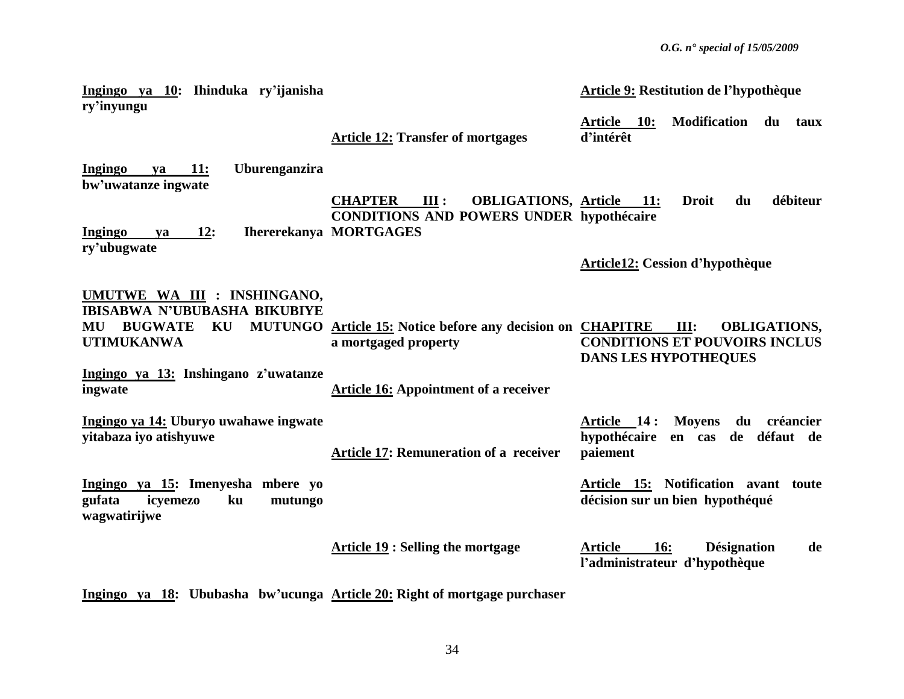**Ingingo ya 10: Ihinduka ry'ijanisha ry'inyungu**

**Ingingo ya 11: Uburenganzira bw'uwatanze ingwate**

**Ingingo ya 12: Ihererekanya ry'ubugwate**

**UMUTWE WA III : INSHINGANO, IBISABWA N'UBUBASHA BIKUBIYE MU BUGWATE KU MUTUNGO UTIMUKANWA**

**Ingingo ya 13: Inshingano z'uwatanze ingwate**

**Ingingo ya 14: Uburyo uwahawe ingwate yitabaza iyo atishyuwe**

**Ingingo ya 15: Imenyesha mbere yo gufata icyemezo ku mutungo wagwatirijwe**

**Ingingo ya 18: Ububasha bw'ucunga**

**Article 12: Transfer of mortgages**

**CHAPTER III : OBLIGATIONS, CONDITIONS AND POWERS UNDER MORTGAGES**

**Article 15: Notice before any decision on a mortgaged property**

**Article 16: Appointment of a receiver**

**Article 17: Remuneration of a receiver**

**Article 19 : Selling the mortgage**

**Article 20: Right of mortgage purchaser**

**Article 9: Restitution de l'hypothèque**

**Article 10: Modification du taux d'intérêt**

**Article 11: Droit du débiteur hypothécaire**

**Article12: Cession d'hypothèque**

**CHAPITRE III: OBLIGATIONS, CONDITIONS ET POUVOIRS INCLUS DANS LES HYPOTHEQUES**

**Article 14 : Moyens du créancier hypothécaire en cas de défaut de paiement**

**Article 15: Notification avant toute décision sur un bien hypothéqué**

**Article 16: Désignation de l'administrateur d'hypothèque**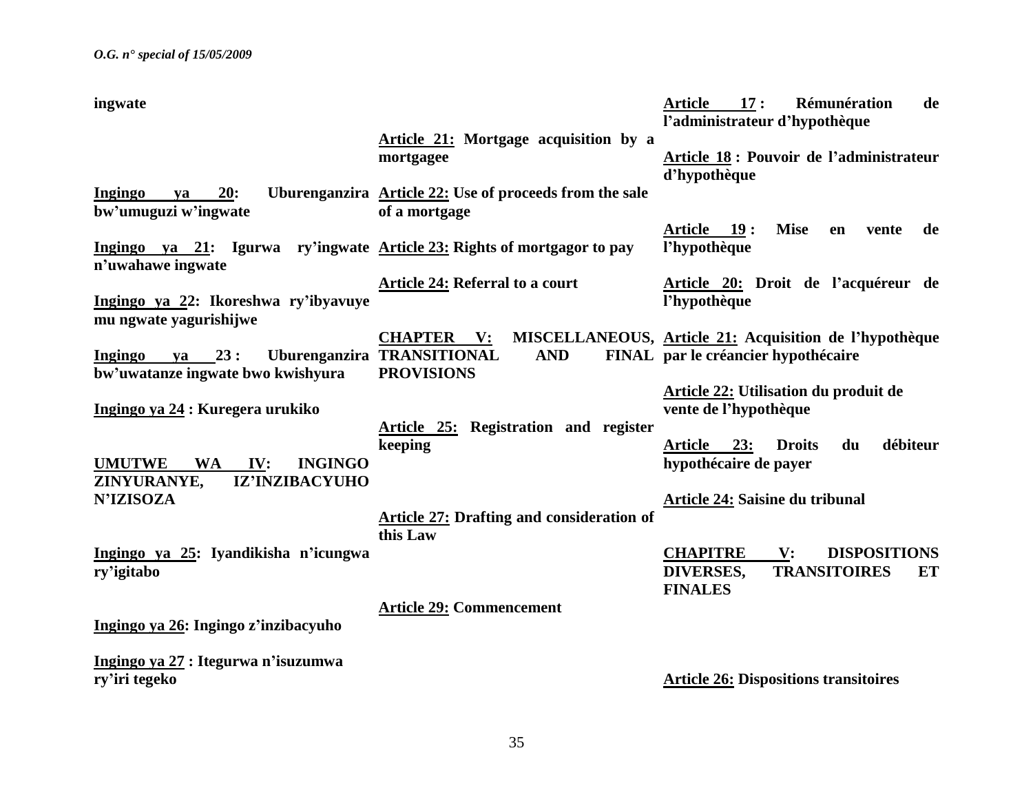ingwate

**Ingingo ya 20: Uburenganzira bw'umuguzi w'ingwate**

**Ingingo ya 21: Igurwa ry'ingwate n'uwahawe ingwate**

**Ingingo ya 22: Ikoreshwa ry'ibyavuye mu ngwate yagurishijwe**

**Ingingo ya 23 : Uburenganzira bw'uwatanze ingwate bwo kwishyura**

**Ingingo ya 24 : Kuregera urukiko**

**UMUTWE WA IV: INGINGO ZINYURANYE, IZ'INZIBACYUHO N'IZISOZA**

**Ingingo ya 25: Iyandikisha n'icungwa ry'igitabo**

**Ingingo ya 26: Ingingo z'inzibacyuho**

**Ingingo ya 27 : Itegurwa n'isuzumwa ry'iri tegeko**

**Article 21: Mortgage acquisition by a mortgagee**

**Article 22: Use of proceeds from the sale of a mortgage**

**Article 23: Rights of mortgagor to pay**

**Article 24: Referral to a court**

**CHAPTER V: MISCELLANEOUS, TRANSITIONAL AND FINAL PROVISIONS**

**Article 25: Registration and register keeping**

**Article 27: Drafting and consideration of this Law**

**Article 29: Commencement**

**Article 17 : Rémunération de l'administrateur d'hypothèque**

**Article 18 : Pouvoir de l'administrateur d'hypothèque**

**Article 19 : Mise en vente de l'hypothèque**

**Article 20: Droit de l'acquéreur de l'hypothèque**

**Article 21: Acquisition de l'hypothèque par le créancier hypothécaire**

**Article 22: Utilisation du produit de vente de l'hypothèque**

**Article 23: Droits du débiteur hypothécaire de payer**

**Article 24: Saisine du tribunal**

**CHAPITRE V: DISPOSITIONS DIVERSES, TRANSITOIRES ET FINALES**

**Article 26: Dispositions transitoires**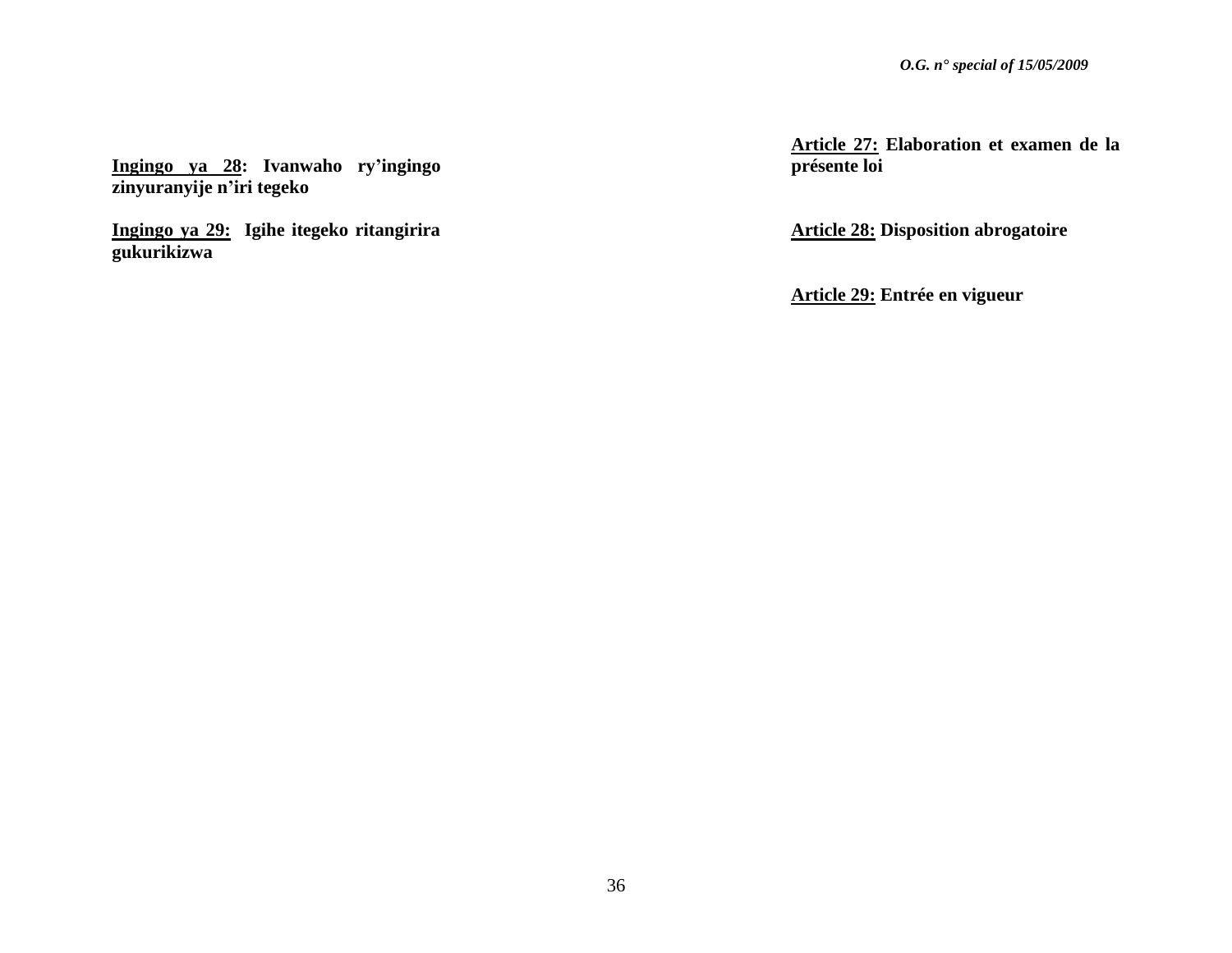**Ingingo ya 28: Ivanwaho ry'ingingo zinyuranyije n'iri tegeko**

**Ingingo ya 29: Igihe itegeko ritangirira gukurikizwa**

**Article 27: Elaboration et examen de la présente loi**

**Article 28: Disposition abrogatoire**

**Article 29: Entrée en vigueur**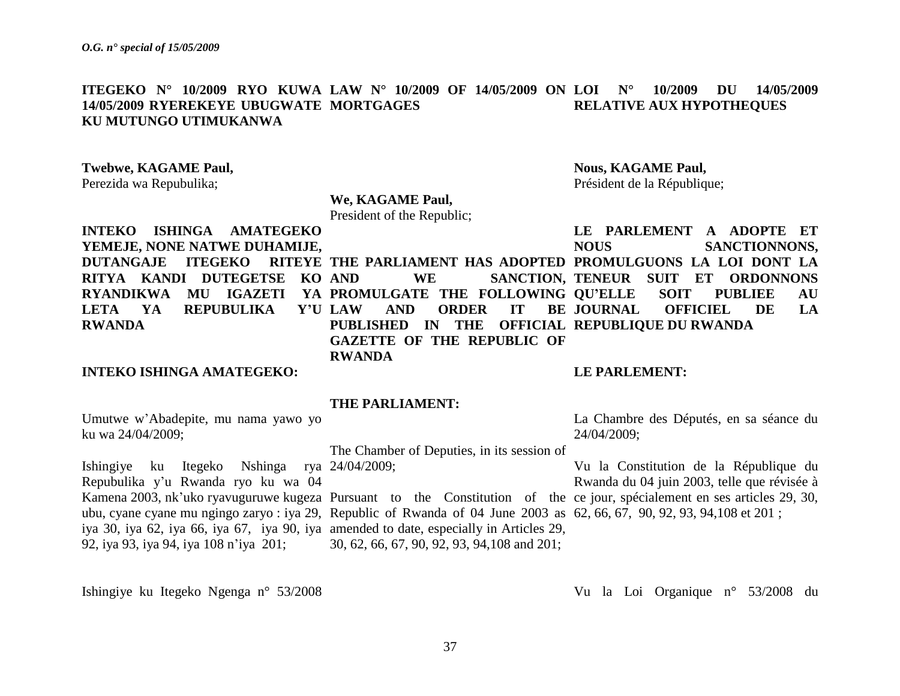**ITEGEKO N° 10/2009 RYO KUWA 14/05/2009 RYEREKEYE UBUGWATE KU MUTUNGO UTIMUKANWA**

**Twebwe, KAGAME Paul,**
Perezida wa Repubulika;

**INTEKO ISHINGA AMATEGEKO YEMEJE, NONE NATWE DUHAMIJE, DUTANGAJE ITEGEKO RITEYE RITYA KANDI DUTEGETSE KO RYANDIKWA MU IGAZETI YA LETA YA REPUBULIKA Y'U RWANDA**

**INTEKO ISHINGA AMATEGEKO:**

Umutwe w'Abadepite, mu nama yawo yo ku wa 24/04/2009;

Ishingiye ku Itegeko Nshinga rya Repubulika y'u Rwanda ryo ku wa 04 Kamena 2003, nk'uko ryavuguruwe kugeza ubu, cyane cyane mu ngingo zaryo : iya 29, iya 30, iya 62, iya 66, iya 67, iya 90, iya 92, iya 93, iya 94, iya 108 n'iya 201;

Ishingiye ku Itegeko Ngenga n° 53/2008

**LAW N° 10/2009 OF 14/05/2009 ON MORTGAGES**

**We, KAGAME Paul,**
President of the Republic;

**THE PARLIAMENT HAS ADOPTED AND WE SANCTION, PROMULGATE THE FOLLOWING LAW AND ORDER IT BE PUBLISHED IN THE OFFICIAL GAZETTE OF THE REPUBLIC OF RWANDA**

**THE PARLIAMENT:**

The Chamber of Deputies, in its session of 24/04/2009;

Pursuant to the Constitution of the Republic of Rwanda of 04 June 2003 as amended to date, especially in Articles 29, 30, 62, 66, 67, 90, 92, 93, 94,108 and 201;

**LOI N° 10/2009 DU 14/05/2009 RELATIVE AUX HYPOTHEQUES**

**Nous, KAGAME Paul,**
Président de la République;

**LE PARLEMENT A ADOPTE ET NOUS SANCTIONNONS, PROMULGUONS LA LOI DONT LA TENEUR SUIT ET ORDONNONS QU'ELLE SOIT PUBLIEE AU JOURNAL OFFICIEL DE LA REPUBLIQUE DU RWANDA**

**LE PARLEMENT:**

La Chambre des Députés, en sa séance du 24/04/2009;

Vu la Constitution de la République du Rwanda du 04 juin 2003, telle que révisée à ce jour, spécialement en ses articles 29, 30, 62, 66, 67, 90, 92, 93, 94,108 et 201 ;

Vu la Loi Organique n° 53/2008 du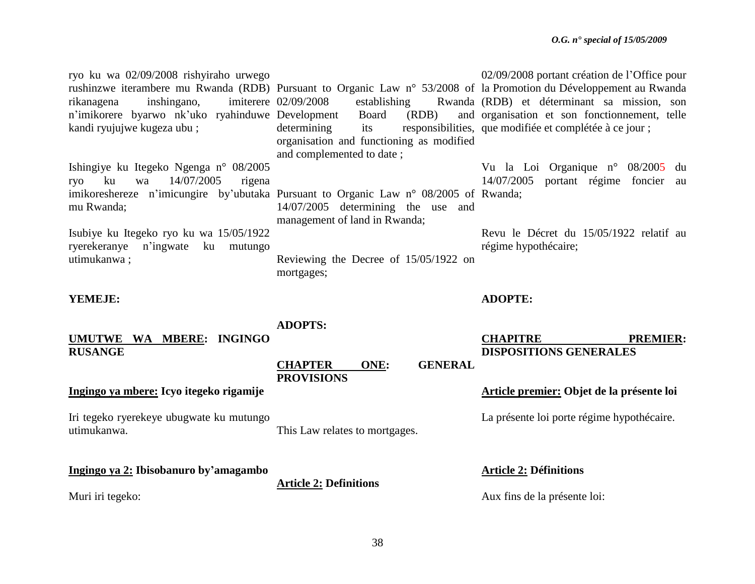ryo ku wa 02/09/2008 rishyiraho urwego rushinzwe iterambere mu Rwanda (RDB) rikanagena inshingano, imiterere n'imikorere byarwo nk'uko ryahinduwe kandi ryujujwe kugeza ubu ;

Ishingiye ku Itegeko Ngenga n° 08/2005 ryo ku wa 14/07/2005 rigena imikoreshereze n'imicungire by'ubutaka mu Rwanda;

Isubiye ku Itegeko ryo ku wa 15/05/1922 ryerekeranye n'ingwate ku mutungo utimukanwa ;

**YEMEJE:**

**UMUTWE WA MBERE: INGINGO RUSANGE**

**Ingingo ya mbere: Icyo itegeko rigamije**

Iri tegeko ryerekeye ubugwate ku mutungo utimukanwa.

**Ingingo ya 2: Ibisobanuro by'amagambo**

Muri iri tegeko:

Pursuant to Organic Law n° 53/2008 of 02/09/2008 establishing Rwanda Development Board (RDB) and determining its responsibilities, organisation and functioning as modified and complemented to date ;

Pursuant to Organic Law n° 08/2005 of 14/07/2005 determining the use and management of land in Rwanda;

Reviewing the Decree of 15/05/1922 on mortgages;

**ADOPTS:**

**CHAPTER ONE: GENERAL PROVISIONS**

This Law relates to mortgages.

**Article 2: Definitions**

02/09/2008 portant création de l'Office pour la Promotion du Développement au Rwanda (RDB) et déterminant sa mission, son organisation et son fonctionnement, telle que modifiée et complétée à ce jour ;

Vu la Loi Organique n° 08/2005 du 14/07/2005 portant régime foncier au Rwanda;

Revu le Décret du 15/05/1922 relatif au régime hypothécaire;

**ADOPTE:**

**CHAPITRE PREMIER: DISPOSITIONS GENERALES**

**Article premier: Objet de la présente loi**

La présente loi porte régime hypothécaire.

**Article 2: Définitions**

Aux fins de la présente loi: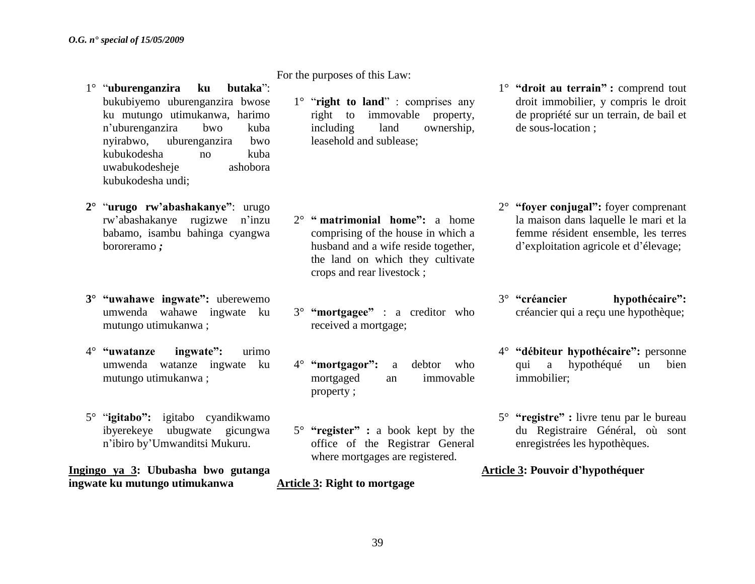1° "**uburenganzira ku butaka**": bukubiyemo uburenganzira bwose ku mutungo utimukanwa, harimo n'uburenganzira bwo kuba nyirabwo, uburenganzira bwo kubukodesha no kuba uwabukodesheje ashobora kubukodesha undi;

**2°** "**urugo rw'abashakanye"**: urugo rw'abashakanye rugizwe n'inzu babamo, isambu bahinga cyangwa bororeramo ***;***

**3°** **"uwahawe ingwate":** uberewemo umwenda wahawe ingwate ku mutungo utimukanwa ;

4° **"uwatanze ingwate":** urimo umwenda watanze ingwate ku mutungo utimukanwa ;

5° "**igitabo":** igitabo cyandikwamo ibyerekeye ubugwate gicungwa n'ibiro by'Umwanditsi Mukuru.

**Ingingo ya 3: Ububasha bwo gutanga ingwate ku mutungo utimukanwa**

For the purposes of this Law:

1° "**right to land**" : comprises any right to immovable property, including land ownership, leasehold and sublease;

2° **" matrimonial home":** a home comprising of the house in which a husband and a wife reside together, the land on which they cultivate crops and rear livestock ;

3° **"mortgagee"** : a creditor who received a mortgage;

4° **"mortgagor":** a debtor who mortgaged an immovable property ;

5° **"register" :** a book kept by the office of the Registrar General where mortgages are registered.

**Article 3: Right to mortgage**

1° **"droit au terrain" :** comprend tout droit immobilier, y compris le droit de propriété sur un terrain, de bail et de sous-location ;

2° **"foyer conjugal":** foyer comprenant la maison dans laquelle le mari et la femme résident ensemble, les terres d'exploitation agricole et d'élevage;

3° **"créancier hypothécaire":** créancier qui a reçu une hypothèque;

4° **"débiteur hypothécaire":** personne qui a hypothéqué un bien immobilier;

5° **"registre" :** livre tenu par le bureau du Registraire Général, où sont enregistrées les hypothèques.

**Article 3: Pouvoir d'hypothéquer**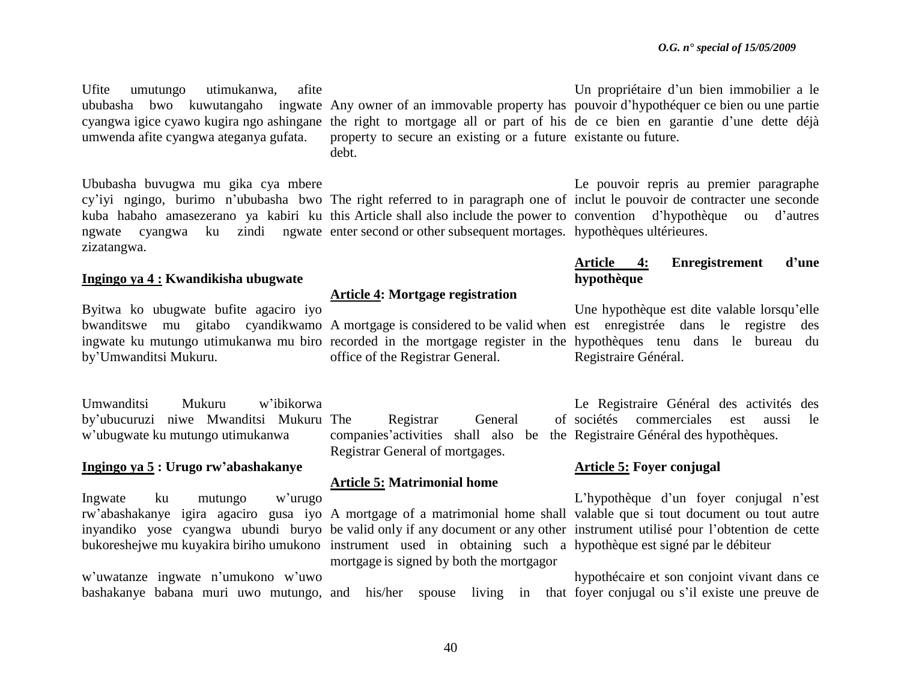Ufite umutungo utimukanwa, afite ububasha bwo kuwutangaho ingwate cyangwa igice cyawo kugira ngo ashingane umwenda afite cyangwa ateganya gufata.

Ububasha buvugwa mu gika cya mbere cy'iyi ngingo, burimo n'ububasha bwo kuba habaho amasezerano ya kabiri ku ngwate cyangwa ku zindi ngwate zizatangwa.

**Ingingo ya 4 : Kwandikisha ubugwate**

Byitwa ko ubugwate bufite agaciro iyo bwanditswe mu gitabo cyandikwamo ingwate ku mutungo utimukanwa mu biro by'Umwanditsi Mukuru.

Umwanditsi Mukuru w'ibikorwa by'ubucuruzi niwe Mwanditsi Mukuru w'ubugwate ku mutungo utimukanwa

**Ingingo ya 5 : Urugo rw'abashakanye**

Ingwate ku mutungo w'urugo rw'abashakanye igira agaciro gusa iyo inyandiko yose cyangwa ubundi buryo bukoreshejwe mu kuyakira biriho umukono w'uwatanze ingwate n'umukono w'uwo bashakanye babana muri uwo mutungo,

Any owner of an immovable property has the right to mortgage all or part of his property to secure an existing or a future debt.

The right referred to in paragraph one of this Article shall also include the power to enter second or other subsequent mortages.

**Article 4: Mortgage registration**

A mortgage is considered to be valid when recorded in the mortgage register in the office of the Registrar General.

The Registrar General of companies'activities shall also be the Registrar General of mortgages.

**Article 5: Matrimonial home**

A mortgage of a matrimonial home shall be valid only if any document or any other instrument used in obtaining such a mortgage is signed by both the mortgagor and his/her spouse living in that

Un propriétaire d'un bien immobilier a le pouvoir d'hypothéquer ce bien ou une partie de ce bien en garantie d'une dette déjà existante ou future.

Le pouvoir repris au premier paragraphe inclut le pouvoir de contracter une seconde convention d'hypothèque ou d'autres hypothèques ultérieures.

**Article 4: Enregistrement d'une hypothèque**

Une hypothèque est dite valable lorsqu'elle est enregistrée dans le registre des hypothèques tenu dans le bureau du Registraire Général.

Le Registraire Général des activités des sociétés commerciales est aussi le Registraire Général des hypothèques.

**Article 5: Foyer conjugal**

L'hypothèque d'un foyer conjugal n'est valable que si tout document ou tout autre instrument utilisé pour l'obtention de cette hypothèque est signé par le débiteur hypothécaire et son conjoint vivant dans ce foyer conjugal ou s'il existe une preuve de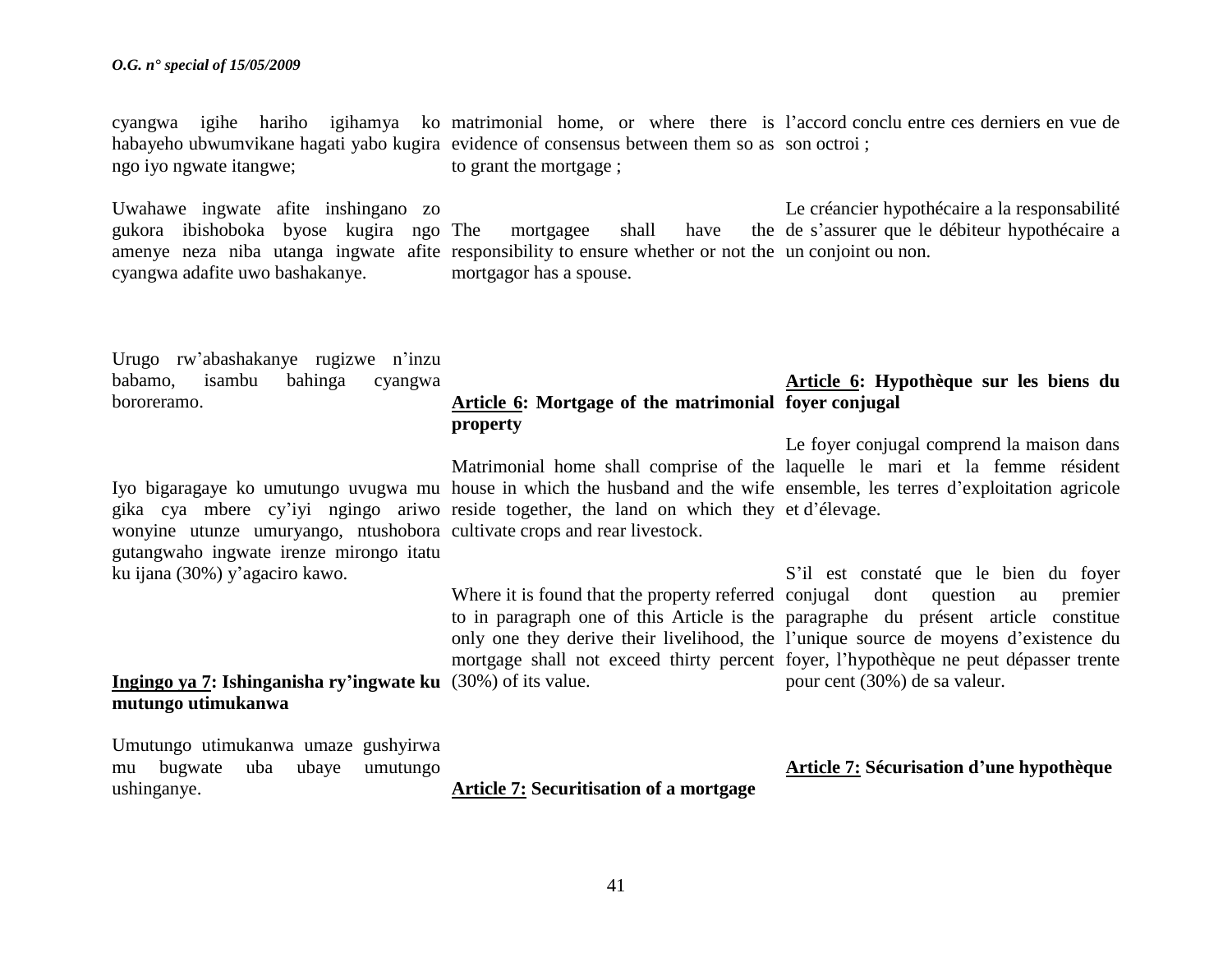cyangwa igihe hariho igihamya ko habayeho ubwumvikane hagati yabo kugira ngo iyo ngwate itangwe;

Uwahawe ingwate afite inshingano zo gukora ibishoboka byose kugira ngo amenye neza niba utanga ingwate afite cyangwa adafite uwo bashakanye.

Urugo rw'abashakanye rugizwe n'inzu babamo, isambu bahinga cyangwa bororeramo.

Iyo bigaragaye ko umutungo uvugwa mu gika cya mbere cy'iyi ngingo ariwo wonyine utunze umuryango, ntushobora gutangwaho ingwate irenze mirongo itatu ku ijana (30%) y'agaciro kawo.

**Ingingo ya 7: Ishinganisha ry'ingwate ku mutungo utimukanwa**

Umutungo utimukanwa umaze gushyirwa mu bugwate uba ubaye umutungo ushinganye.

matrimonial home, or where there is evidence of consensus between them so as to grant the mortgage ;

The mortgagee shall have the responsibility to ensure whether or not the mortgagor has a spouse.

**Article 6: Mortgage of the matrimonial property**

Matrimonial home shall comprise of the house in which the husband and the wife reside together, the land on which they cultivate crops and rear livestock.

Where it is found that the property referred to in paragraph one of this Article is the only one they derive their livelihood, the mortgage shall not exceed thirty percent (30%) of its value.

**Article 7: Securitisation of a mortgage**

l'accord conclu entre ces derniers en vue de son octroi ;

Le créancier hypothécaire a la responsabilité de s'assurer que le débiteur hypothécaire a un conjoint ou non.

**Article 6: Hypothèque sur les biens du foyer conjugal**

Le foyer conjugal comprend la maison dans laquelle le mari et la femme résident ensemble, les terres d'exploitation agricole et d'élevage.

S'il est constaté que le bien du foyer conjugal dont question au premier paragraphe du présent article constitue l'unique source de moyens d'existence du foyer, l'hypothèque ne peut dépasser trente pour cent (30%) de sa valeur.

**Article 7: Sécurisation d'une hypothèque**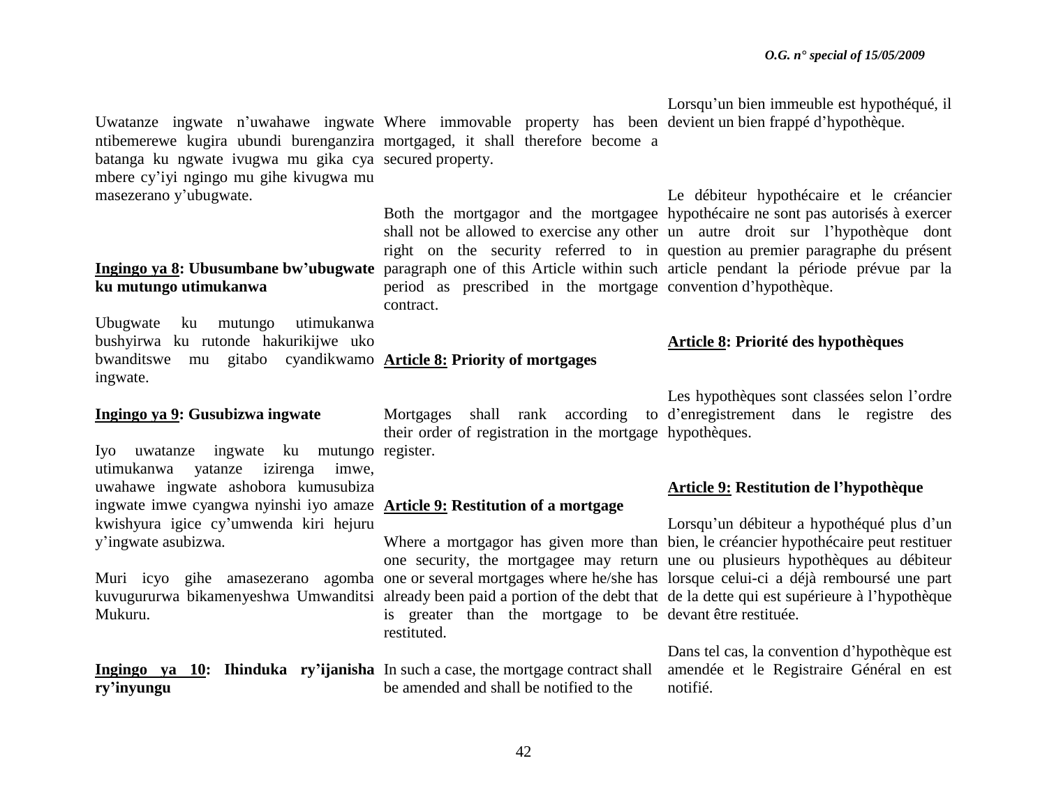Uwatanze ingwate n'uwahawe ingwate ntibemerewe kugira ubundi burenganzira batanga ku ngwate ivugwa mu gika cya mbere cy'iyi ngingo mu gihe kivugwa mu masezerano y'ubugwate.

**Ingingo ya 8: Ubusumbane bw'ubugwate ku mutungo utimukanwa**

Ubugwate ku mutungo utimukanwa bushyirwa ku rutonde hakurikijwe uko bwanditswe mu gitabo cyandikwamo ingwate.

**Ingingo ya 9: Gusubizwa ingwate**

Iyo uwatanze ingwate ku mutungo utimukanwa yatanze izirenga imwe, uwahawe ingwate ashobora kumusubiza ingwate imwe cyangwa nyinshi iyo amaze kwishyura igice cy'umwenda kiri hejuru y'ingwate asubizwa.

Muri icyo gihe amasezerano agomba kuvugururwa bikamenyeshwa Umwanditsi Mukuru.

**Ingingo ya 10: Ihinduka ry'ijanisha ry'inyungu**

Where immovable property has been mortgaged, it shall therefore become a secured property.

Both the mortgagor and the mortgagee shall not be allowed to exercise any other right on the security referred to in paragraph one of this Article within such period as prescribed in the mortgage contract.

**Article 8: Priority of mortgages**

Mortgages shall rank according to their order of registration in the mortgage register.

**Article 9: Restitution of a mortgage**

Where a mortgagor has given more than one security, the mortgagee may return one or several mortgages where he/she has already been paid a portion of the debt that is greater than the mortgage to be restituted.

In such a case, the mortgage contract shall be amended and shall be notified to the

Lorsqu'un bien immeuble est hypothéqué, il devient un bien frappé d'hypothèque.

Le débiteur hypothécaire et le créancier hypothécaire ne sont pas autorisés à exercer un autre droit sur l'hypothèque dont question au premier paragraphe du présent article pendant la période prévue par la convention d'hypothèque.

**Article 8: Priorité des hypothèques**

Les hypothèques sont classées selon l'ordre d'enregistrement dans le registre des hypothèques.

**Article 9: Restitution de l'hypothèque**

Lorsqu'un débiteur a hypothéqué plus d'un bien, le créancier hypothécaire peut restituer une ou plusieurs hypothèques au débiteur lorsque celui-ci a déjà remboursé une part de la dette qui est supérieure à l'hypothèque devant être restituée.

Dans tel cas, la convention d'hypothèque est amendée et le Registraire Général en est notifié.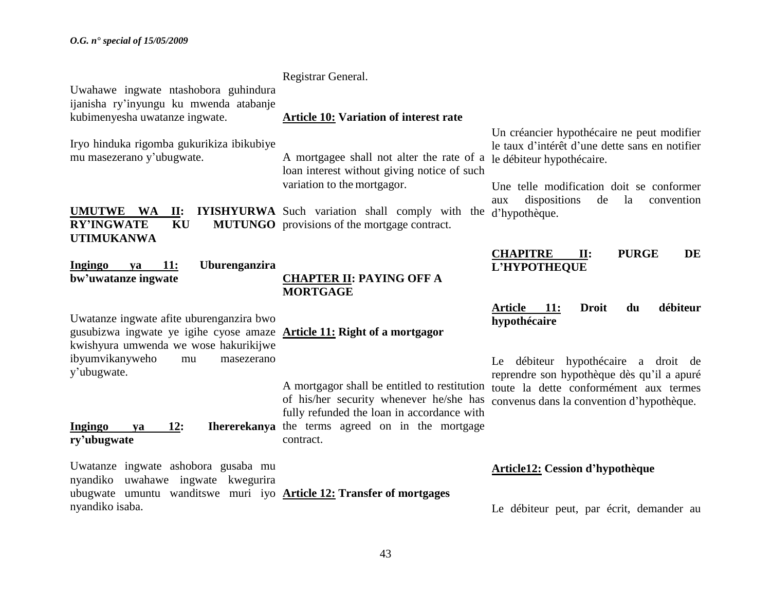Uwahawe ingwate ntashobora guhindura ijanisha ry'inyungu ku mwenda atabanje kubimenyesha uwatanze ingwate.

Iryo hinduka rigomba gukurikiza ibikubiye mu masezerano y'ubugwate.

## UMUTWE WA II: IYISHYURWA RY'INGWATE KU MUTUNGO UTIMUKANWA

**Ingingo ya 11: Uburenganzira bw'uwatanze ingwate**

Uwatanze ingwate afite uburenganzira bwo gusubizwa ingwate ye igihe cyose amaze kwishyura umwenda we wose hakurikijwe ibyumvikanyweho mu masezerano y'ubugwate.

**Ingingo ya 12: Ihererekanya ry'ubugwate**

Uwatanze ingwate ashobora gusaba mu nyandiko uwahawe ingwate kwegurira ubugwate umuntu wanditswe muri iyo nyandiko isaba.

Registrar General.

**Article 10: Variation of interest rate**

A mortgagee shall not alter the rate of a loan interest without giving notice of such variation to the mortgagor.

Such variation shall comply with the provisions of the mortgage contract.

## CHAPTER II: PAYING OFF A MORTGAGE

**Article 11: Right of a mortgagor**

A mortgagor shall be entitled to restitution of his/her security whenever he/she has fully refunded the loan in accordance with the terms agreed on in the mortgage contract.

**Article 12: Transfer of mortgages**

Un créancier hypothécaire ne peut modifier le taux d'intérêt d'une dette sans en notifier le débiteur hypothécaire.

Une telle modification doit se conformer aux dispositions de la convention d'hypothèque.

## CHAPITRE II: PURGE DE L'HYPOTHEQUE

**Article 11: Droit du débiteur hypothécaire**

Le débiteur hypothécaire a droit de reprendre son hypothèque dès qu'il a apuré toute la dette conformément aux termes convenus dans la convention d'hypothèque.

**Article12: Cession d'hypothèque**

Le débiteur peut, par écrit, demander au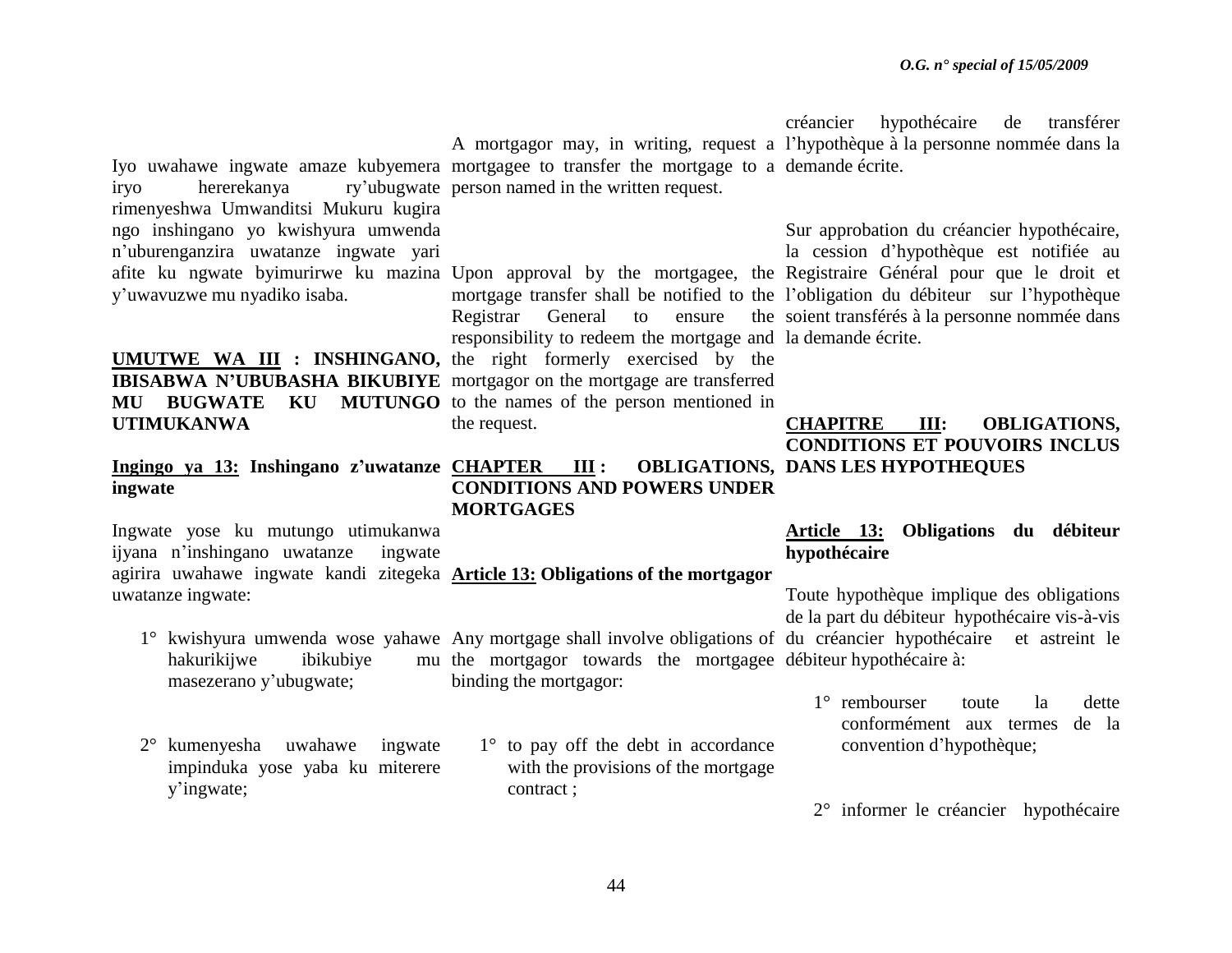Iyo uwahawe ingwate amaze kubyemera iryo hererekanya ry'ubugwate rimenyeshwa Umwanditsi Mukuru kugira ngo inshingano yo kwishyura umwenda n'uburenganzira uwatanze ingwate yari afite ku ngwate byimurirwe ku mazina y'uwavuzwe mu nyadiko isaba.

## UMUTWE WA III : INSHINGANO, IBISABWA N'UBUBASHA BIKUBIYE MU BUGWATE KU MUTUNGO UTIMUKANWA

**Ingingo ya 13: Inshingano z'uwatanze ingwate**

Ingwate yose ku mutungo utimukanwa ijyana n'inshingano uwatanze ingwate agirira uwahawe ingwate kandi zitegeka uwatanze ingwate:

1° kwishyura umwenda wose yahawe hakurikijwe ibikubiye mu masezerano y'ubugwate;

2° kumenyesha uwahawe ingwate impinduka yose yaba ku miterere y'ingwate;

A mortgagor may, in writing, request a mortgagee to transfer the mortgage to a person named in the written request.

Upon approval by the mortgagee, the mortgage transfer shall be notified to the Registrar General to ensure the responsibility to redeem the mortgage and the right formerly exercised by the mortgagor on the mortgage are transferred to the names of the person mentioned in the request.

## CHAPTER III : OBLIGATIONS, CONDITIONS AND POWERS UNDER MORTGAGES

**Article 13: Obligations of the mortgagor**

Any mortgage shall involve obligations of the mortgagor towards the mortgagee binding the mortgagor:

1° to pay off the debt in accordance with the provisions of the mortgage contract ;

créancier hypothécaire de transférer l'hypothèque à la personne nommée dans la demande écrite.

Sur approbation du créancier hypothécaire, la cession d'hypothèque est notifiée au Registraire Général pour que le droit et l'obligation du débiteur sur l'hypothèque soient transférés à la personne nommée dans la demande écrite.

## CHAPITRE III: OBLIGATIONS, CONDITIONS ET POUVOIRS INCLUS DANS LES HYPOTHEQUES

**Article 13: Obligations du débiteur hypothécaire**

Toute hypothèque implique des obligations de la part du débiteur hypothécaire vis-à-vis du créancier hypothécaire et astreint le débiteur hypothécaire à:

1° rembourser toute la dette conformément aux termes de la convention d'hypothèque;

2° informer le créancier hypothécaire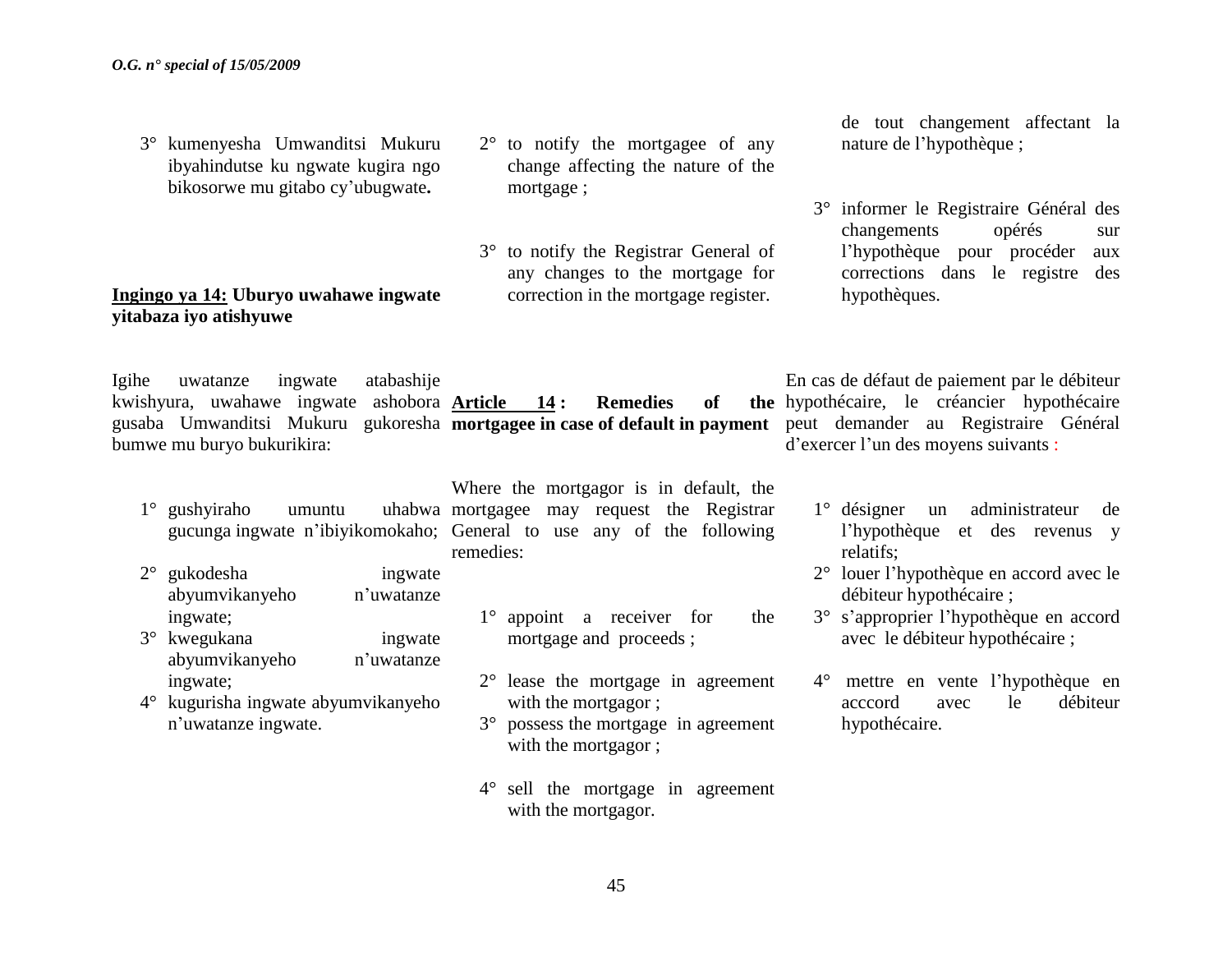3° kumenyesha Umwanditsi Mukuru ibyahindutse ku ngwate kugira ngo bikosorwe mu gitabo cy'ubugwate**.**

**Ingingo ya 14: Uburyo uwahawe ingwate yitabaza iyo atishyuwe**

Igihe uwatanze ingwate atabashije kwishyura, uwahawe ingwate ashobora gusaba Umwanditsi Mukuru gukoresha bumwe mu buryo bukurikira:

1° gushyiraho umuntu uhabwa gucunga ingwate n'ibiyikomokaho;
2° gukodesha ingwate abyumvikanyeho n'uwatanze ingwate;
3° kwegukana ingwate abyumvikanyeho n'uwatanze ingwate;
4° kugurisha ingwate abyumvikanyeho n'uwatanze ingwate.

2° to notify the mortgagee of any change affecting the nature of the mortgage ;

3° to notify the Registrar General of any changes to the mortgage for correction in the mortgage register.

**Article 14 : Remedies of the mortgagee in case of default in payment**

Where the mortgagor is in default, the mortgagee may request the Registrar General to use any of the following remedies:

1° appoint a receiver for the mortgage and proceeds ;
2° lease the mortgage in agreement with the mortgagor ;
3° possess the mortgage in agreement with the mortgagor ;
4° sell the mortgage in agreement with the mortgagor.

de tout changement affectant la nature de l'hypothèque ;

3° informer le Registraire Général des changements opérés sur l'hypothèque pour procéder aux corrections dans le registre des hypothèques.

En cas de défaut de paiement par le débiteur hypothécaire, le créancier hypothécaire peut demander au Registraire Général d'exercer l'un des moyens suivants :

1° désigner un administrateur de l'hypothèque et des revenus y relatifs;
2° louer l'hypothèque en accord avec le débiteur hypothécaire ;
3° s'approprier l'hypothèque en accord avec le débiteur hypothécaire ;
4° mettre en vente l'hypothèque en acccord avec le débiteur hypothécaire.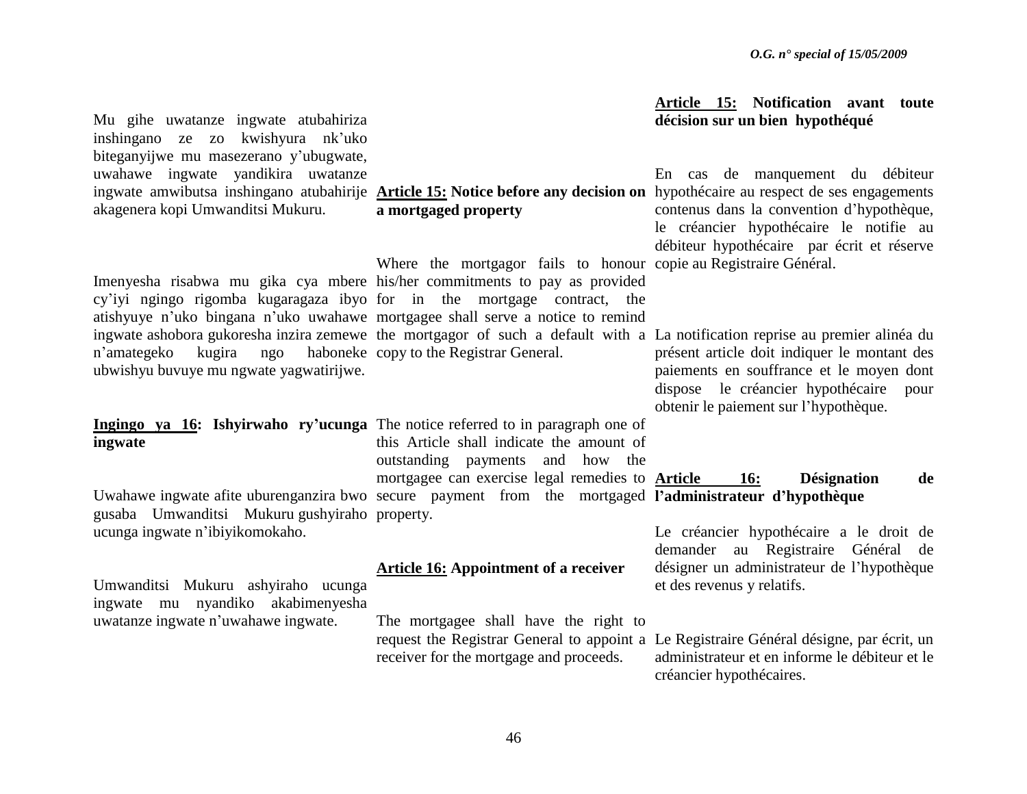Mu gihe uwatanze ingwate atubahiriza inshingano ze zo kwishyura nk'uko biteganyijwe mu masezerano y'ubugwate, uwahawe ingwate yandikira uwatanze ingwate amwibutsa inshingano atubahirije akagenera kopi Umwanditsi Mukuru.

Imenyesha risabwa mu gika cya mbere cy'iyi ngingo rigomba kugaragaza ibyo atishyuye n'uko bingana n'uko uwahawe ingwate ashobora gukoresha inzira zemewe n'amategeko kugira ngo haboneke ubwishyu buvuye mu ngwate yagwatirijwe.

**<u>Ingingo ya 16</u>: Ishyirwaho ry'ucunga ingwate**

Uwahawe ingwate afite uburenganzira bwo gusaba Umwanditsi Mukuru gushyiraho ucunga ingwate n'ibiyikomokaho.

Umwanditsi Mukuru ashyiraho ucunga ingwate mu nyandiko akabimenyesha uwatanze ingwate n'uwahawe ingwate.

**<u>Article 15:</u> Notice before any decision on a mortgaged property**

Where the mortgagor fails to honour his/her commitments to pay as provided for in the mortgage contract, the mortgagee shall serve a notice to remind the mortgagor of such a default with a copy to the Registrar General.

The notice referred to in paragraph one of this Article shall indicate the amount of outstanding payments and how the mortgagee can exercise legal remedies to secure payment from the mortgaged property.

**<u>Article 16:</u> Appointment of a receiver**

The mortgagee shall have the right to request the Registrar General to appoint a receiver for the mortgage and proceeds.

**<u>Article 15:</u> Notification avant toute décision sur un bien hypothéqué**

En cas de manquement du débiteur hypothécaire au respect de ses engagements contenus dans la convention d'hypothèque, le créancier hypothécaire le notifie au débiteur hypothécaire par écrit et réserve copie au Registraire Général.

La notification reprise au premier alinéa du présent article doit indiquer le montant des paiements en souffrance et le moyen dont dispose le créancier hypothécaire pour obtenir le paiement sur l'hypothèque.

**<u>Article 16:</u> Désignation de l'administrateur d'hypothèque**

Le créancier hypothécaire a le droit de demander au Registraire Général de désigner un administrateur de l'hypothèque et des revenus y relatifs.

Le Registraire Général désigne, par écrit, un administrateur et en informe le débiteur et le créancier hypothécaires.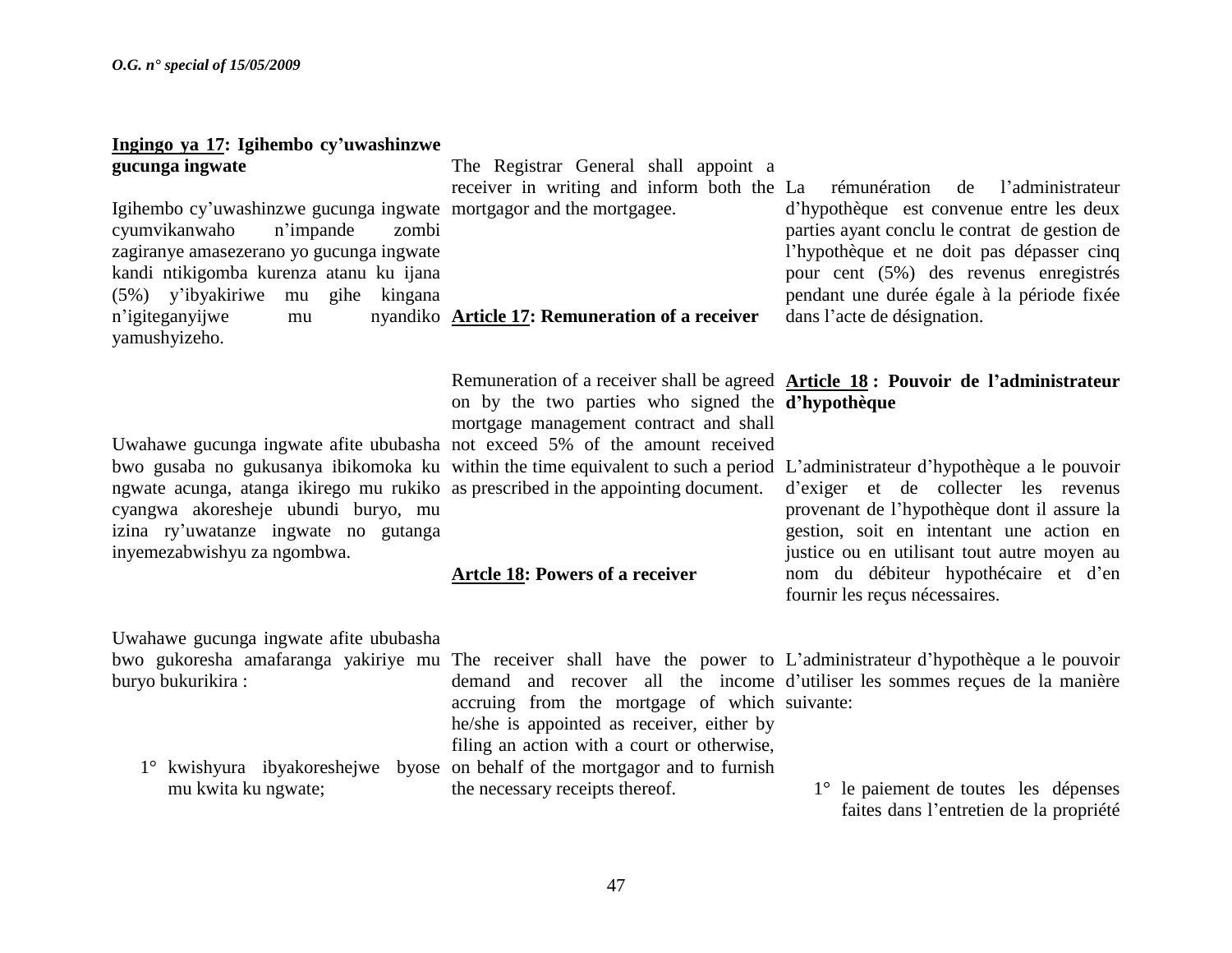**Ingingo ya 17: Igihembo cy'uwashinzwe gucunga ingwate**

Igihembo cy'uwashinzwe gucunga ingwate cyumvikanwaho n'impande zombi zagiranye amasezerano yo gucunga ingwate kandi ntikigomba kurenza atanu ku ijana (5%) y'ibyakiriwe mu gihe kingana n'igiteganyijwe mu nyandiko yamushyizeho.

Uwahawe gucunga ingwate afite ububasha bwo gusaba no gukusanya ibikomoka ku ngwate acunga, atanga ikirego mu rukiko cyangwa akoresheje ubundi buryo, mu izina ry'uwatanze ingwate no gutanga inyemezabwishyu za ngombwa.

Uwahawe gucunga ingwate afite ububasha bwo gukoresha amafaranga yakiriye mu buryo bukurikira :

1° kwishyura ibyakoreshejwe byose mu kwita ku ngwate;

The Registrar General shall appoint a receiver in writing and inform both the mortgagor and the mortgagee.

**Article 17: Remuneration of a receiver**

Remuneration of a receiver shall be agreed on by the two parties who signed the mortgage management contract and shall not exceed 5% of the amount received within the time equivalent to such a period as prescribed in the appointing document.

**Artcle 18: Powers of a receiver**

The receiver shall have the power to demand and recover all the income accruing from the mortgage of which he/she is appointed as receiver, either by filing an action with a court or otherwise, on behalf of the mortgagor and to furnish the necessary receipts thereof.

La rémunération de l'administrateur d'hypothèque est convenue entre les deux parties ayant conclu le contrat de gestion de l'hypothèque et ne doit pas dépasser cinq pour cent (5%) des revenus enregistrés pendant une durée égale à la période fixée dans l'acte de désignation.

**Article 18 : Pouvoir de l'administrateur d'hypothèque**

L'administrateur d'hypothèque a le pouvoir d'exiger et de collecter les revenus provenant de l'hypothèque dont il assure la gestion, soit en intentant une action en justice ou en utilisant tout autre moyen au nom du débiteur hypothécaire et d'en fournir les reçus nécessaires.

L'administrateur d'hypothèque a le pouvoir d'utiliser les sommes reçues de la manière suivante:

1° le paiement de toutes les dépenses faites dans l'entretien de la propriété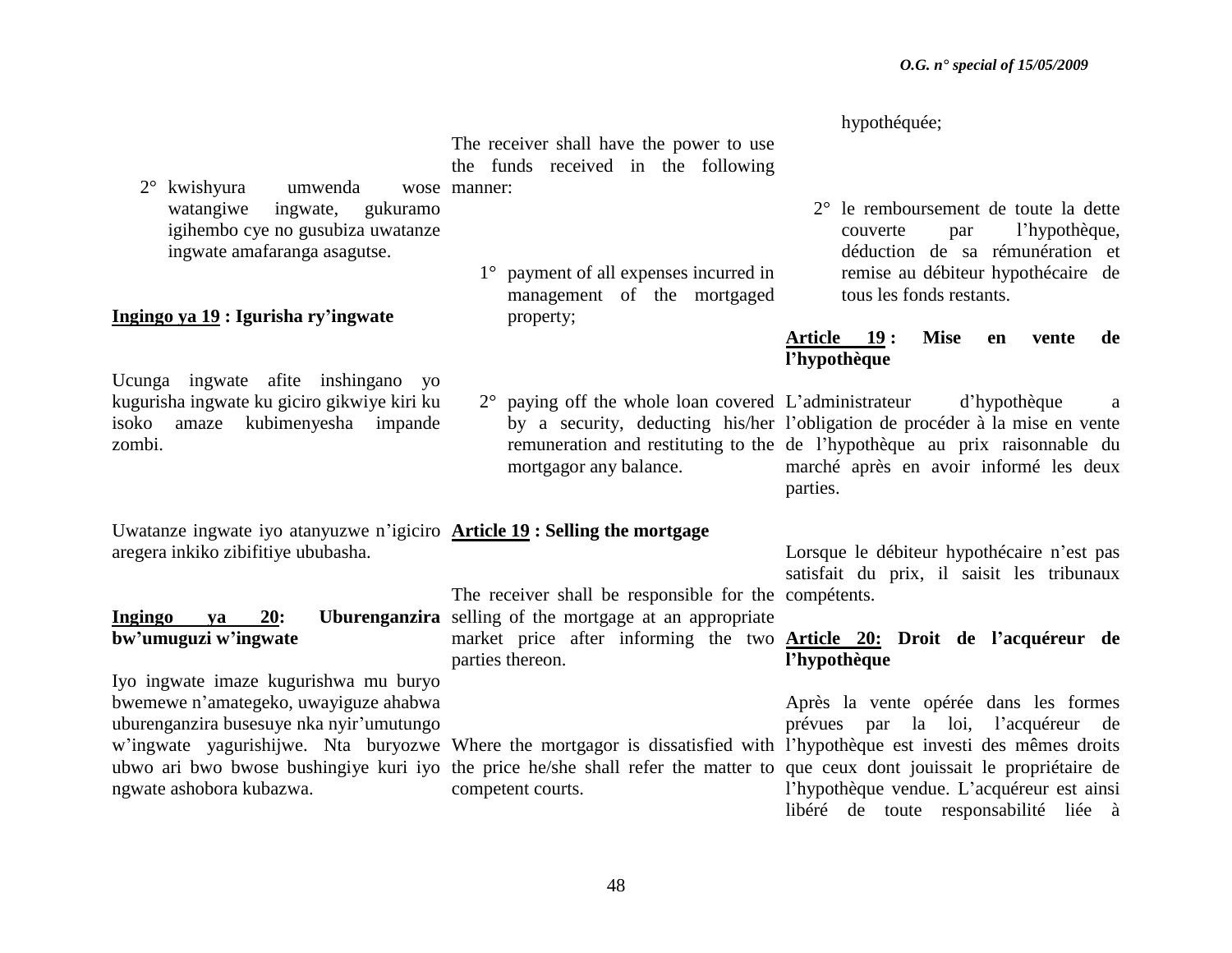2° kwishyura umwenda wose watangiwe ingwate, gukuramo igihembo cye no gusubiza uwatanze ingwate amafaranga asagutse.

**Ingingo ya 19 : Igurisha ry'ingwate**

Ucunga ingwate afite inshingano yo kugurisha ingwate ku giciro gikwiye kiri ku isoko amaze kubimenyesha impande zombi.

Uwatanze ingwate iyo atanyuzwe n'igiciro aregera inkiko zibifitiye ububasha.

**Ingingo ya 20: Uburenganzira bw'umuguzi w'ingwate**

Iyo ingwate imaze kugurishwa mu buryo bwemewe n'amategeko, uwayiguze ahabwa uburenganzira busesuye nka nyir'umutungo w'ingwate yagurishijwe. Nta buryozwe ubwo ari bwo bwose bushingiye kuri iyo ngwate ashobora kubazwa.

The receiver shall have the power to use the funds received in the following manner:

1° payment of all expenses incurred in management of the mortgaged property;

2° paying off the whole loan covered by a security, deducting his/her remuneration and restituting to the mortgagor any balance.

**Article 19 : Selling the mortgage**

The receiver shall be responsible for the selling of the mortgage at an appropriate market price after informing the two parties thereon.

Where the mortgagor is dissatisfied with the price he/she shall refer the matter to competent courts.

hypothéquée;

2° le remboursement de toute la dette couverte par l'hypothèque, déduction de sa rémunération et remise au débiteur hypothécaire de tous les fonds restants.

**Article 19 : Mise en vente de l'hypothèque**

L'administrateur d'hypothèque a l'obligation de procéder à la mise en vente de l'hypothèque au prix raisonnable du marché après en avoir informé les deux parties.

Lorsque le débiteur hypothécaire n'est pas satisfait du prix, il saisit les tribunaux compétents.

**Article 20: Droit de l'acquéreur de l'hypothèque**

Après la vente opérée dans les formes prévues par la loi, l'acquéreur de l'hypothèque est investi des mêmes droits que ceux dont jouissait le propriétaire de l'hypothèque vendue. L'acquéreur est ainsi libéré de toute responsabilité liée à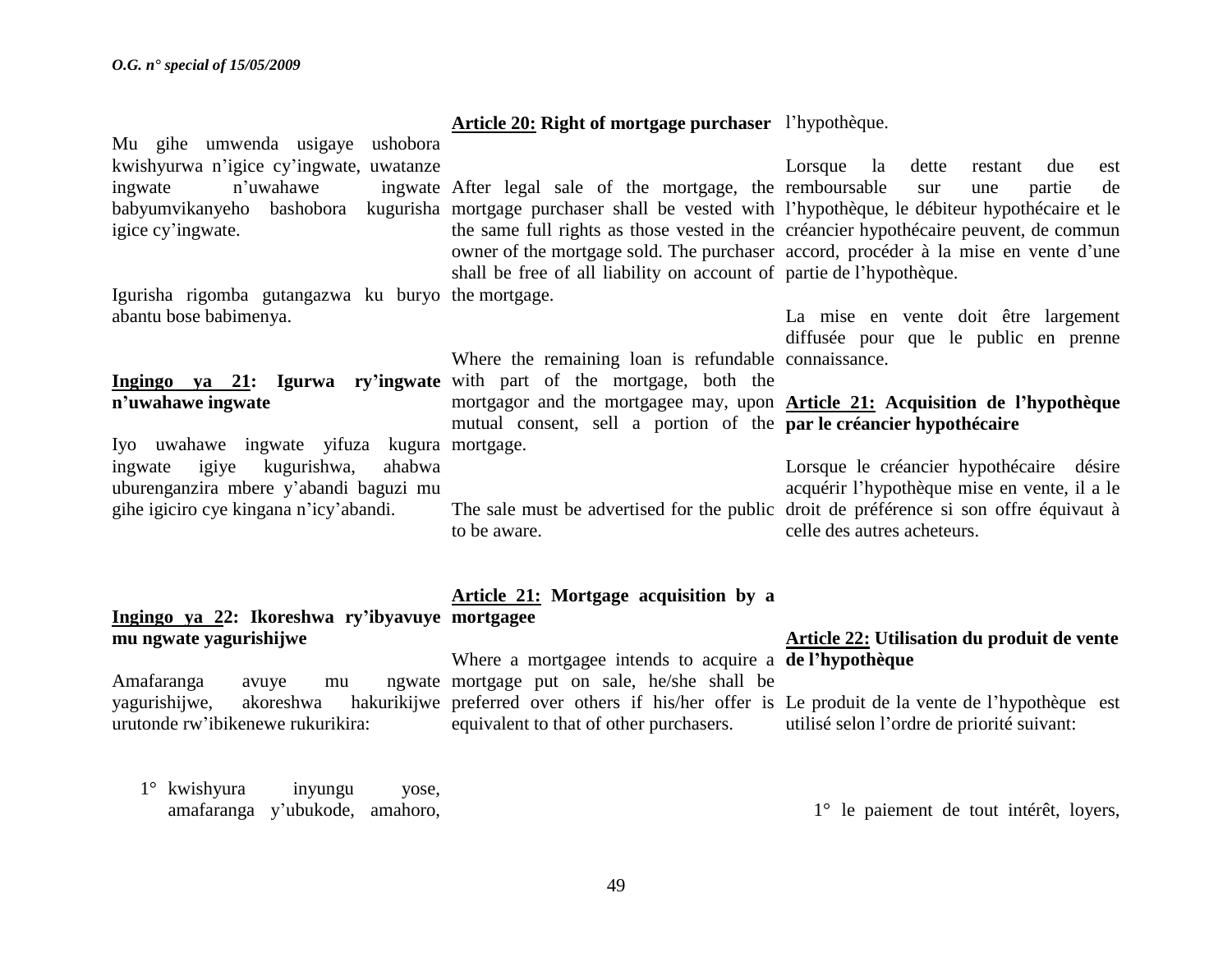Mu gihe umwenda usigaye ushobora kwishyurwa n'igice cy'ingwate, uwatanze ingwate n'uwahawe ingwate babyumvikanyeho bashobora kugurisha igice cy'ingwate.

Igurisha rigomba gutangazwa ku buryo abantu bose babimenya.

**Ingingo ya 21: Igurwa ry'ingwate n'uwahawe ingwate**

Iyo uwahawe ingwate yifuza kugura ingwate igiye kugurishwa, ahabwa uburenganzira mbere y'abandi baguzi mu gihe igiciro cye kingana n'icy'abandi.

**Ingingo ya 22: Ikoreshwa ry'ibyavuye mu ngwate yagurishijwe**

Amafaranga avuye mu ngwate yagurishijwe, akoreshwa hakurikijwe urutonde rw'ibikenewe rukurikira:

1° kwishyura inyungu yose, amafaranga y'ubukode, amahoro,

**Article 20: Right of mortgage purchaser**

After legal sale of the mortgage, the mortgage purchaser shall be vested with the same full rights as those vested in the owner of the mortgage sold. The purchaser shall be free of all liability on account of the mortgage.

Where the remaining loan is refundable with part of the mortgage, both the mortgagor and the mortgagee may, upon mutual consent, sell a portion of the mortgage.

The sale must be advertised for the public to be aware.

**Article 21: Mortgage acquisition by a mortgagee**

Where a mortgagee intends to acquire a mortgage put on sale, he/she shall be preferred over others if his/her offer is equivalent to that of other purchasers.

l'hypothèque.

Lorsque la dette restant due est remboursable sur une partie de l'hypothèque, le débiteur hypothécaire et le créancier hypothécaire peuvent, de commun accord, procéder à la mise en vente d'une partie de l'hypothèque.

La mise en vente doit être largement diffusée pour que le public en prenne connaissance.

**Article 21: Acquisition de l'hypothèque par le créancier hypothécaire**

Lorsque le créancier hypothécaire désire acquérir l'hypothèque mise en vente, il a le droit de préférence si son offre équivaut à celle des autres acheteurs.

**Article 22: Utilisation du produit de vente de l'hypothèque**

Le produit de la vente de l'hypothèque est utilisé selon l'ordre de priorité suivant:

1° le paiement de tout intérêt, loyers,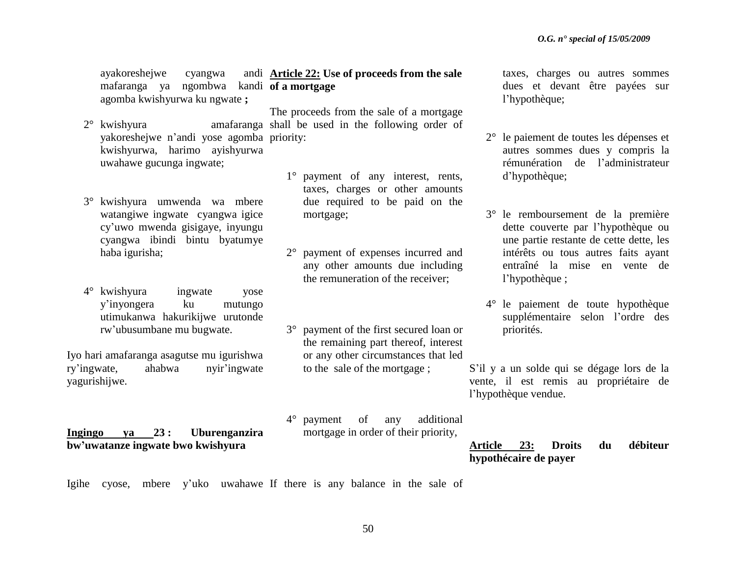ayakoreshejwe cyangwa andi mafaranga ya ngombwa kandi agomba kwishyurwa ku ngwate **;**

2° kwishyura amafaranga yakoreshejwe n'andi yose agomba kwishyurwa, harimo ayishyurwa uwahawe gucunga ingwate;

3° kwishyura umwenda wa mbere watangiwe ingwate cyangwa igice cy'uwo mwenda gisigaye, inyungu cyangwa ibindi bintu byatumye haba igurisha;

4° kwishyura ingwate yose y'inyongera ku mutungo utimukanwa hakurikijwe urutonde rw'ubusumbane mu bugwate.

Iyo hari amafaranga asagutse mu igurishwa ry'ingwate, ahabwa nyir'ingwate yagurishijwe.

**Ingingo ya 23 : Uburenganzira bw'uwatanze ingwate bwo kwishyura**

Igihe cyose, mbere y'uko uwahawe

**Article 22: Use of proceeds from the sale of a mortgage**

The proceeds from the sale of a mortgage shall be used in the following order of priority:

1° payment of any interest, rents, taxes, charges or other amounts due required to be paid on the mortgage;

2° payment of expenses incurred and any other amounts due including the remuneration of the receiver;

3° payment of the first secured loan or the remaining part thereof, interest or any other circumstances that led to the sale of the mortgage ;

4° payment of any additional mortgage in order of their priority,

If there is any balance in the sale of

taxes, charges ou autres sommes dues et devant être payées sur l'hypothèque;

2° le paiement de toutes les dépenses et autres sommes dues y compris la rémunération de l'administrateur d'hypothèque;

3° le remboursement de la première dette couverte par l'hypothèque ou une partie restante de cette dette, les intérêts ou tous autres faits ayant entraîné la mise en vente de l'hypothèque ;

4° le paiement de toute hypothèque supplémentaire selon l'ordre des priorités.

S'il y a un solde qui se dégage lors de la vente, il est remis au propriétaire de l'hypothèque vendue.

**Article 23: Droits du débiteur hypothécaire de payer**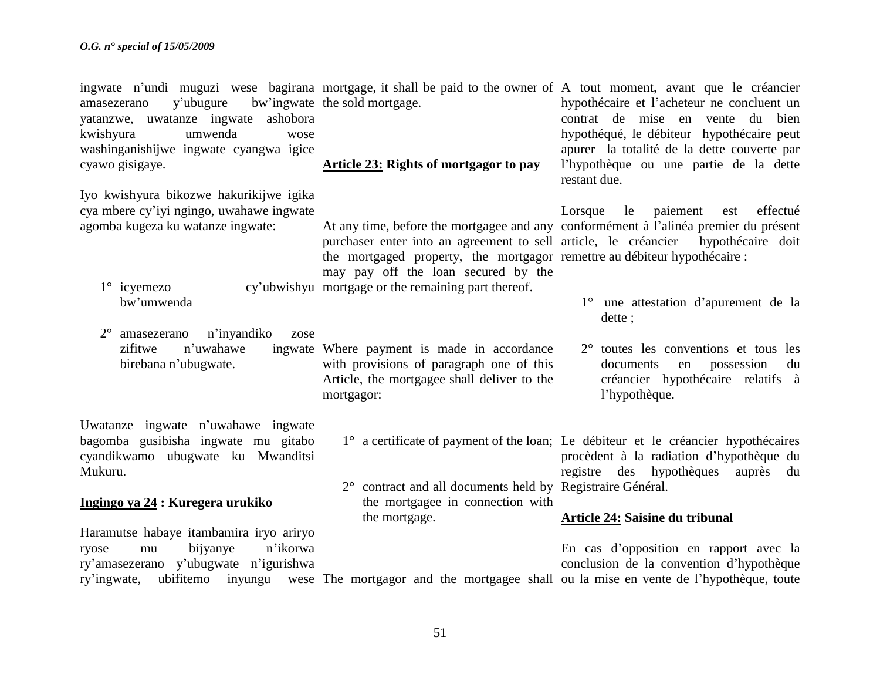ingwate n'undi muguzi wese bagirana amasezerano y'ubugure bw'ingwate yatanzwe, uwatanze ingwate ashobora kwishyura umwenda wose washinganishijwe ingwate cyangwa igice cyawo gisigaye.

Iyo kwishyura bikozwe hakurikijwe igika cya mbere cy'iyi ngingo, uwahawe ingwate agomba kugeza ku watanze ingwate:

1° icyemezo cy'ubwishyu bw'umwenda

2° amasezerano n'inyandiko zose zifitwe n'uwahawe ingwate birebana n'ubugwate.

Uwatanze ingwate n'uwahawe ingwate bagomba gusibisha ingwate mu gitabo cyandikwamo ubugwate ku Mwanditsi Mukuru.

**Ingingo ya 24 : Kuregera urukiko**

Haramutse habaye itambamira iryo ariryo ryose mu bijyanye n'ikorwa ry'amasezerano y'ubugwate n'igurishwa ry'ingwate, ubifitemo inyungu wese

mortgage, it shall be paid to the owner of the sold mortgage.

**Article 23: Rights of mortgagor to pay**

At any time, before the mortgagee and any purchaser enter into an agreement to sell the mortgaged property, the mortgagor may pay off the loan secured by the mortgage or the remaining part thereof.

Where payment is made in accordance with provisions of paragraph one of this Article, the mortgagee shall deliver to the mortgagor:

1° a certificate of payment of the loan;

2° contract and all documents held by the mortgagee in connection with the mortgage.

The mortgagor and the mortgagee shall

A tout moment, avant que le créancier hypothécaire et l'acheteur ne concluent un contrat de mise en vente du bien hypothéqué, le débiteur hypothécaire peut apurer la totalité de la dette couverte par l'hypothèque ou une partie de la dette restant due.

Lorsque le paiement est effectué conformément à l'alinéa premier du présent article, le créancier hypothécaire doit remettre au débiteur hypothécaire :

1° une attestation d'apurement de la dette ;

2° toutes les conventions et tous les documents en possession du créancier hypothécaire relatifs à l'hypothèque.

Le débiteur et le créancier hypothécaires procèdent à la radiation d'hypothèque du registre des hypothèques auprès du Registraire Général.

**Article 24: Saisine du tribunal**

En cas d'opposition en rapport avec la conclusion de la convention d'hypothèque ou la mise en vente de l'hypothèque, toute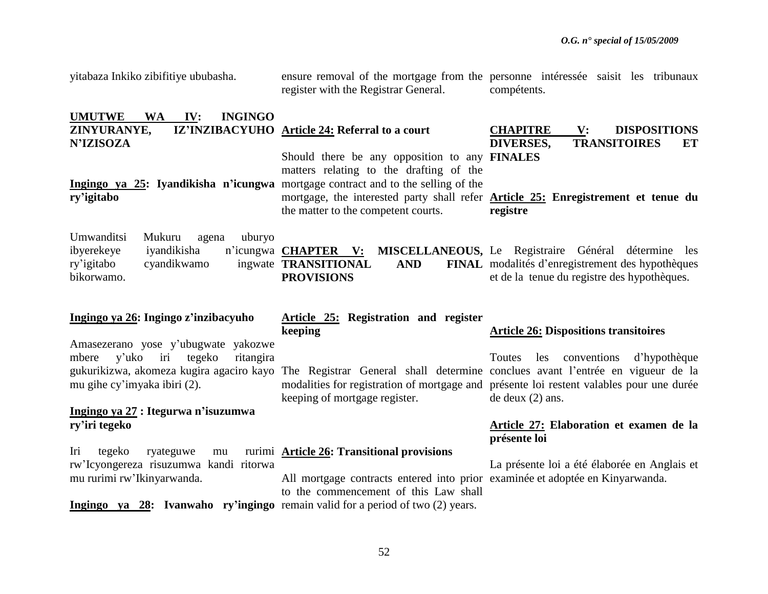yitabaza Inkiko zibifitiye ububasha.

**UMUTWE WA IV: INGINGO ZINYURANYE, IZ'INZIBACYUHO N'IZISOZA**

**Ingingo ya 25: Iyandikisha n'icungwa ry'igitabo**

Umwanditsi Mukuru agena uburyo ibyerekeye iyandikisha n'icungwa ry'igitabo cyandikwamo ingwate bikorwamo.

**Ingingo ya 26: Ingingo z'inzibacyuho**

Amasezerano yose y'ubugwate yakozwe mbere y'uko iri tegeko ritangira gukurikizwa, akomeza kugira agaciro kayo mu gihe cy'imyaka ibiri (2).

**Ingingo ya 27 : Itegurwa n'isuzumwa ry'iri tegeko**

Iri tegeko ryateguwe mu rurimi rw'Icyongereza risuzumwa kandi ritorwa mu rurimi rw'Ikinyarwanda.

**Ingingo ya 28: Ivanwaho ry'ingingo**

ensure removal of the mortgage from the register with the Registrar General.

**Article 24: Referral to a court**

Should there be any opposition to any matters relating to the drafting of the mortgage contract and to the selling of the mortgage, the interested party shall refer the matter to the competent courts.

**CHAPTER V: MISCELLANEOUS, TRANSITIONAL AND FINAL PROVISIONS**

**Article 25: Registration and register keeping**

The Registrar General shall determine modalities for registration of mortgage and keeping of mortgage register.

**Article 26: Transitional provisions**

All mortgage contracts entered into prior to the commencement of this Law shall remain valid for a period of two (2) years.

personne intéressée saisit les tribunaux compétents.

**CHAPITRE V: DISPOSITIONS DIVERSES, TRANSITOIRES ET FINALES**

**Article 25: Enregistrement et tenue du registre**

Le Registraire Général détermine les modalités d'enregistrement des hypothèques et de la tenue du registre des hypothèques.

**Article 26: Dispositions transitoires**

Toutes les conventions d'hypothèque conclues avant l'entrée en vigueur de la présente loi restent valables pour une durée de deux (2) ans.

**Article 27: Elaboration et examen de la présente loi**

La présente loi a été élaborée en Anglais et examinée et adoptée en Kinyarwanda.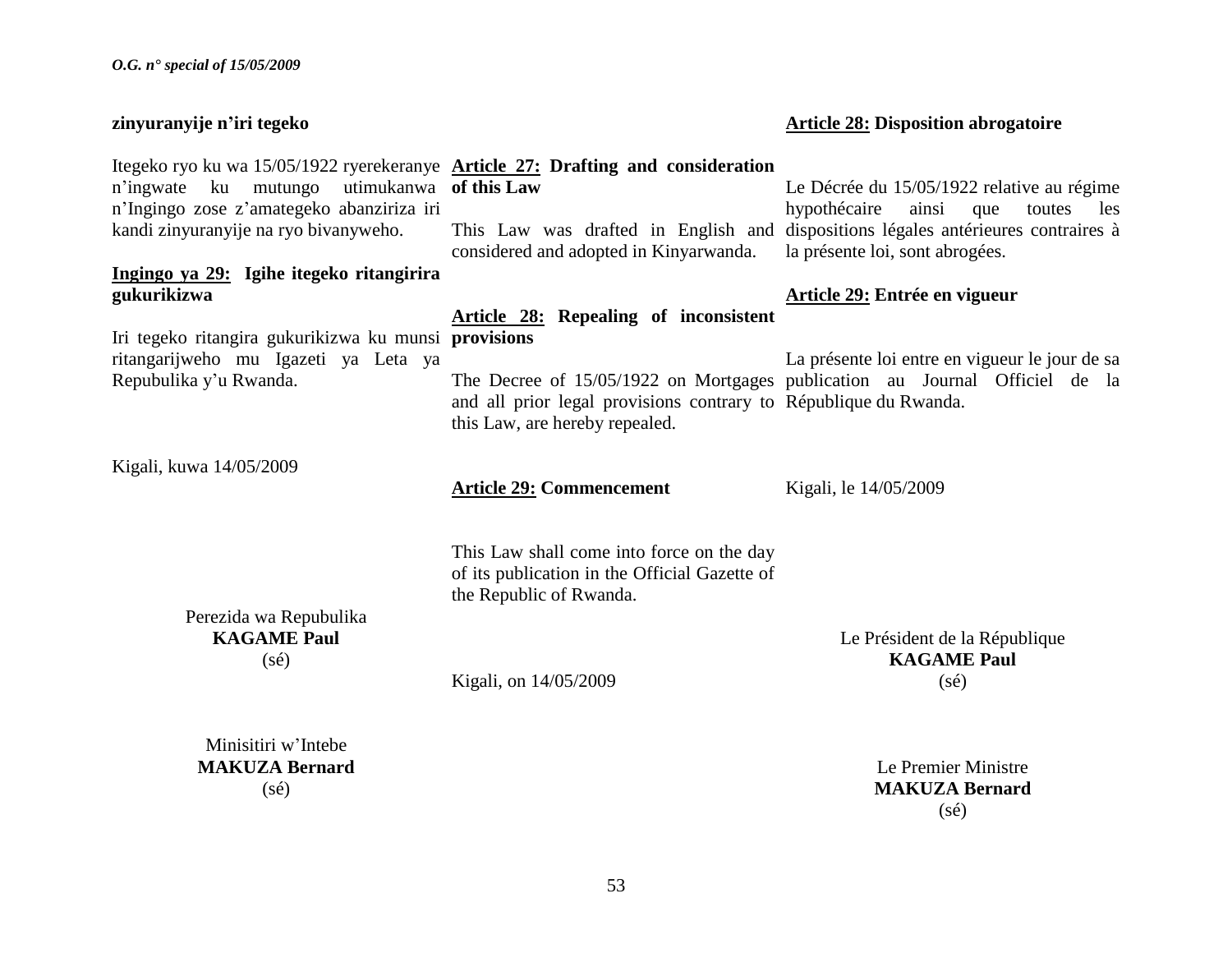zinyuranyije n'iri tegeko

Itegeko ryo ku wa 15/05/1922 ryerekeranye n'ingwate ku mutungo utimukanwa n'Ingingo zose z'amategeko abanziriza iri kandi zinyuranyije na ryo bivanyweho.

**Ingingo ya 29: Igihe itegeko ritangirira gukurikizwa**

Iri tegeko ritangira gukurikizwa ku munsi ritangarijweho mu Igazeti ya Leta ya Repubulika y'u Rwanda.

Kigali, kuwa 14/05/2009

Perezida wa Repubulika
**KAGAME Paul**
(sé)

Minisitiri w'Intebe
**MAKUZA Bernard**
(sé)

**Article 27: Drafting and consideration of this Law**

This Law was drafted in English and considered and adopted in Kinyarwanda.

**Article 28: Repealing of inconsistent provisions**

The Decree of 15/05/1922 on Mortgages and all prior legal provisions contrary to this Law, are hereby repealed.

**Article 29: Commencement**

This Law shall come into force on the day of its publication in the Official Gazette of the Republic of Rwanda.

Kigali, on 14/05/2009

**Article 28: Disposition abrogatoire**

Le Décrée du 15/05/1922 relative au régime hypothécaire ainsi que toutes les dispositions légales antérieures contraires à la présente loi, sont abrogées.

**Article 29: Entrée en vigueur**

La présente loi entre en vigueur le jour de sa publication au Journal Officiel de la République du Rwanda.

Kigali, le 14/05/2009

Le Président de la République
**KAGAME Paul**
(sé)

Le Premier Ministre
**MAKUZA Bernard**
(sé)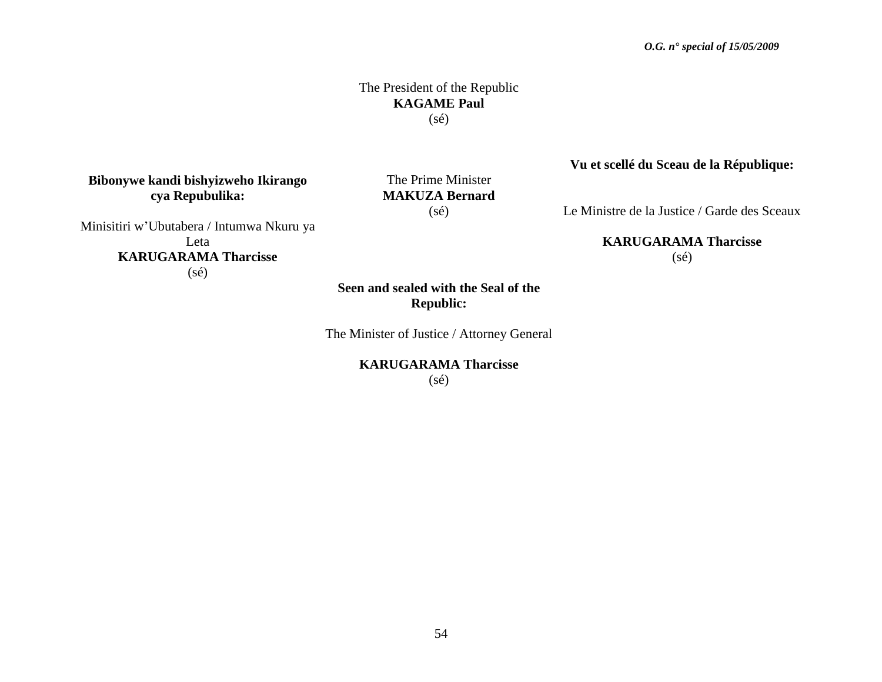The President of the Republic
**KAGAME Paul**
(sé)

**Bibonywe kandi bishyizweho Ikirango cya Repubulika:**

Minisitiri w'Ubutabera / Intumwa Nkuru ya Leta
**KARUGARAMA Tharcisse**
(sé)

The Prime Minister
**MAKUZA Bernard**
(sé)

**Seen and sealed with the Seal of the Republic:**

The Minister of Justice / Attorney General

**KARUGARAMA Tharcisse**
(sé)

**Vu et scellé du Sceau de la République:**

Le Ministre de la Justice / Garde des Sceaux

**KARUGARAMA Tharcisse**
(sé)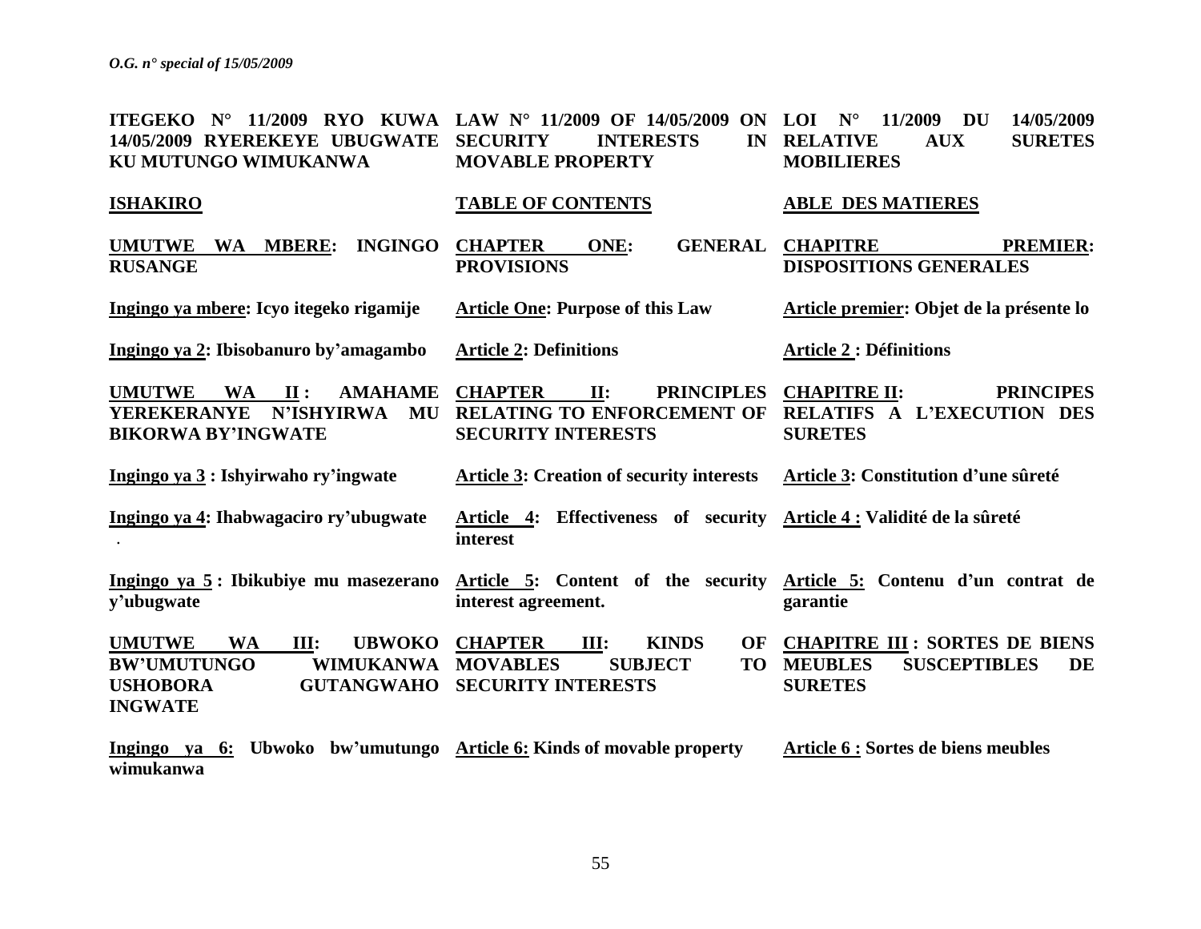| | | |
|---|---|---|
| **ITEGEKO N° 11/2009 RYO KUWA 14/05/2009 RYEREKEYE UBUGWATE KU MUTUNGO WIMUKANWA** | **LAW N° 11/2009 OF 14/05/2009 ON SECURITY INTERESTS IN MOVABLE PROPERTY** | **LOI N° 11/2009 DU 14/05/2009 RELATIVE AUX SURETES MOBILIERES** |
| **ISHAKIRO** | **TABLE OF CONTENTS** | **ABLE DES MATIERES** |
| **UMUTWE WA MBERE: INGINGO RUSANGE** | **CHAPTER ONE: GENERAL PROVISIONS** | **CHAPITRE PREMIER: DISPOSITIONS GENERALES** |
| **Ingingo ya mbere: Icyo itegeko rigamije** | **Article One: Purpose of this Law** | **Article premier: Objet de la présente lo** |
| **Ingingo ya 2: Ibisobanuro by'amagambo** | **Article 2: Definitions** | **Article 2 : Définitions** |
| **UMUTWE WA II : AMAHAME YEREKERANYE N'ISHYIRWA MU BIKORWA BY'INGWATE** | **CHAPTER II: PRINCIPLES RELATING TO ENFORCEMENT OF SECURITY INTERESTS** | **CHAPITRE II: PRINCIPES RELATIFS A L'EXECUTION DES SURETES** |
| **Ingingo ya 3 : Ishyirwaho ry'ingwate** | **Article 3: Creation of security interests** | **Article 3: Constitution d'une sûreté** |
| **Ingingo ya 4: Ihabwagaciro ry'ubugwate** . | **Article 4: Effectiveness of security interest** | **Article 4 : Validité de la sûreté** |
| **Ingingo ya 5 : Ibikubiye mu masezerano y'ubugwate** | **Article 5: Content of the security interest agreement.** | **Article 5: Contenu d'un contrat de garantie** |
| **UMUTWE WA III: UBWOKO BW'UMUTUNGO WIMUKANWA USHOBORA GUTANGWAHO INGWATE** | **CHAPTER III: KINDS OF MOVABLES SUBJECT TO SECURITY INTERESTS** | **CHAPITRE III : SORTES DE BIENS MEUBLES SUSCEPTIBLES DE SURETES** |
| **Ingingo ya 6: Ubwoko bw'umutungo wimukanwa** | **Article 6: Kinds of movable property** | **Article 6 : Sortes de biens meubles** |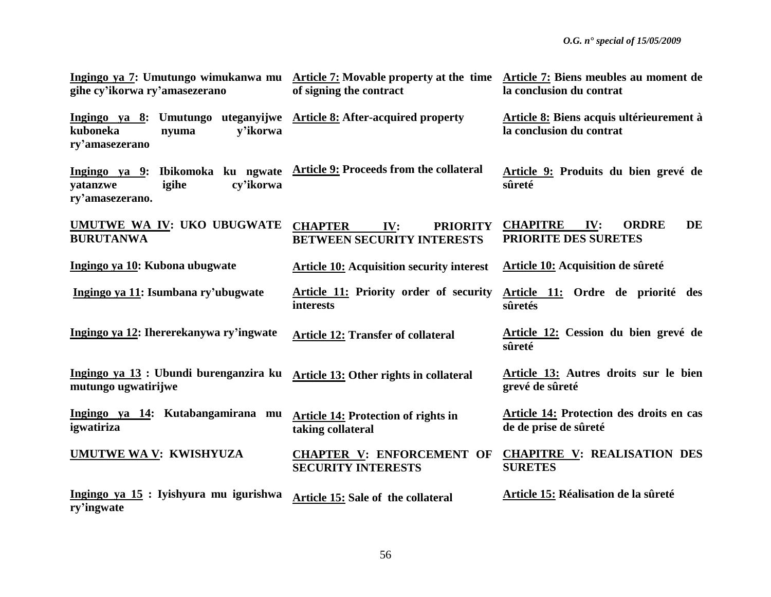| | | |
|---|---|---|
| **Ingingo ya 7: Umutungo wimukanwa mu gihe cy'ikorwa ry'amasezerano** | **Article 7: Movable property at the time of signing the contract** | **Article 7: Biens meubles au moment de la conclusion du contrat** |
| **Ingingo ya 8: Umutungo uteganyijwe kuboneka nyuma y'ikorwa ry'amasezerano** | **Article 8: After-acquired property** | **Article 8: Biens acquis ultérieurement à la conclusion du contrat** |
| **Ingingo ya 9: Ibikomoka ku ngwate yatanzwe igihe cy'ikorwa ry'amasezerano.** | **Article 9: Proceeds from the collateral** | **Article 9: Produits du bien grevé de sûreté** |
| **UMUTWE WA IV: UKO UBUGWATE BURUTANWA** | **CHAPTER IV: PRIORITY BETWEEN SECURITY INTERESTS** | **CHAPITRE IV: ORDRE DE PRIORITE DES SURETES** |
| **Ingingo ya 10: Kubona ubugwate** | **Article 10: Acquisition security interest** | **Article 10: Acquisition de sûreté** |
| **Ingingo ya 11: Isumbana ry'ubugwate** | **Article 11: Priority order of security interests** | **Article 11: Ordre de priorité des sûretés** |
| **Ingingo ya 12: Ihererekanywa ry'ingwate** | **Article 12: Transfer of collateral** | **Article 12: Cession du bien grevé de sûreté** |
| **Ingingo ya 13 : Ubundi burenganzira ku mutungo ugwatirijwe** | **Article 13: Other rights in collateral** | **Article 13: Autres droits sur le bien grevé de sûreté** |
| **Ingingo ya 14: Kutabangamirana mu igwatiriza** | **Article 14: Protection of rights in taking collateral** | **Article 14: Protection des droits en cas de de prise de sûreté** |
| **UMUTWE WA V: KWISHYUZA** | **CHAPTER V: ENFORCEMENT OF SECURITY INTERESTS** | **CHAPITRE V: REALISATION DES SURETES** |
| **Ingingo ya 15 : Iyishyura mu igurishwa ry'ingwate** | **Article 15: Sale of the collateral** | **Article 15: Réalisation de la sûreté** |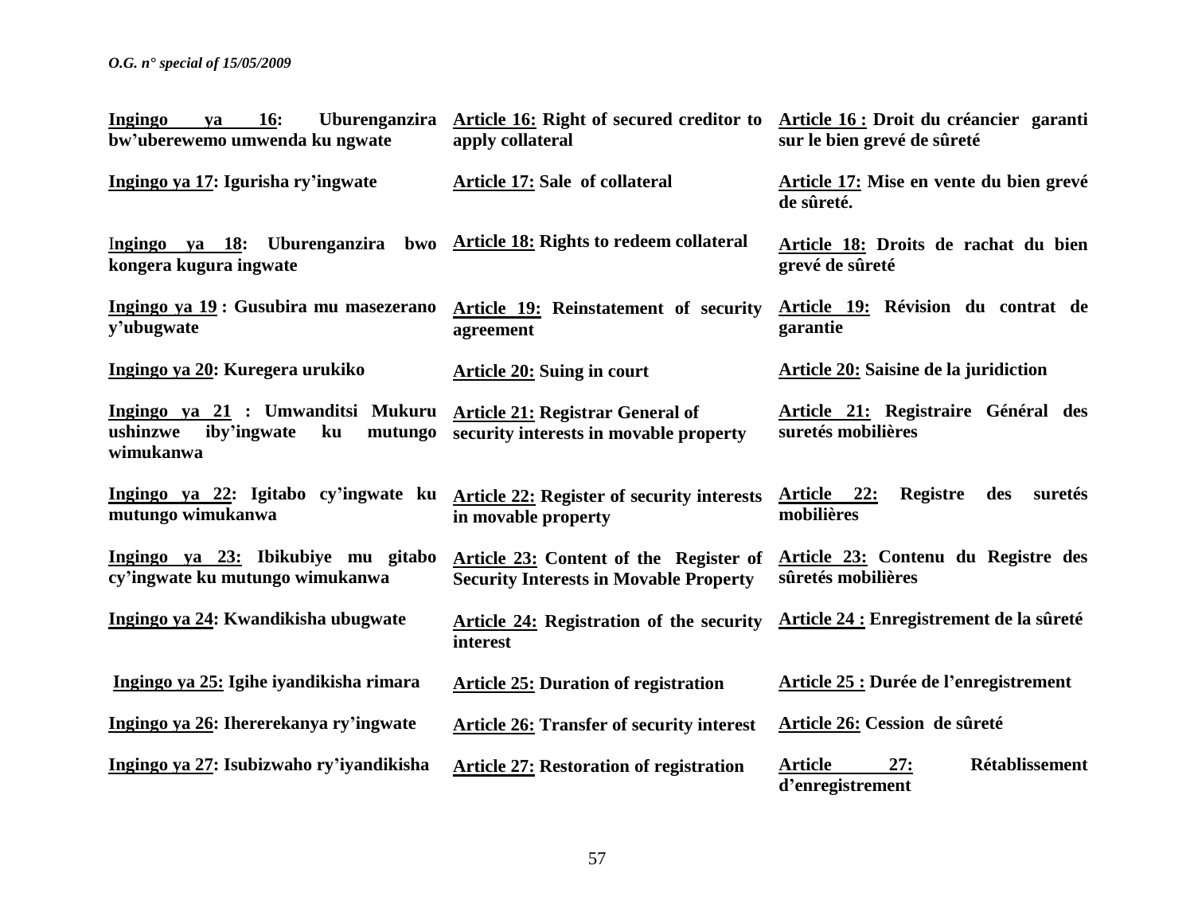| | | |
|---|---|---|
| **Ingingo ya 16: Uburenganzira bw'uberewemo umwenda ku ngwate** | **Article 16: Right of secured creditor to apply collateral** | **Article 16 : Droit du créancier garanti sur le bien grevé de sûreté** |
| **Ingingo ya 17: Igurisha ry'ingwate** | **Article 17: Sale of collateral** | **Article 17: Mise en vente du bien grevé de sûreté.** |
| **Ingingo ya 18: Uburenganzira bwo kongera kugura ingwate** | **Article 18: Rights to redeem collateral** | **Article 18: Droits de rachat du bien grevé de sûreté** |
| **Ingingo ya 19 : Gusubira mu masezerano y'ubugwate** | **Article 19: Reinstatement of security agreement** | **Article 19: Révision du contrat de garantie** |
| **Ingingo ya 20: Kuregera urukiko** | **Article 20: Suing in court** | **Article 20: Saisine de la juridiction** |
| **Ingingo ya 21 : Umwanditsi Mukuru ushinzwe iby'ingwate ku mutungo wimukanwa** | **Article 21: Registrar General of security interests in movable property** | **Article 21: Registraire Général des suretés mobilières** |
| **Ingingo ya 22: Igitabo cy'ingwate ku mutungo wimukanwa** | **Article 22: Register of security interests in movable property** | **Article 22: Registre des suretés mobilières** |
| **Ingingo ya 23: Ibikubiye mu gitabo cy'ingwate ku mutungo wimukanwa** | **Article 23: Content of the Register of Security Interests in Movable Property** | **Article 23: Contenu du Registre des sûretés mobilières** |
| **Ingingo ya 24: Kwandikisha ubugwate** | **Article 24: Registration of the security interest** | **Article 24 : Enregistrement de la sûreté** |
| **Ingingo ya 25: Igihe iyandikisha rimara** | **Article 25: Duration of registration** | **Article 25 : Durée de l'enregistrement** |
| **Ingingo ya 26: Ihererekanya ry'ingwate** | **Article 26: Transfer of security interest** | **Article 26: Cession de sûreté** |
| **Ingingo ya 27: Isubizwaho ry'iyandikisha** | **Article 27: Restoration of registration** | **Article 27: Rétablissement d'enregistrement** |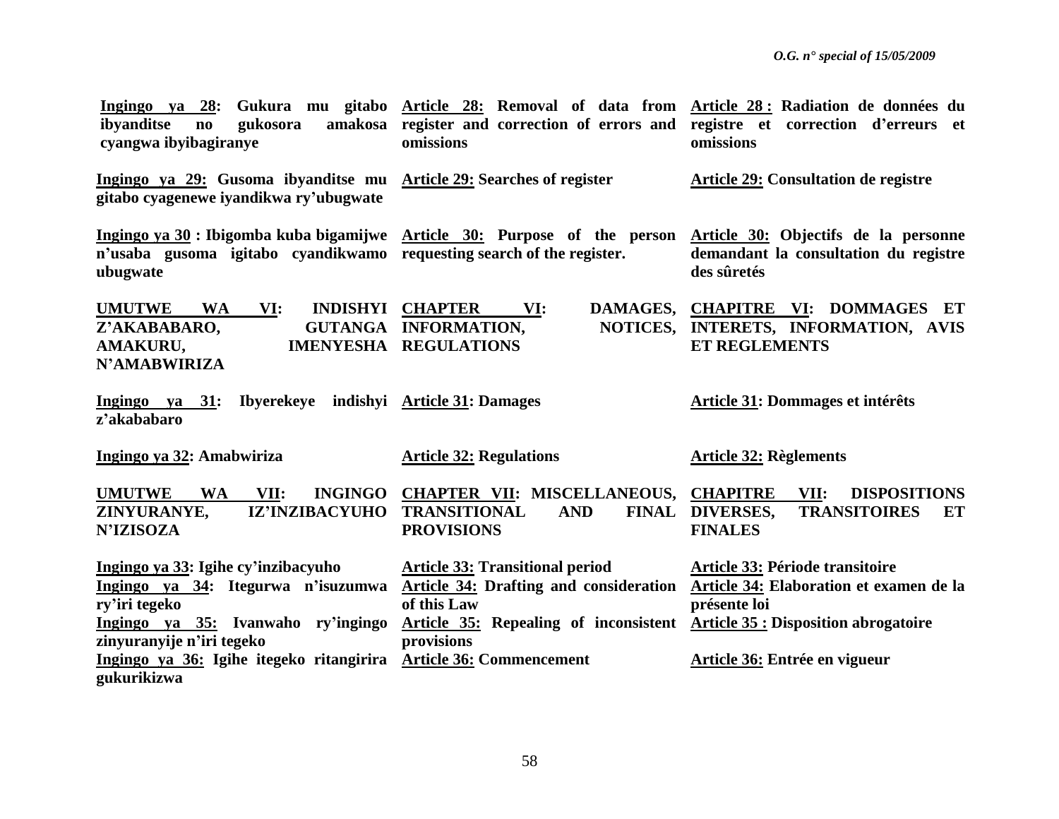| | | |
|---|---|---|
| **Ingingo ya 28: Gukura mu gitabo ibyanditse no gukosora amakosa cyangwa ibyibagiranye** | **Article 28: Removal of data from register and correction of errors and omissions** | **Article 28 : Radiation de données du registre et correction d'erreurs et omissions** |
| **Ingingo ya 29: Gusoma ibyanditse mu gitabo cyagenewe iyandikwa ry'ubugwate** | **Article 29: Searches of register** | **Article 29: Consultation de registre** |
| **Ingingo ya 30 : Ibigomba kuba bigamijwe n'usaba gusoma igitabo cyandikwamo ubugwate** | **Article 30: Purpose of the person requesting search of the register.** | **Article 30: Objectifs de la personne demandant la consultation du registre des sûretés** |
| **UMUTWE WA VI: INDISHYI Z'AKABABARO, GUTANGA AMAKURU, IMENYESHA N'AMABWIRIZA** | **CHAPTER VI: DAMAGES, INFORMATION, NOTICES, REGULATIONS** | **CHAPITRE VI: DOMMAGES ET INTERETS, INFORMATION, AVIS ET REGLEMENTS** |
| **Ingingo ya 31: Ibyerekeye indishyi z'akababaro** | **Article 31: Damages** | **Article 31: Dommages et intérêts** |
| **Ingingo ya 32: Amabwiriza** | **Article 32: Regulations** | **Article 32: Règlements** |
| **UMUTWE WA VII: INGINGO ZINYURANYE, IZ'INZIBACYUHO N'IZISOZA** | **CHAPTER VII: MISCELLANEOUS, TRANSITIONAL AND FINAL PROVISIONS** | **CHAPITRE VII: DISPOSITIONS DIVERSES, TRANSITOIRES ET FINALES** |
| **Ingingo ya 33: Igihe cy'inzibacyuho** | **Article 33: Transitional period** | **Article 33: Période transitoire** |
| **Ingingo ya 34: Itegurwa n'isuzumwa ry'iri tegeko** | **Article 34: Drafting and consideration of this Law** | **Article 34: Elaboration et examen de la présente loi** |
| **Ingingo ya 35: Ivanwaho ry'ingingo zinyuranyije n'iri tegeko** | **Article 35: Repealing of inconsistent provisions** | **Article 35 : Disposition abrogatoire** |
| **Ingingo ya 36: Igihe itegeko ritangirira gukurikizwa** | **Article 36: Commencement** | **Article 36: Entrée en vigueur** |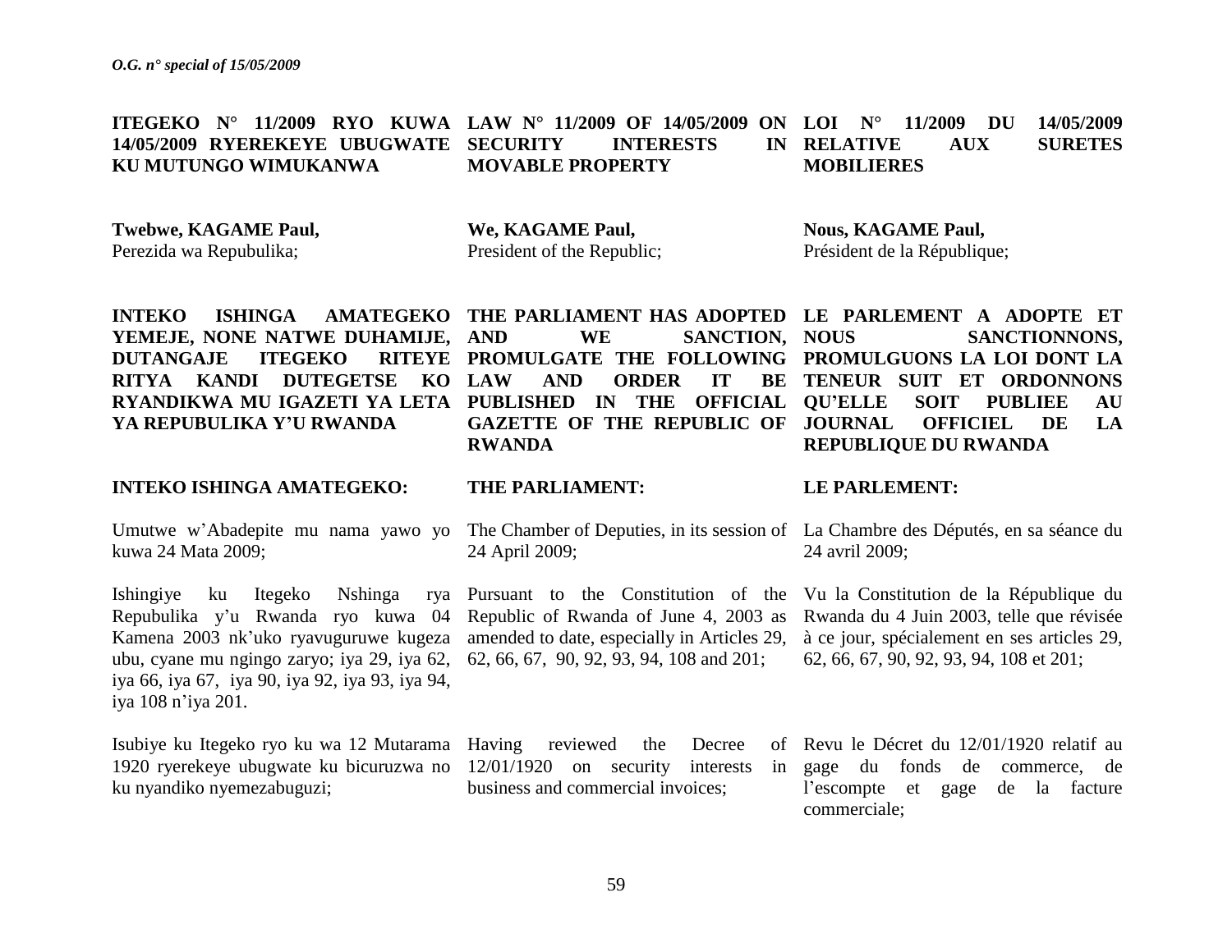**ITEGEKO N° 11/2009 RYO KUWA 14/05/2009 RYEREKEYE UBUGWATE KU MUTUNGO WIMUKANWA**

**Twebwe, KAGAME Paul,**
Perezida wa Repubulika;

**INTEKO ISHINGA AMATEGEKO YEMEJE, NONE NATWE DUHAMIJE, DUTANGAJE ITEGEKO RITEYE RITYA KANDI DUTEGETSE KO RYANDIKWA MU IGAZETI YA LETA YA REPUBULIKA Y'U RWANDA**

**INTEKO ISHINGA AMATEGEKO:**

Umutwe w'Abadepite mu nama yawo yo kuwa 24 Mata 2009;

Ishingiye ku Itegeko Nshinga rya Repubulika y'u Rwanda ryo kuwa 04 Kamena 2003 nk'uko ryavuguruwe kugeza ubu, cyane mu ngingo zaryo; iya 29, iya 62, iya 66, iya 67, iya 90, iya 92, iya 93, iya 94, iya 108 n'iya 201.

Isubiye ku Itegeko ryo ku wa 12 Mutarama 1920 ryerekeye ubugwate ku bicuruzwa no ku nyandiko nyemezabuguzi;

**LAW N° 11/2009 OF 14/05/2009 ON SECURITY INTERESTS IN MOVABLE PROPERTY**

**We, KAGAME Paul,**
President of the Republic;

**THE PARLIAMENT HAS ADOPTED AND WE SANCTION, PROMULGATE THE FOLLOWING LAW AND ORDER IT BE PUBLISHED IN THE OFFICIAL GAZETTE OF THE REPUBLIC OF RWANDA**

**THE PARLIAMENT:**

The Chamber of Deputies, in its session of 24 April 2009;

Pursuant to the Constitution of the Republic of Rwanda of June 4, 2003 as amended to date, especially in Articles 29, 62, 66, 67, 90, 92, 93, 94, 108 and 201;

Having reviewed the Decree of 12/01/1920 on security interests in business and commercial invoices;

**LOI N° 11/2009 DU 14/05/2009 RELATIVE AUX SURETES MOBILIERES**

**Nous, KAGAME Paul,**
Président de la République;

**LE PARLEMENT A ADOPTE ET NOUS SANCTIONNONS, PROMULGUONS LA LOI DONT LA TENEUR SUIT ET ORDONNONS QU'ELLE SOIT PUBLIEE AU JOURNAL OFFICIEL DE LA REPUBLIQUE DU RWANDA**

**LE PARLEMENT:**

La Chambre des Députés, en sa séance du 24 avril 2009;

Vu la Constitution de la République du Rwanda du 4 Juin 2003, telle que révisée à ce jour, spécialement en ses articles 29, 62, 66, 67, 90, 92, 93, 94, 108 et 201;

Revu le Décret du 12/01/1920 relatif au gage du fonds de commerce, de l'escompte et gage de la facture commerciale;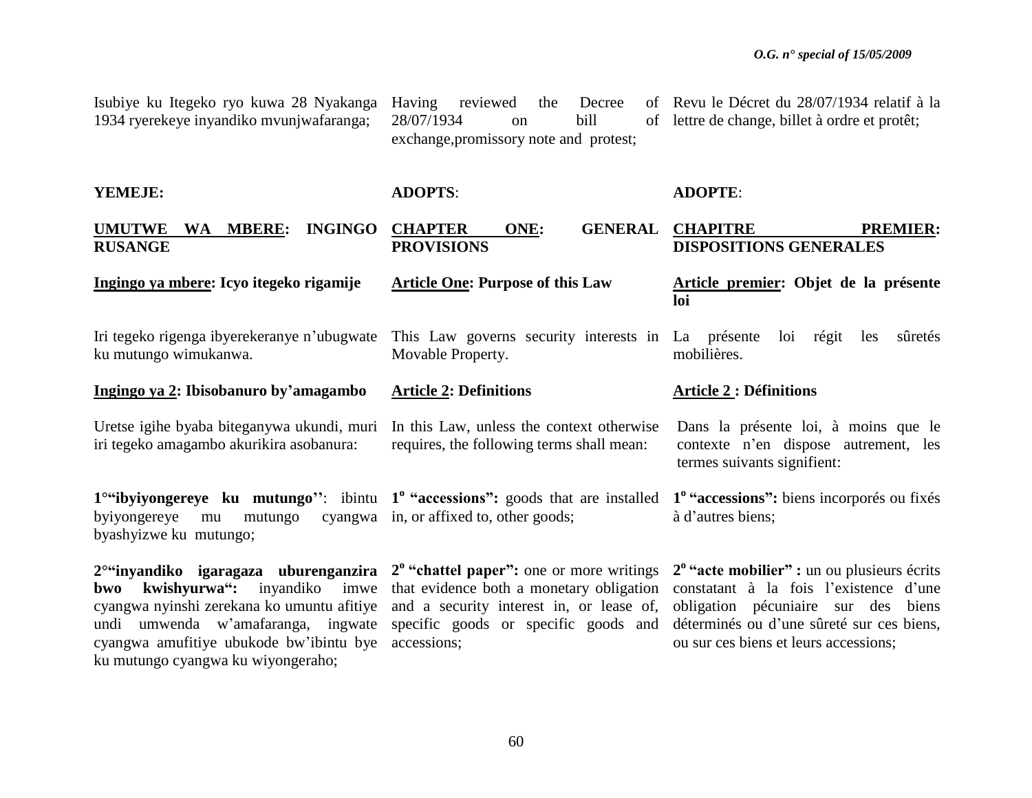Isubiye ku Itegeko ryo kuwa 28 Nyakanga 1934 ryerekeye inyandiko mvunjwafaranga;

**YEMEJE:**

**UMUTWE WA MBERE: INGINGO RUSANGE**

**Ingingo ya mbere: Icyo itegeko rigamije**

Iri tegeko rigenga ibyerekeranye n'ubugwate ku mutungo wimukanwa.

**Ingingo ya 2: Ibisobanuro by'amagambo**

Uretse igihe byaba biteganywa ukundi, muri iri tegeko amagambo akurikira asobanura:

**1°"ibyiyongereye ku mutungo''**: ibintu byiyongereye mu mutungo cyangwa byashyizwe ku mutungo;

**2°"inyandiko igaragaza uburenganzira bwo kwishyurwa":** inyandiko imwe cyangwa nyinshi zerekana ko umuntu afitiye undi umwenda w'amafaranga, ingwate cyangwa amufitiye ubukode bw'ibintu bye ku mutungo cyangwa ku wiyongeraho;

Having reviewed the Decree of 28/07/1934 on bill of exchange,promissory note and protest;

**ADOPTS**:

**CHAPTER ONE: GENERAL PROVISIONS**

**Article One: Purpose of this Law**

This Law governs security interests in Movable Property.

**Article 2: Definitions**

In this Law, unless the context otherwise requires, the following terms shall mean:

**1° "accessions":** goods that are installed in, or affixed to, other goods;

**2° "chattel paper":** one or more writings that evidence both a monetary obligation and a security interest in, or lease of, specific goods or specific goods and accessions;

Revu le Décret du 28/07/1934 relatif à la lettre de change, billet à ordre et protêt;

**ADOPTE**:

**CHAPITRE PREMIER: DISPOSITIONS GENERALES**

**Article premier: Objet de la présente loi**

La présente loi régit les sûretés mobilières.

**Article 2 : Définitions**

Dans la présente loi, à moins que le contexte n'en dispose autrement, les termes suivants signifient:

**1° "accessions":** biens incorporés ou fixés à d'autres biens;

**2° "acte mobilier" :** un ou plusieurs écrits constatant à la fois l'existence d'une obligation pécuniaire sur des biens déterminés ou d'une sûreté sur ces biens, ou sur ces biens et leurs accessions;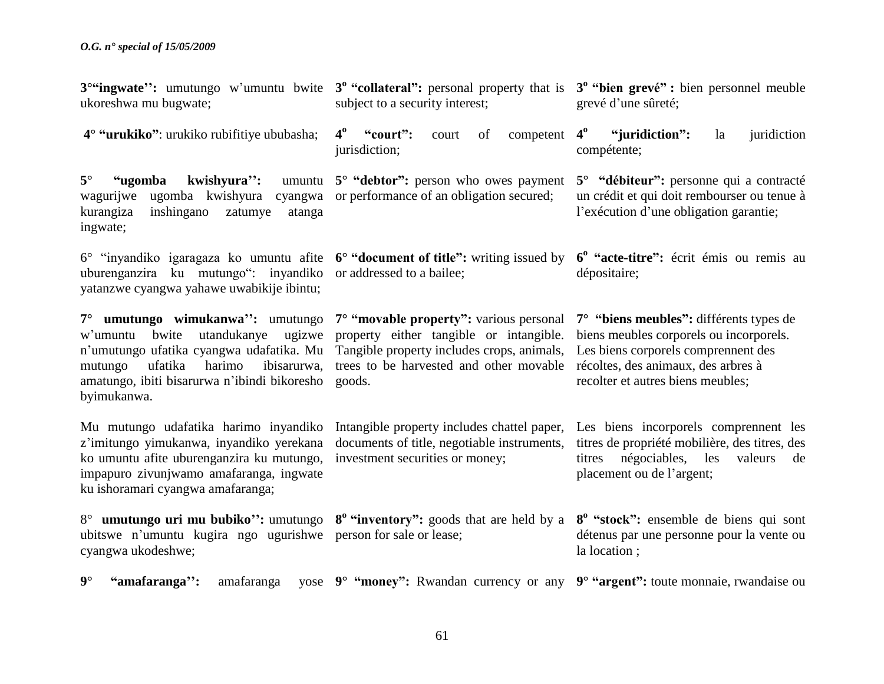**3°"ingwate'':** umutungo w'umuntu bwite ukoreshwa mu bugwate;

**4° "urukiko"**: urukiko rubifitiye ububasha;

**5° "ugomba kwishyura'':** umuntu wagurijwe ugomba kwishyura cyangwa kurangiza inshingano zatumye atanga ingwate;

6° "inyandiko igaragaza ko umuntu afite uburenganzira ku mutungo": inyandiko yatanzwe cyangwa yahawe uwabikije ibintu;

**7° umutungo wimukanwa'':** umutungo w'umuntu bwite utandukanye ugizwe n'umutungo ufatika cyangwa udafatika. Mu mutungo ufatika harimo ibisarurwa, amatungo, ibiti bisarurwa n'ibindi bikoresho byimukanwa.

Mu mutungo udafatika harimo inyandiko z'imitungo yimukanwa, inyandiko yerekana ko umuntu afite uburenganzira ku mutungo, impapuro zivunjwamo amafaranga, ingwate ku ishoramari cyangwa amafaranga;

8° **umutungo uri mu bubiko'':** umutungo ubitswe n'umuntu kugira ngo ugurishwe cyangwa ukodeshwe;

**9° "amafaranga'':** amafaranga yose

**3° "collateral":** personal property that is subject to a security interest;

**4° "court":** court of competent jurisdiction;

**5° "debtor":** person who owes payment or performance of an obligation secured;

**6° "document of title":** writing issued by or addressed to a bailee;

**7° "movable property":** various personal property either tangible or intangible. Tangible property includes crops, animals, trees to be harvested and other movable goods.

Intangible property includes chattel paper, documents of title, negotiable instruments, investment securities or money;

**8° "inventory":** goods that are held by a person for sale or lease;

**9° "money":** Rwandan currency or any

**3° "bien grevé" :** bien personnel meuble grevé d'une sûreté;

**4° "juridiction":** la juridiction compétente;

**5° "débiteur":** personne qui a contracté un crédit et qui doit rembourser ou tenue à l'exécution d'une obligation garantie;

**6° "acte-titre":** écrit émis ou remis au dépositaire;

**7° "biens meubles":** différents types de biens meubles corporels ou incorporels. Les biens corporels comprennent des récoltes, des animaux, des arbres à recolter et autres biens meubles;

Les biens incorporels comprennent les titres de propriété mobilière, des titres, des titres négociables, les valeurs de placement ou de l'argent;

**8° "stock":** ensemble de biens qui sont détenus par une personne pour la vente ou la location ;

**9° "argent":** toute monnaie, rwandaise ou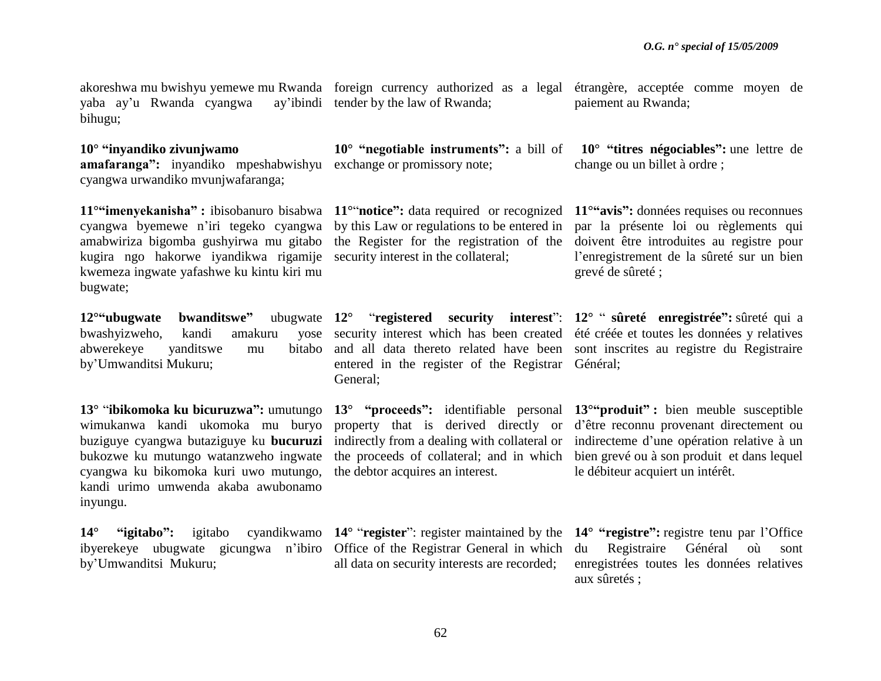akoreshwa mu bwishyu yemewe mu Rwanda yaba ay'u Rwanda cyangwa ay'ibindi bihugu;

**10° "inyandiko zivunjwamo amafaranga":** inyandiko mpeshabwishyu cyangwa urwandiko mvunjwafaranga;

**11°"imenyekanisha" :** ibisobanuro bisabwa cyangwa byemewe n'iri tegeko cyangwa amabwiriza bigomba gushyirwa mu gitabo kugira ngo hakorwe iyandikwa rigamije kwemeza ingwate yafashwe ku kintu kiri mu bugwate;

**12°"ubugwate bwanditswe"** ubugwate bwashyizweho, kandi amakuru yose abwerekeye yanditswe mu bitabo by'Umwanditsi Mukuru;

**13°** "**ibikomoka ku bicuruzwa":** umutungo wimukanwa kandi ukomoka mu buryo buziguye cyangwa butaziguye ku **bucuruzi** bukozwe ku mutungo watanzweho ingwate cyangwa ku bikomoka kuri uwo mutungo, kandi urimo umwenda akaba awubonamo inyungu.

**14° "igitabo":** igitabo cyandikwamo ibyerekeye ubugwate gicungwa n'ibiro by'Umwanditsi Mukuru;

foreign currency authorized as a legal tender by the law of Rwanda;

**10° "negotiable instruments":** a bill of exchange or promissory note;

**11°"notice":** data required or recognized by this Law or regulations to be entered in the Register for the registration of the security interest in the collateral;

**12°** "**registered security interest**": security interest which has been created and all data thereto related have been entered in the register of the Registrar General;

**13° "proceeds":** identifiable personal property that is derived directly or indirectly from a dealing with collateral or the proceeds of collateral; and in which the debtor acquires an interest.

**14°** "**register**": register maintained by the Office of the Registrar General in which all data on security interests are recorded;

étrangère, acceptée comme moyen de paiement au Rwanda;

**10° "titres négociables":** une lettre de change ou un billet à ordre ;

**11°"avis":** données requises ou reconnues par la présente loi ou règlements qui doivent être introduites au registre pour l'enregistrement de la sûreté sur un bien grevé de sûreté ;

**12°** " **sûreté enregistrée":** sûreté qui a été créée et toutes les données y relatives sont inscrites au registre du Registraire Général;

**13°"produit" :** bien meuble susceptible d'être reconnu provenant directement ou indirecteme d'une opération relative à un bien grevé ou à son produit et dans lequel le débiteur acquiert un intérêt.

**14° "registre":** registre tenu par l'Office du Registraire Général où sont enregistrées toutes les données relatives aux sûretés ;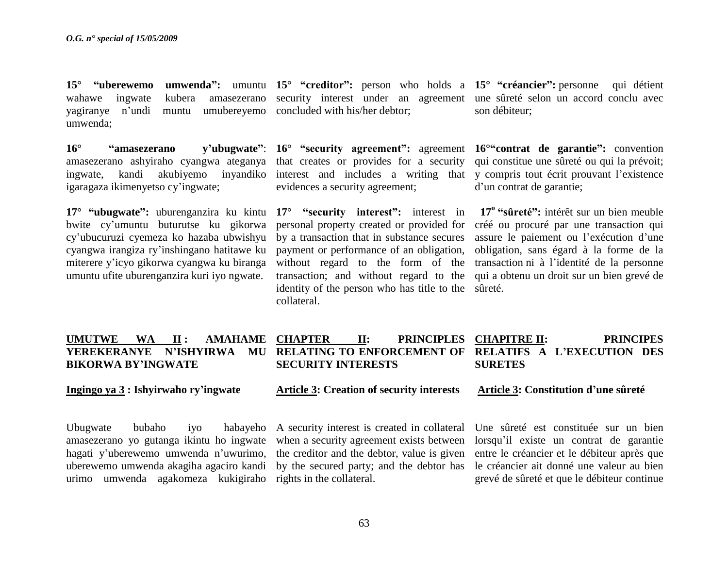15° **"uberewemo umwenda":** umuntu wahawe ingwate kubera amasezerano yagiranye n'undi muntu umubereyemo umwenda;

16° **"amasezerano y'ubugwate"**: amasezerano ashyiraho cyangwa ateganya ingwate, kandi akubiyemo inyandiko igaragaza ikimenyetso cy'ingwate;

17° **"ubugwate":** uburenganzira ku kintu bwite cy'umuntu buturutse ku gikorwa cy'ubucuruzi cyemeza ko hazaba ubwishyu cyangwa irangiza ry'inshingano hatitawe ku miterere y'icyo gikorwa cyangwa ku biranga umuntu ufite uburenganzira kuri iyo ngwate.

## UMUTWE WA II : AMAHAME YEREKERANYE N'ISHYIRWA MU BIKORWA BY'INGWATE

### Ingingo ya 3 : Ishyirwaho ry'ingwate

Ubugwate bubaho iyo habayeho amasezerano yo gutanga ikintu ho ingwate hagati y'uberewemo umwenda n'uwurimo, uberewemo umwenda akagiha agaciro kandi urimo umwenda agakomeza kukigiraho

15° **"creditor":** person who holds a security interest under an agreement concluded with his/her debtor;

16° **"security agreement":** agreement that creates or provides for a security interest and includes a writing that evidences a security agreement;

17° **"security interest":** interest in personal property created or provided for by a transaction that in substance secures payment or performance of an obligation, without regard to the form of the transaction; and without regard to the identity of the person who has title to the collateral.

## CHAPTER II: PRINCIPLES RELATING TO ENFORCEMENT OF SECURITY INTERESTS

### Article 3: Creation of security interests

A security interest is created in collateral when a security agreement exists between the creditor and the debtor, value is given by the secured party; and the debtor has rights in the collateral.

15° **"créancier":** personne qui détient une sûreté selon un accord conclu avec son débiteur;

16° **"contrat de garantie":** convention qui constitue une sûreté ou qui la prévoit; y compris tout écrit prouvant l'existence d'un contrat de garantie;

17° **"sûreté":** intérêt sur un bien meuble créé ou procuré par une transaction qui assure le paiement ou l'exécution d'une obligation, sans égard à la forme de la transaction ni à l'identité de la personne qui a obtenu un droit sur un bien grevé de sûreté.

## CHAPITRE II: PRINCIPES RELATIFS A L'EXECUTION DES SURETES

### Article 3: Constitution d'une sûreté

Une sûreté est constituée sur un bien lorsqu'il existe un contrat de garantie entre le créancier et le débiteur après que le créancier ait donné une valeur au bien grevé de sûreté et que le débiteur continue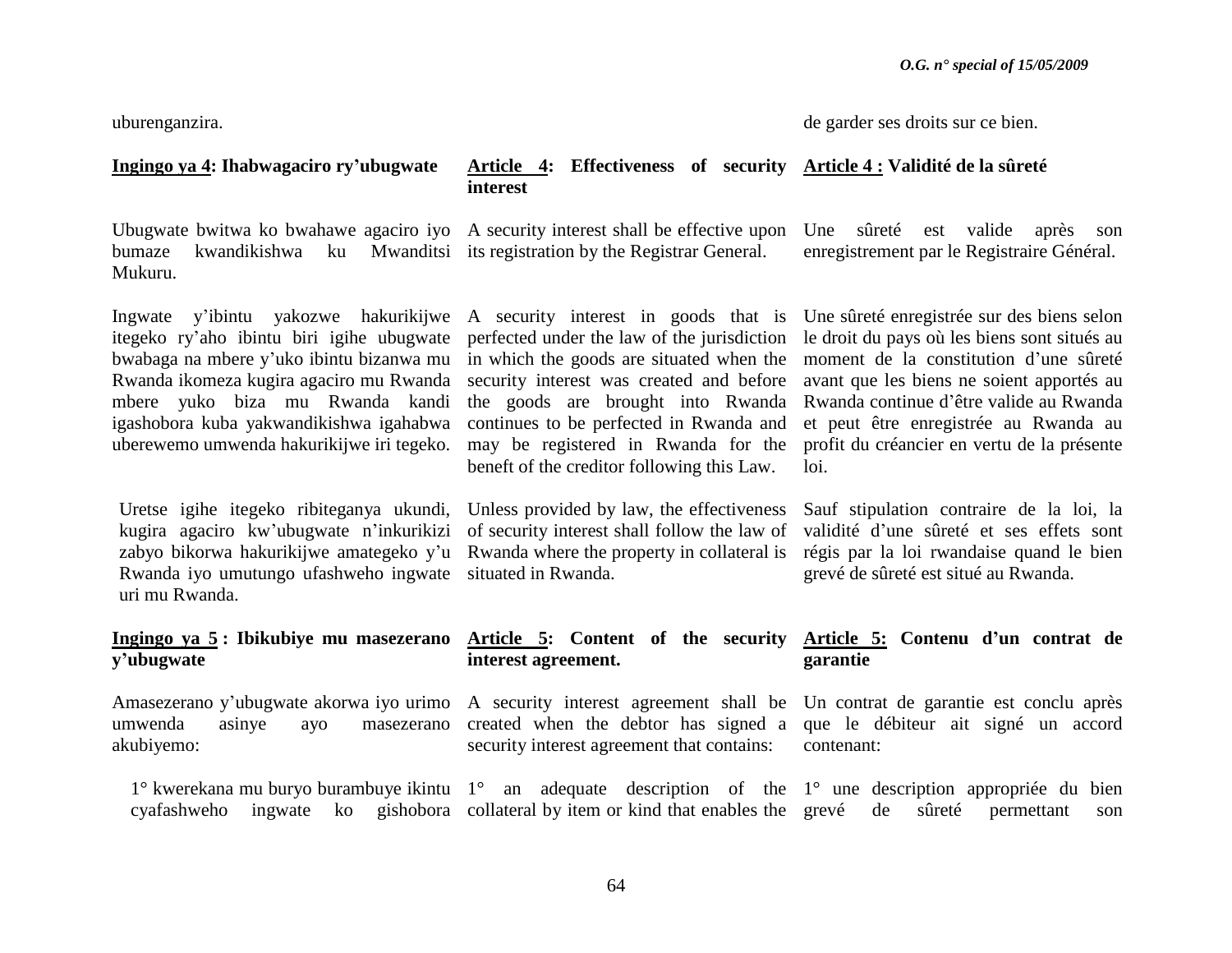uburenganzira.

de garder ses droits sur ce bien.

**Ingingo ya 4: Ihabwagaciro ry'ubugwate**

Ubugwate bwitwa ko bwahawe agaciro iyo bumaze kwandikishwa ku Mwanditsi Mukuru.

Ingwate y'ibintu yakozwe hakurikijwe itegeko ry'aho ibintu biri igihe ubugwate bwabaga na mbere y'uko ibintu bizanwa mu Rwanda ikomeza kugira agaciro mu Rwanda mbere yuko biza mu Rwanda kandi igashobora kuba yakwandikishwa igahabwa uberewemo umwenda hakurikijwe iri tegeko.

Uretse igihe itegeko ribiteganya ukundi, kugira agaciro kw'ubugwate n'inkurikizi zabyo bikorwa hakurikijwe amategeko y'u Rwanda iyo umutungo ufashweho ingwate uri mu Rwanda.

**Ingingo ya 5 : Ibikubiye mu masezerano y'ubugwate**

Amasezerano y'ubugwate akorwa iyo urimo umwenda asinye ayo masezerano akubiyemo:

1° kwerekana mu buryo burambuye ikintu cyafashweho ingwate ko gishobora

**Article 4: Effectiveness of security interest**

A security interest shall be effective upon its registration by the Registrar General.

A security interest in goods that is perfected under the law of the jurisdiction in which the goods are situated when the security interest was created and before the goods are brought into Rwanda continues to be perfected in Rwanda and may be registered in Rwanda for the benefit of the creditor following this Law.

Unless provided by law, the effectiveness of security interest shall follow the law of Rwanda where the property in collateral is situated in Rwanda.

**Article 5: Content of the security interest agreement.**

A security interest agreement shall be created when the debtor has signed a security interest agreement that contains:

1° an adequate description of the collateral by item or kind that enables the

**Article 4 : Validité de la sûreté**

Une sûreté est valide après son enregistrement par le Registraire Général.

Une sûreté enregistrée sur des biens selon le droit du pays où les biens sont situés au moment de la constitution d'une sûreté avant que les biens ne soient apportés au Rwanda continue d'être valide au Rwanda et peut être enregistrée au Rwanda au profit du créancier en vertu de la présente loi.

Sauf stipulation contraire de la loi, la validité d'une sûreté et ses effets sont régis par la loi rwandaise quand le bien grevé de sûreté est situé au Rwanda.

**Article 5: Contenu d'un contrat de garantie**

Un contrat de garantie est conclu après que le débiteur ait signé un accord contenant:

1° une description appropriée du bien grevé de sûreté permettant son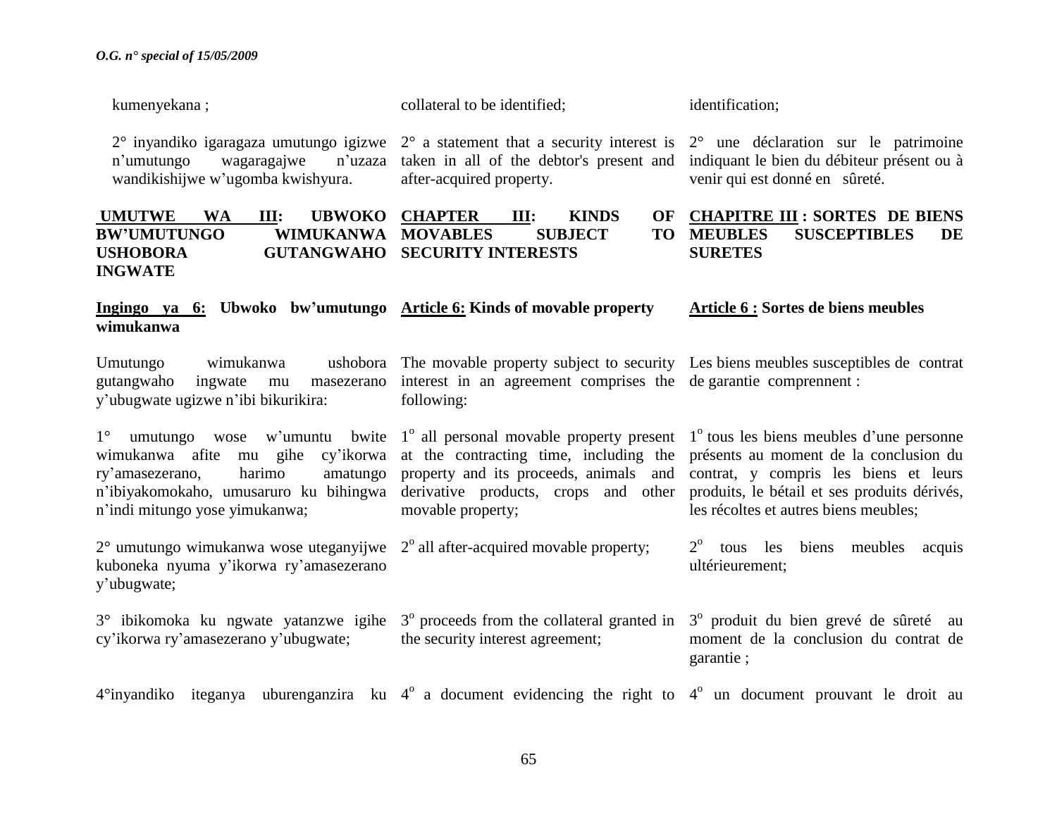kumenyekana ;

2° inyandiko igaragaza umutungo igizwe n'umutungo wagaragajwe n'uzaza wandikishijwe w'ugomba kwishyura.

**UMUTWE WA III: UBWOKO BW'UMUTUNGO WIMUKANWA USHOBORA GUTANGWAHO INGWATE**

**Ingingo ya 6: Ubwoko bw'umutungo wimukanwa**

Umutungo wimukanwa ushobora gutangwaho ingwate mu masezerano y'ubugwate ugizwe n'ibi bikurikira:

1° umutungo wose w'umuntu bwite wimukanwa afite mu gihe cy'ikorwa ry'amasezerano, harimo amatungo n'ibiyakomokaho, umusaruro ku bihingwa n'indi mitungo yose yimukanwa;

2° umutungo wimukanwa wose uteganyijwe kuboneka nyuma y'ikorwa ry'amasezerano y'ubugwate;

3° ibikomoka ku ngwate yatanzwe igihe cy'ikorwa ry'amasezerano y'ubugwate;

4°inyandiko iteganya uburenganzira ku

collateral to be identified;

2° a statement that a security interest is taken in all of the debtor's present and after-acquired property.

**CHAPTER III: KINDS OF MOVABLES SUBJECT TO SECURITY INTERESTS**

**Article 6: Kinds of movable property**

The movable property subject to security interest in an agreement comprises the following:

1° all personal movable property present at the contracting time, including the property and its proceeds, animals and derivative products, crops and other movable property;

2° all after-acquired movable property;

3° proceeds from the collateral granted in the security interest agreement;

4° a document evidencing the right to

identification;

2° une déclaration sur le patrimoine indiquant le bien du débiteur présent ou à venir qui est donné en sûreté.

**CHAPITRE III : SORTES DE BIENS MEUBLES SUSCEPTIBLES DE SURETES**

**Article 6 : Sortes de biens meubles**

Les biens meubles susceptibles de contrat de garantie comprennent :

1° tous les biens meubles d'une personne présents au moment de la conclusion du contrat, y compris les biens et leurs produits, le bétail et ses produits dérivés, les récoltes et autres biens meubles;

2° tous les biens meubles acquis ultérieurement;

3° produit du bien grevé de sûreté au moment de la conclusion du contrat de garantie ;

4° un document prouvant le droit au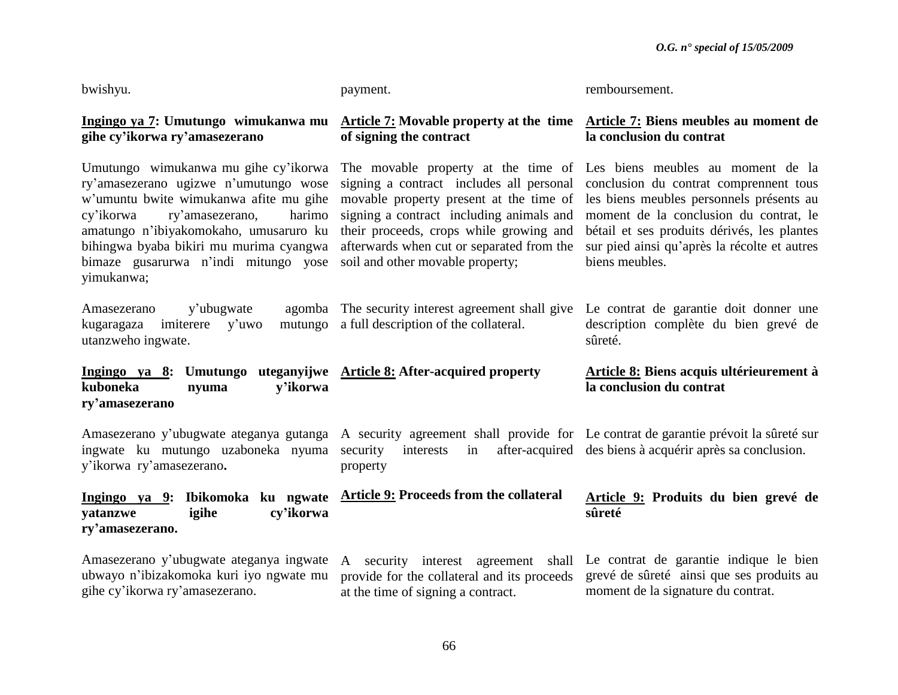bwishyu.

**Ingingo ya 7: Umutungo wimukanwa mu gihe cy'ikorwa ry'amasezerano**

Umutungo wimukanwa mu gihe cy'ikorwa ry'amasezerano ugizwe n'umutungo wose w'umuntu bwite wimukanwa afite mu gihe cy'ikorwa ry'amasezerano, harimo amatungo n'ibiyakomokaho, umusaruro ku bihingwa byaba bikiri mu murima cyangwa bimaze gusarurwa n'indi mitungo yose yimukanwa;

Amasezerano y'ubugwate agomba kugaragaza imiterere y'uwo mutungo utanzweho ingwate.

**Ingingo ya 8: Umutungo uteganyijwe kuboneka nyuma y'ikorwa ry'amasezerano**

Amasezerano y'ubugwate ateganya gutanga ingwate ku mutungo uzaboneka nyuma y'ikorwa ry'amasezerano**.**

**Ingingo ya 9: Ibikomoka ku ngwate yatanzwe igihe cy'ikorwa ry'amasezerano.**

Amasezerano y'ubugwate ateganya ingwate ubwayo n'ibizakomoka kuri iyo ngwate mu gihe cy'ikorwa ry'amasezerano.

payment.

**Article 7: Movable property at the time of signing the contract**

The movable property at the time of signing a contract includes all personal movable property present at the time of signing a contract including animals and their proceeds, crops while growing and afterwards when cut or separated from the soil and other movable property;

The security interest agreement shall give a full description of the collateral.

**Article 8: After-acquired property**

A security agreement shall provide for security interests in after-acquired property

**Article 9: Proceeds from the collateral**

A security interest agreement shall provide for the collateral and its proceeds at the time of signing a contract.

remboursement.

**Article 7: Biens meubles au moment de la conclusion du contrat**

Les biens meubles au moment de la conclusion du contrat comprennent tous les biens meubles personnels présents au moment de la conclusion du contrat, le bétail et ses produits dérivés, les plantes sur pied ainsi qu'après la récolte et autres biens meubles.

Le contrat de garantie doit donner une description complète du bien grevé de sûreté.

**Article 8: Biens acquis ultérieurement à la conclusion du contrat**

Le contrat de garantie prévoit la sûreté sur des biens à acquérir après sa conclusion.

**Article 9: Produits du bien grevé de sûreté**

Le contrat de garantie indique le bien grevé de sûreté ainsi que ses produits au moment de la signature du contrat.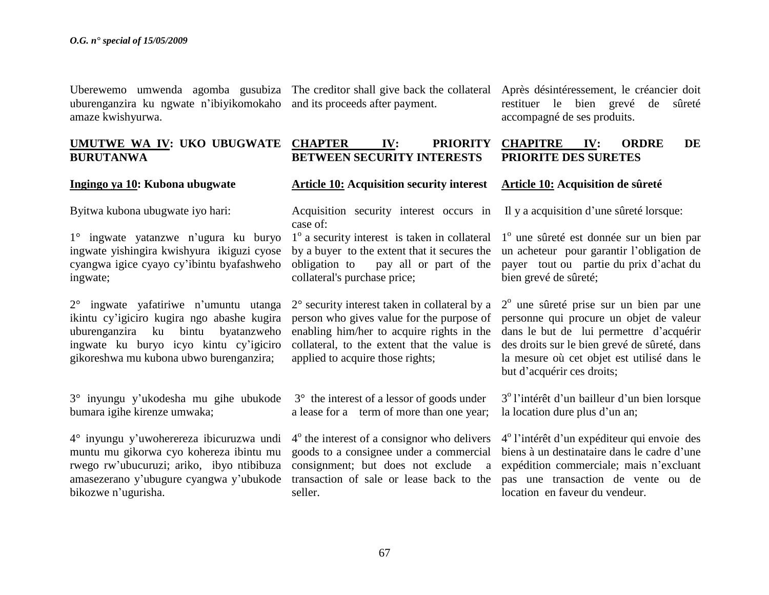Uberewemo umwenda agomba gusubiza uburenganzira ku ngwate n'ibiyikomokaho amaze kwishyurwa.

The creditor shall give back the collateral and its proceeds after payment.

Après désintéressement, le créancier doit restituer le bien grevé de sûreté accompagné de ses produits.

## UMUTWE WA IV: UKO UBUGWATE BURUTANWA

## CHAPTER IV: PRIORITY BETWEEN SECURITY INTERESTS

## CHAPITRE IV: ORDRE DE PRIORITE DES SURETES

### Ingingo ya 10: Kubona ubugwate

Byitwa kubona ubugwate iyo hari:

1° ingwate yatanzwe n'ugura ku buryo ingwate yishingira kwishyura ikiguzi cyose cyangwa igice cyayo cy'ibintu byafashweho ingwate;

2° ingwate yafatiriwe n'umuntu utanga ikintu cy'igiciro kugira ngo abashe kugira uburenganzira ku bintu byatanzweho ingwate ku buryo icyo kintu cy'igiciro gikoreshwa mu kubona ubwo burenganzira;

3° inyungu y'ukodesha mu gihe ubukode bumara igihe kirenze umwaka;

4° inyungu y'uwoherereza ibicuruzwa undi muntu mu gikorwa cyo kohereza ibintu mu rwego rw'ubucuruzi; ariko, ibyo ntibibuza amasezerano y'ubugure cyangwa y'ubukode bikozwe n'ugurisha.

### Article 10: Acquisition security interest

Acquisition security interest occurs in case of:

1° a security interest is taken in collateral by a buyer to the extent that it secures the obligation to pay all or part of the collateral's purchase price;

2° security interest taken in collateral by a person who gives value for the purpose of enabling him/her to acquire rights in the collateral, to the extent that the value is applied to acquire those rights;

3° the interest of a lessor of goods under a lease for a term of more than one year;

4° the interest of a consignor who delivers goods to a consignee under a commercial consignment; but does not exclude a transaction of sale or lease back to the seller.

### Article 10: Acquisition de sûreté

Il y a acquisition d'une sûreté lorsque:

1° une sûreté est donnée sur un bien par un acheteur pour garantir l'obligation de payer tout ou partie du prix d'achat du bien grevé de sûreté;

2° une sûreté prise sur un bien par une personne qui procure un objet de valeur dans le but de lui permettre d'acquérir des droits sur le bien grevé de sûreté, dans la mesure où cet objet est utilisé dans le but d'acquérir ces droits;

3° l'intérêt d'un bailleur d'un bien lorsque la location dure plus d'un an;

4° l'intérêt d'un expéditeur qui envoie des biens à un destinataire dans le cadre d'une expédition commerciale; mais n'excluant pas une transaction de vente ou de location en faveur du vendeur.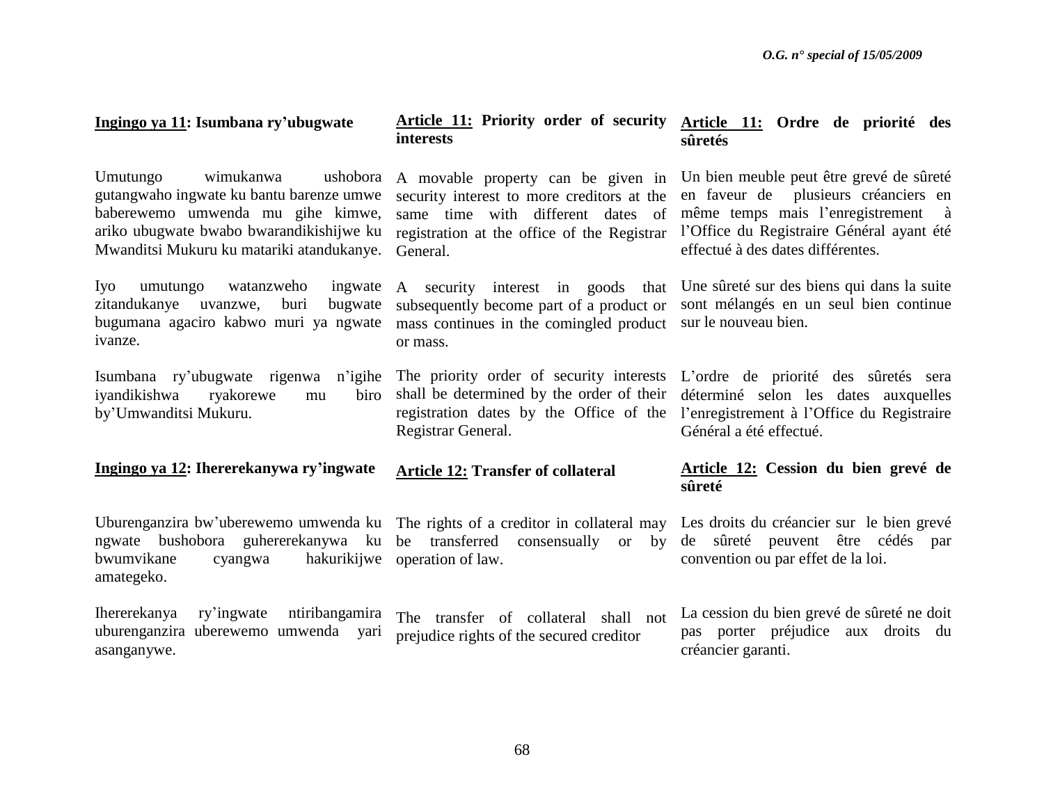**Ingingo ya 11: Isumbana ry'ubugwate**

Umutungo wimukanwa ushobora gutangwaho ingwate ku bantu barenze umwe baberewemo umwenda mu gihe kimwe, ariko ubugwate bwabo bwarandikishijwe ku Mwanditsi Mukuru ku matariki atandukanye.

Iyo umutungo watanzweho ingwate zitandukanye uvanzwe, buri bugwate bugumana agaciro kabwo muri ya ngwate ivanze.

Isumbana ry'ubugwate rigenwa n'igihe iyandikishwa ryakorewe mu biro by'Umwanditsi Mukuru.

**Ingingo ya 12: Ihererekanywa ry'ingwate**

Uburenganzira bw'uberewemo umwenda ku ngwate bushobora guhererekanywa ku bwumvikane cyangwa hakurikijwe amategeko.

Ihererekanya ry'ingwate ntiribangamira uburenganzira uberewemo umwenda yari asanganywe.

**Article 11: Priority order of security interests**

A movable property can be given in security interest to more creditors at the same time with different dates of registration at the office of the Registrar General.

A security interest in goods that subsequently become part of a product or mass continues in the comingled product or mass.

The priority order of security interests shall be determined by the order of their registration dates by the Office of the Registrar General.

**Article 12: Transfer of collateral**

The rights of a creditor in collateral may be transferred consensually or by operation of law.

The transfer of collateral shall not prejudice rights of the secured creditor

**Article 11: Ordre de priorité des sûretés**

Un bien meuble peut être grevé de sûreté en faveur de plusieurs créanciers en même temps mais l'enregistrement à l'Office du Registraire Général ayant été effectué à des dates différentes.

Une sûreté sur des biens qui dans la suite sont mélangés en un seul bien continue sur le nouveau bien.

L'ordre de priorité des sûretés sera déterminé selon les dates auxquelles l'enregistrement à l'Office du Registraire Général a été effectué.

**Article 12: Cession du bien grevé de sûreté**

Les droits du créancier sur le bien grevé de sûreté peuvent être cédés par convention ou par effet de la loi.

La cession du bien grevé de sûreté ne doit pas porter préjudice aux droits du créancier garanti.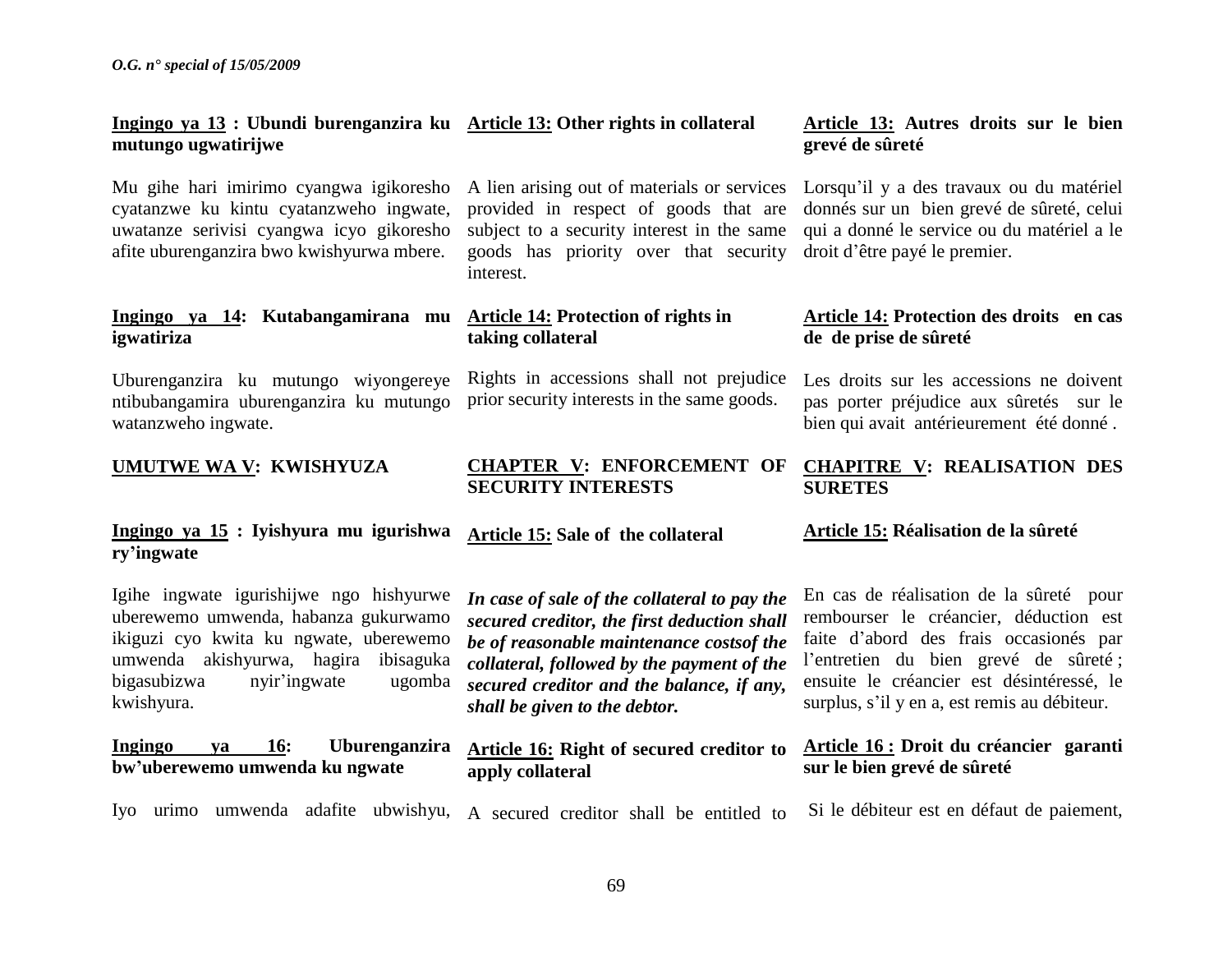**Ingingo ya 13 : Ubundi burenganzira ku mutungo ugwatirijwe**

Mu gihe hari imirimo cyangwa igikoresho cyatanzwe ku kintu cyatanzweho ingwate, uwatanze serivisi cyangwa icyo gikoresho afite uburenganzira bwo kwishyurwa mbere.

**Ingingo ya 14: Kutabangamirana mu igwatiriza**

Uburenganzira ku mutungo wiyongereye ntibubangamira uburenganzira ku mutungo watanzweho ingwate.

**UMUTWE WA V: KWISHYUZA**

**Ingingo ya 15 : Iyishyura mu igurishwa ry'ingwate**

Igihe ingwate igurishijwe ngo hishyurwe uberewemo umwenda, habanza gukurwamo ikiguzi cyo kwita ku ngwate, uberewemo umwenda akishyurwa, hagira ibisaguka bigasubizwa nyir'ingwate ugomba kwishyura.

**Ingingo ya 16: Uburenganzira bw'uberewemo umwenda ku ngwate**

Iyo urimo umwenda adafite ubwishyu,

**Article 13: Other rights in collateral**

A lien arising out of materials or services provided in respect of goods that are subject to a security interest in the same goods has priority over that security interest.

**Article 14: Protection of rights in taking collateral**

Rights in accessions shall not prejudice prior security interests in the same goods.

**CHAPTER V: ENFORCEMENT OF SECURITY INTERESTS**

**Article 15: Sale of the collateral**

***In case of sale of the collateral to pay the secured creditor, the first deduction shall be of reasonable maintenance costsof the collateral, followed by the payment of the secured creditor and the balance, if any, shall be given to the debtor.***

**Article 16: Right of secured creditor to apply collateral**

A secured creditor shall be entitled to

**Article 13: Autres droits sur le bien grevé de sûreté**

Lorsqu'il y a des travaux ou du matériel donnés sur un bien grevé de sûreté, celui qui a donné le service ou du matériel a le droit d'être payé le premier.

**Article 14: Protection des droits en cas de de prise de sûreté**

Les droits sur les accessions ne doivent pas porter préjudice aux sûretés sur le bien qui avait antérieurement été donné .

**CHAPITRE V: REALISATION DES SURETES**

**Article 15: Réalisation de la sûreté**

En cas de réalisation de la sûreté pour rembourser le créancier, déduction est faite d'abord des frais occasionés par l'entretien du bien grevé de sûreté ; ensuite le créancier est désintéressé, le surplus, s'il y en a, est remis au débiteur.

**Article 16 : Droit du créancier garanti sur le bien grevé de sûreté**

Si le débiteur est en défaut de paiement,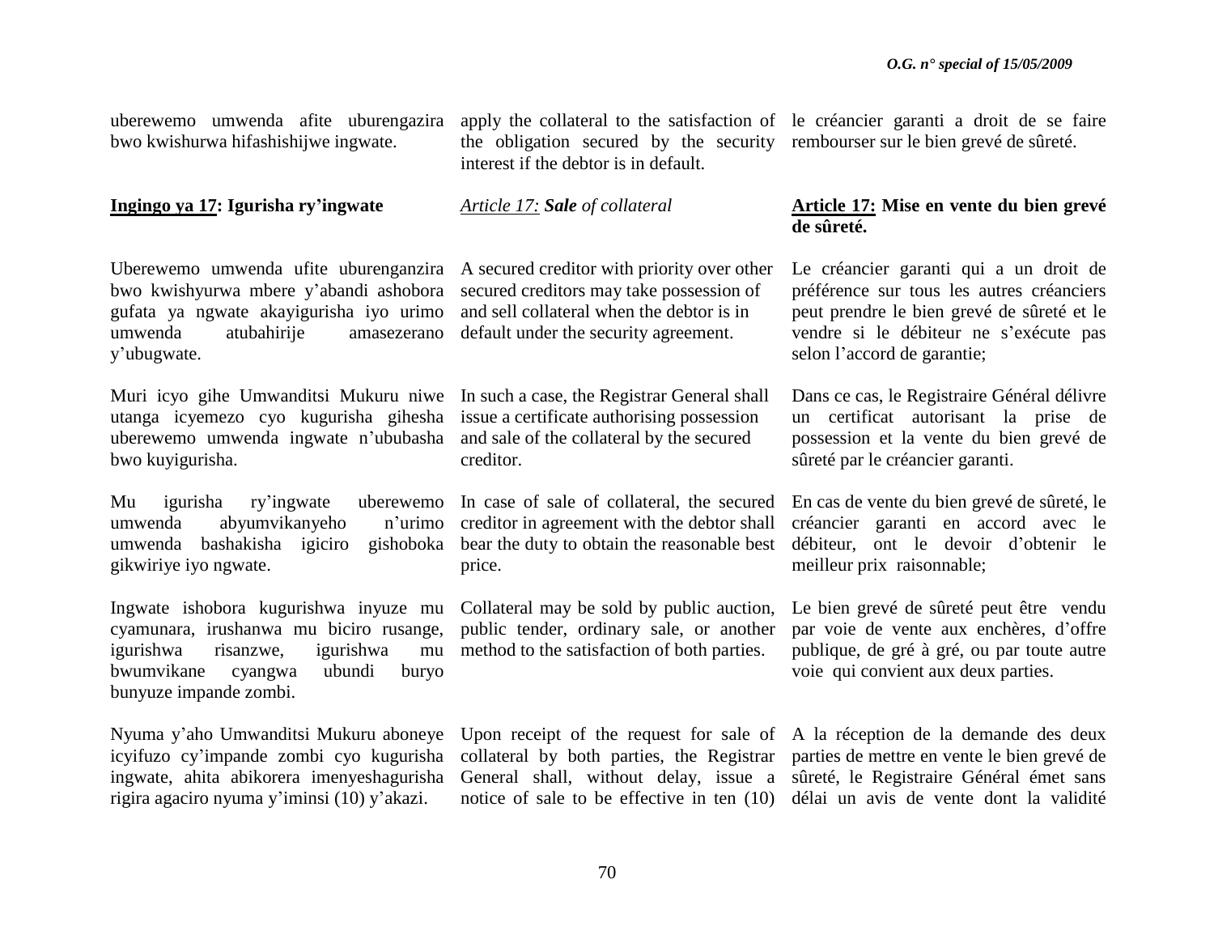uberewemo umwenda afite uburengazira bwo kwishurwa hifashishijwe ingwate.

apply the collateral to the satisfaction of the obligation secured by the security interest if the debtor is in default.

le créancier garanti a droit de se faire rembourser sur le bien grevé de sûreté.

**<u>Ingingo ya 17</u>: Igurisha ry'ingwate**

*<u>Article 17:</u> **Sale** of collateral*

**<u>Article 17:</u> Mise en vente du bien grevé de sûreté.**

Uberewemo umwenda ufite uburenganzira bwo kwishyurwa mbere y'abandi ashobora gufata ya ngwate akayigurisha iyo urimo umwenda atubahirije amasezerano y'ubugwate.

A secured creditor with priority over other secured creditors may take possession of and sell collateral when the debtor is in default under the security agreement.

Le créancier garanti qui a un droit de préférence sur tous les autres créanciers peut prendre le bien grevé de sûreté et le vendre si le débiteur ne s'exécute pas selon l'accord de garantie;

Muri icyo gihe Umwanditsi Mukuru niwe utanga icyemezo cyo kugurisha gihesha uberewemo umwenda ingwate n'ububasha bwo kuyigurisha.

In such a case, the Registrar General shall issue a certificate authorising possession and sale of the collateral by the secured creditor.

Dans ce cas, le Registraire Général délivre un certificat autorisant la prise de possession et la vente du bien grevé de sûreté par le créancier garanti.

Mu igurisha ry'ingwate uberewemo umwenda abyumvikanyeho n'urimo umwenda bashakisha igiciro gishoboka gikwiriye iyo ngwate.

In case of sale of collateral, the secured creditor in agreement with the debtor shall bear the duty to obtain the reasonable best price.

En cas de vente du bien grevé de sûreté, le créancier garanti en accord avec le débiteur, ont le devoir d'obtenir le meilleur prix raisonnable;

Ingwate ishobora kugurishwa inyuze mu cyamunara, irushanwa mu biciro rusange, igurishwa risanzwe, igurishwa mu bwumvikane cyangwa ubundi buryo bunyuze impande zombi.

Collateral may be sold by public auction, public tender, ordinary sale, or another method to the satisfaction of both parties.

Le bien grevé de sûreté peut être vendu par voie de vente aux enchères, d'offre publique, de gré à gré, ou par toute autre voie qui convient aux deux parties.

Nyuma y'aho Umwanditsi Mukuru aboneye icyifuzo cy'impande zombi cyo kugurisha ingwate, ahita abikorera imenyeshagurisha rigira agaciro nyuma y'iminsi (10) y'akazi.

Upon receipt of the request for sale of collateral by both parties, the Registrar General shall, without delay, issue a notice of sale to be effective in ten (10)

A la réception de la demande des deux parties de mettre en vente le bien grevé de sûreté, le Registraire Général émet sans délai un avis de vente dont la validité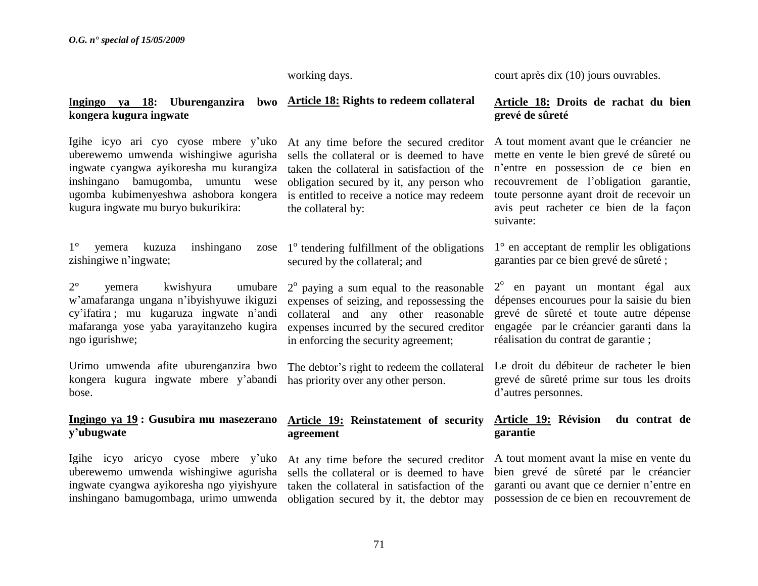working days.

court après dix (10) jours ouvrables.

**Ingingo ya 18: Uburenganzira bwo kongera kugura ingwate**

Igihe icyo ari cyo cyose mbere y'uko uberewemo umwenda wishingiwe agurisha ingwate cyangwa ayikoresha mu kurangiza inshingano bamugomba, umuntu wese ugomba kubimenyeshwa ashobora kongera kugura ingwate mu buryo bukurikira:

1° yemera kuzuza inshingano zose zishingiwe n'ingwate;

2° yemera kwishyura umubare w'amafaranga ungana n'ibyishyuwe ikiguzi cy'ifatira ; mu kugaruza ingwate n'andi mafaranga yose yaba yarayitanzeho kugira ngo igurishwe;

Urimo umwenda afite uburenganzira bwo kongera kugura ingwate mbere y'abandi bose.

**Ingingo ya 19 : Gusubira mu masezerano y'ubugwate**

Igihe icyo aricyo cyose mbere y'uko uberewemo umwenda wishingiwe agurisha ingwate cyangwa ayikoresha ngo yiyishyure inshingano bamugombaga, urimo umwenda

**Article 18: Rights to redeem collateral**

At any time before the secured creditor sells the collateral or is deemed to have taken the collateral in satisfaction of the obligation secured by it, any person who is entitled to receive a notice may redeem the collateral by:

1° tendering fulfillment of the obligations secured by the collateral; and

2° paying a sum equal to the reasonable expenses of seizing, and repossessing the collateral and any other reasonable expenses incurred by the secured creditor in enforcing the security agreement;

The debtor's right to redeem the collateral has priority over any other person.

**Article 19: Reinstatement of security agreement**

At any time before the secured creditor sells the collateral or is deemed to have taken the collateral in satisfaction of the obligation secured by it, the debtor may

**Article 18: Droits de rachat du bien grevé de sûreté**

A tout moment avant que le créancier ne mette en vente le bien grevé de sûreté ou n'entre en possession de ce bien en recouvrement de l'obligation garantie, toute personne ayant droit de recevoir un avis peut racheter ce bien de la façon suivante:

1° en acceptant de remplir les obligations garanties par ce bien grevé de sûreté ;

2° en payant un montant égal aux dépenses encourues pour la saisie du bien grevé de sûreté et toute autre dépense engagée par le créancier garanti dans la réalisation du contrat de garantie ;

Le droit du débiteur de racheter le bien grevé de sûreté prime sur tous les droits d'autres personnes.

**Article 19: Révision du contrat de garantie**

A tout moment avant la mise en vente du bien grevé de sûreté par le créancier garanti ou avant que ce dernier n'entre en possession de ce bien en recouvrement de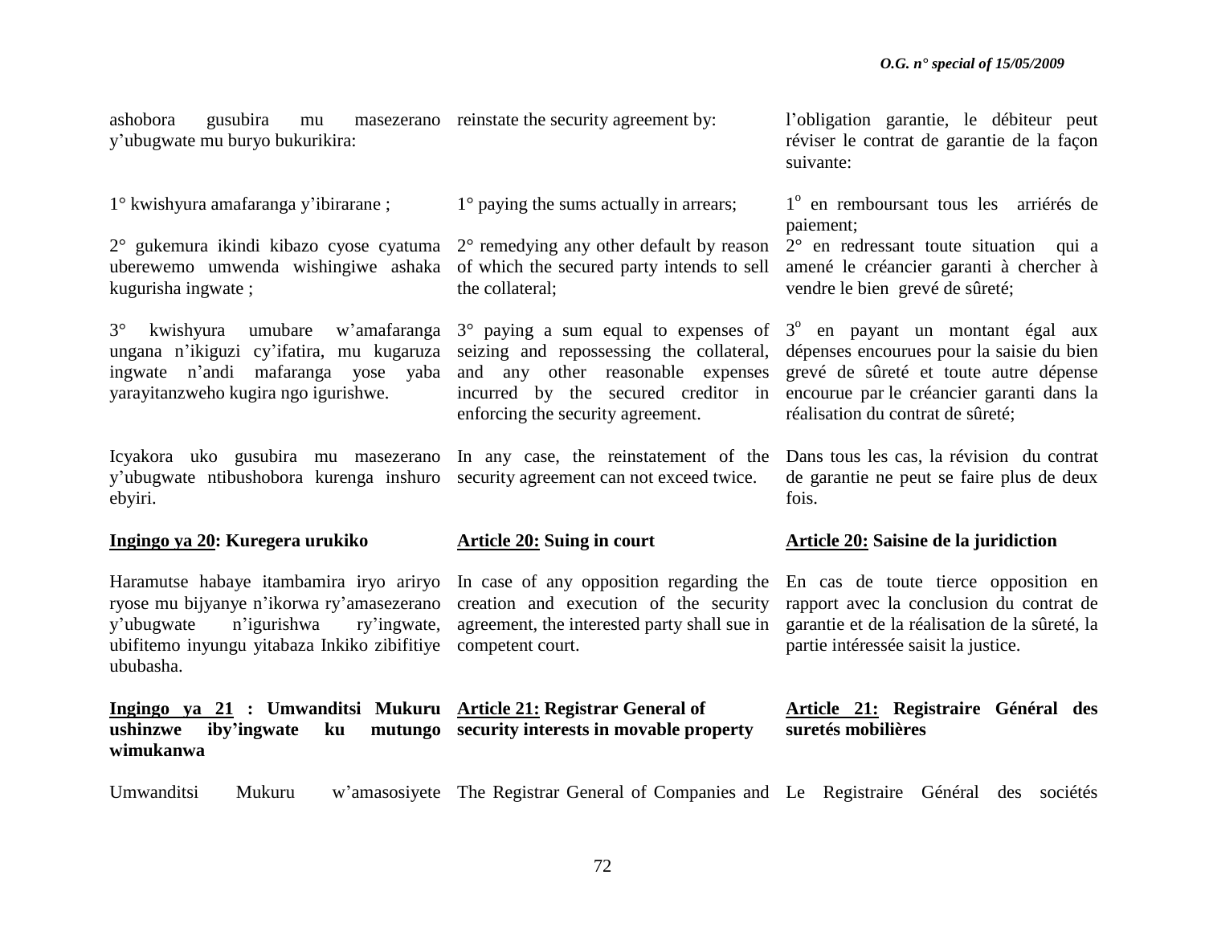ashobora gusubira mu masezerano y'ubugwate mu buryo bukurikira:

1° kwishyura amafaranga y'ibirarane ;

2° gukemura ikindi kibazo cyose cyatuma uberewemo umwenda wishingiwe ashaka kugurisha ingwate ;

3° kwishyura umubare w'amafaranga ungana n'ikiguzi cy'ifatira, mu kugaruza ingwate n'andi mafaranga yose yaba yarayitanzweho kugira ngo igurishwe.

Icyakora uko gusubira mu masezerano y'ubugwate ntibushobora kurenga inshuro ebyiri.

**Ingingo ya 20: Kuregera urukiko**

Haramutse habaye itambamira iryo ariryo ryose mu bijyanye n'ikorwa ry'amasezerano y'ubugwate n'igurishwa ry'ingwate, ubifitemo inyungu yitabaza Inkiko zibifitiye ububasha.

**Ingingo ya 21 : Umwanditsi Mukuru ushinzwe iby'ingwate ku mutungo wimukanwa**

Umwanditsi Mukuru w'amasosiyete

reinstate the security agreement by:

1° paying the sums actually in arrears;

2° remedying any other default by reason of which the secured party intends to sell the collateral;

3° paying a sum equal to expenses of seizing and repossessing the collateral, and any other reasonable expenses incurred by the secured creditor in enforcing the security agreement.

In any case, the reinstatement of the security agreement can not exceed twice.

**Article 20: Suing in court**

In case of any opposition regarding the creation and execution of the security agreement, the interested party shall sue in competent court.

**Article 21: Registrar General of security interests in movable property**

The Registrar General of Companies and

l'obligation garantie, le débiteur peut réviser le contrat de garantie de la façon suivante:

1° en remboursant tous les arriérés de paiement;

2° en redressant toute situation qui a amené le créancier garanti à chercher à vendre le bien grevé de sûreté;

3° en payant un montant égal aux dépenses encourues pour la saisie du bien grevé de sûreté et toute autre dépense encourue par le créancier garanti dans la réalisation du contrat de sûreté;

Dans tous les cas, la révision du contrat de garantie ne peut se faire plus de deux fois.

**Article 20: Saisine de la juridiction**

En cas de toute tierce opposition en rapport avec la conclusion du contrat de garantie et de la réalisation de la sûreté, la partie intéressée saisit la justice.

**Article 21: Registraire Général des suretés mobilières**

Le Registraire Général des sociétés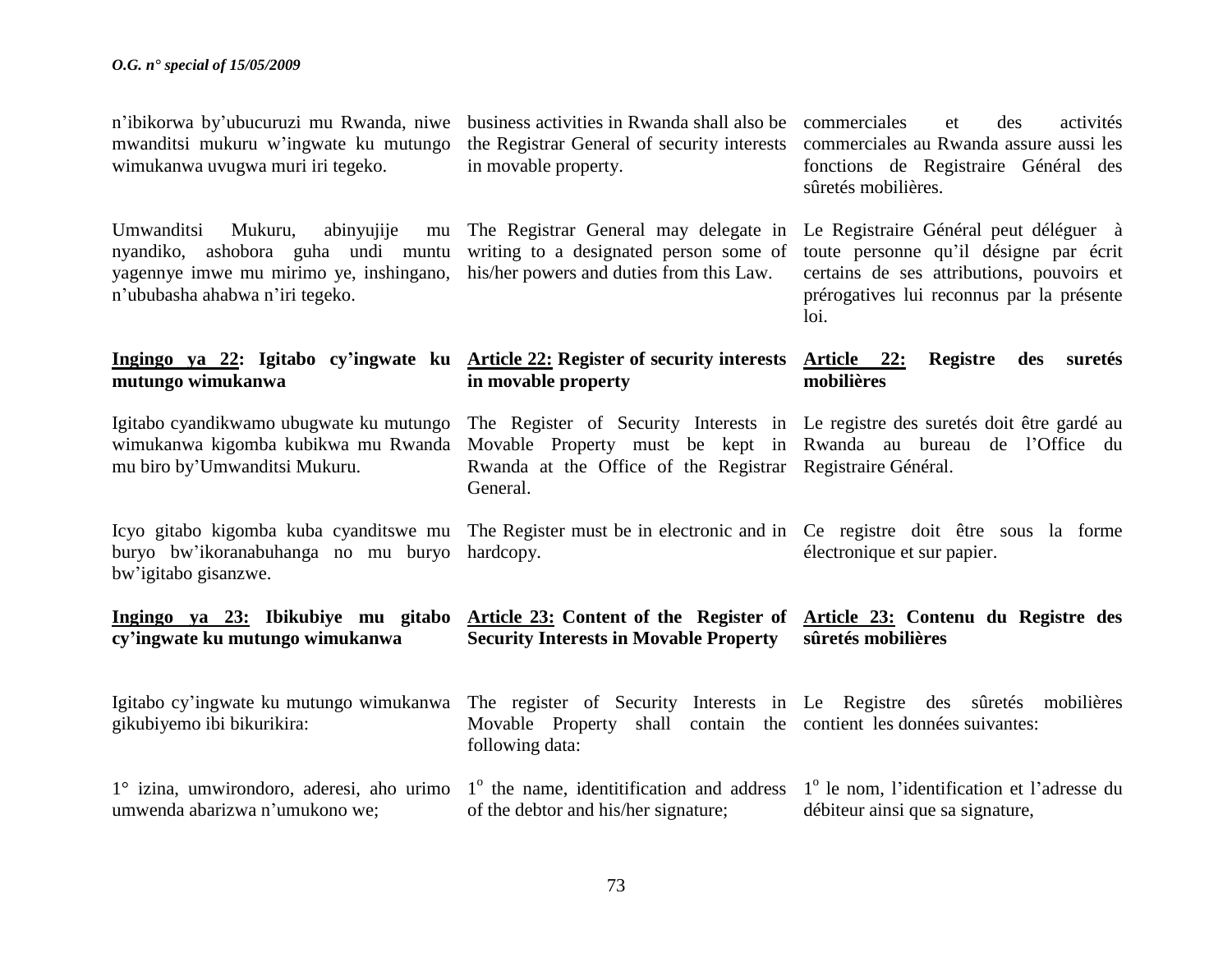n'ibikorwa by'ubucuruzi mu Rwanda, niwe mwanditsi mukuru w'ingwate ku mutungo wimukanwa uvugwa muri iri tegeko.

Umwanditsi Mukuru, abinyujije mu nyandiko, ashobora guha undi muntu yagennye imwe mu mirimo ye, inshingano, n'ububasha ahabwa n'iri tegeko.

**Ingingo ya 22: Igitabo cy'ingwate ku mutungo wimukanwa**

Igitabo cyandikwamo ubugwate ku mutungo wimukanwa kigomba kubikwa mu Rwanda mu biro by'Umwanditsi Mukuru.

Icyo gitabo kigomba kuba cyanditswe mu buryo bw'ikoranabuhanga no mu buryo bw'igitabo gisanzwe.

**Ingingo ya 23: Ibikubiye mu gitabo cy'ingwate ku mutungo wimukanwa**

Igitabo cy'ingwate ku mutungo wimukanwa gikubiyemo ibi bikurikira:

1° izina, umwirondoro, aderesi, aho urimo umwenda abarizwa n'umukono we;

business activities in Rwanda shall also be the Registrar General of security interests in movable property.

The Registrar General may delegate in writing to a designated person some of his/her powers and duties from this Law.

**Article 22: Register of security interests in movable property**

The Register of Security Interests in Movable Property must be kept in Rwanda at the Office of the Registrar General.

The Register must be in electronic and in hardcopy.

**Article 23: Content of the Register of Security Interests in Movable Property**

The register of Security Interests in Movable Property shall contain the following data:

1° the name, identitification and address of the debtor and his/her signature;

commerciales et des activités commerciales au Rwanda assure aussi les fonctions de Registraire Général des sûretés mobilières.

Le Registraire Général peut déléguer à toute personne qu'il désigne par écrit certains de ses attributions, pouvoirs et prérogatives lui reconnus par la présente loi.

**Article 22: Registre des suretés mobilières**

Le registre des suretés doit être gardé au Rwanda au bureau de l'Office du Registraire Général.

Ce registre doit être sous la forme électronique et sur papier.

**Article 23: Contenu du Registre des sûretés mobilières**

Le Registre des sûretés mobilières contient les données suivantes:

1° le nom, l'identification et l'adresse du débiteur ainsi que sa signature,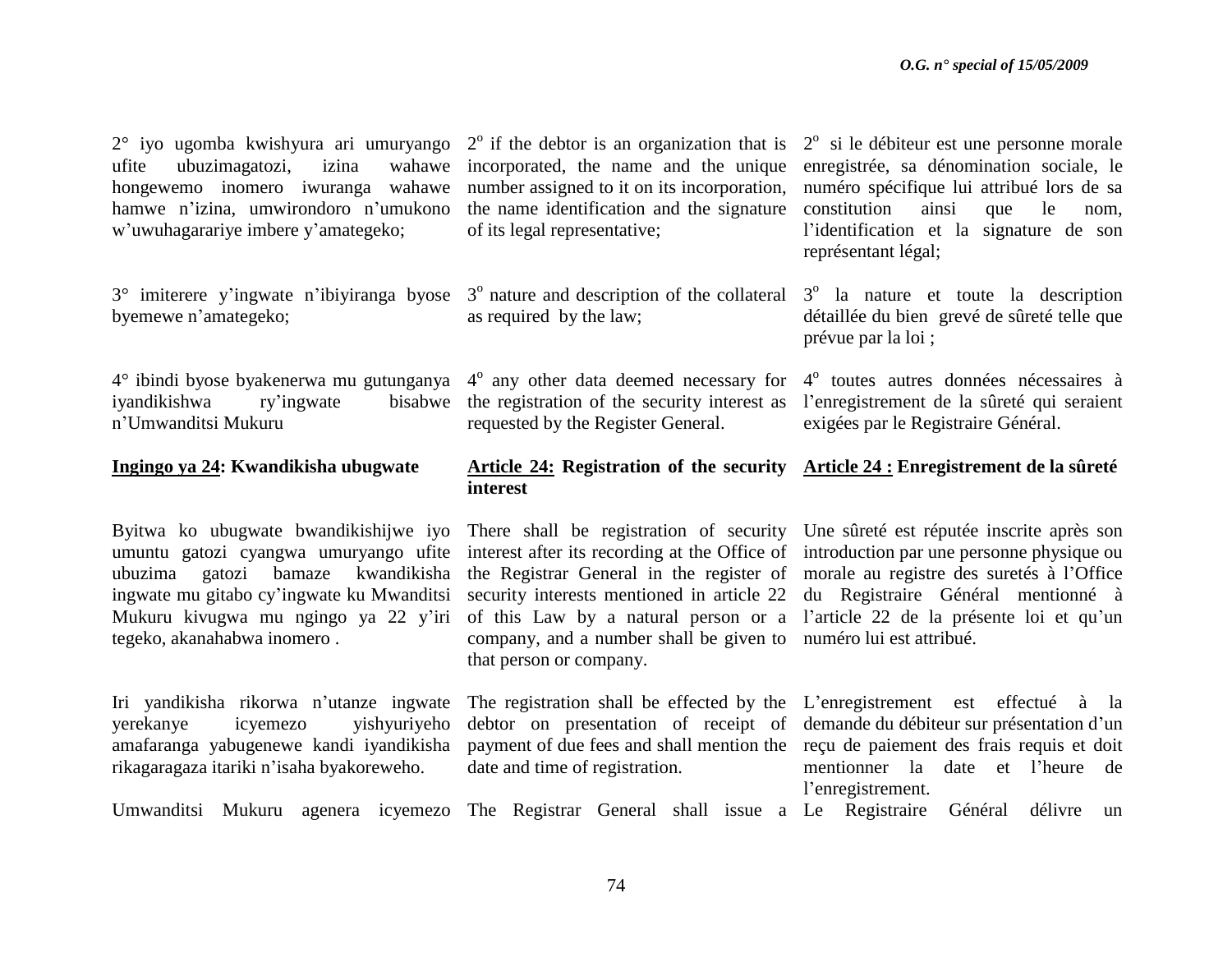2° iyo ugomba kwishyura ari umuryango ufite ubuzimagatozi, izina wahawe hongewemo inomero iwuranga wahawe hamwe n'izina, umwirondoro n'umukono w'uwuhagarariye imbere y'amategeko;

3° imiterere y'ingwate n'ibiyiranga byose byemewe n'amategeko;

4° ibindi byose byakenerwa mu gutunganya iyandikishwa ry'ingwate bisabwe n'Umwanditsi Mukuru

**Ingingo ya 24: Kwandikisha ubugwate**

Byitwa ko ubugwate bwandikishijwe iyo umuntu gatozi cyangwa umuryango ufite ubuzima gatozi bamaze kwandikisha ingwate mu gitabo cy'ingwate ku Mwanditsi Mukuru kivugwa mu ngingo ya 22 y'iri tegeko, akanahabwa inomero .

Iri yandikisha rikorwa n'utanze ingwate yerekanye icyemezo yishyuriyeho amafaranga yabugenewe kandi iyandikisha rikagaragaza itariki n'isaha byakoreweho.

Umwanditsi Mukuru agenera icyemezo

2° if the debtor is an organization that is incorporated, the name and the unique number assigned to it on its incorporation, the name identification and the signature of its legal representative;

3° nature and description of the collateral as required by the law;

4° any other data deemed necessary for the registration of the security interest as requested by the Register General.

**Article 24: Registration of the security interest**

There shall be registration of security interest after its recording at the Office of the Registrar General in the register of security interests mentioned in article 22 of this Law by a natural person or a company, and a number shall be given to that person or company.

The registration shall be effected by the debtor on presentation of receipt of payment of due fees and shall mention the date and time of registration.

The Registrar General shall issue a

2° si le débiteur est une personne morale enregistrée, sa dénomination sociale, le numéro spécifique lui attribué lors de sa constitution ainsi que le nom, l'identification et la signature de son représentant légal;

3° la nature et toute la description détaillée du bien grevé de sûreté telle que prévue par la loi ;

4° toutes autres données nécessaires à l'enregistrement de la sûreté qui seraient exigées par le Registraire Général.

**Article 24 : Enregistrement de la sûreté**

Une sûreté est réputée inscrite après son introduction par une personne physique ou morale au registre des suretés à l'Office du Registraire Général mentionné à l'article 22 de la présente loi et qu'un numéro lui est attribué.

L'enregistrement est effectué à la demande du débiteur sur présentation d'un reçu de paiement des frais requis et doit mentionner la date et l'heure de l'enregistrement.

Le Registraire Général délivre un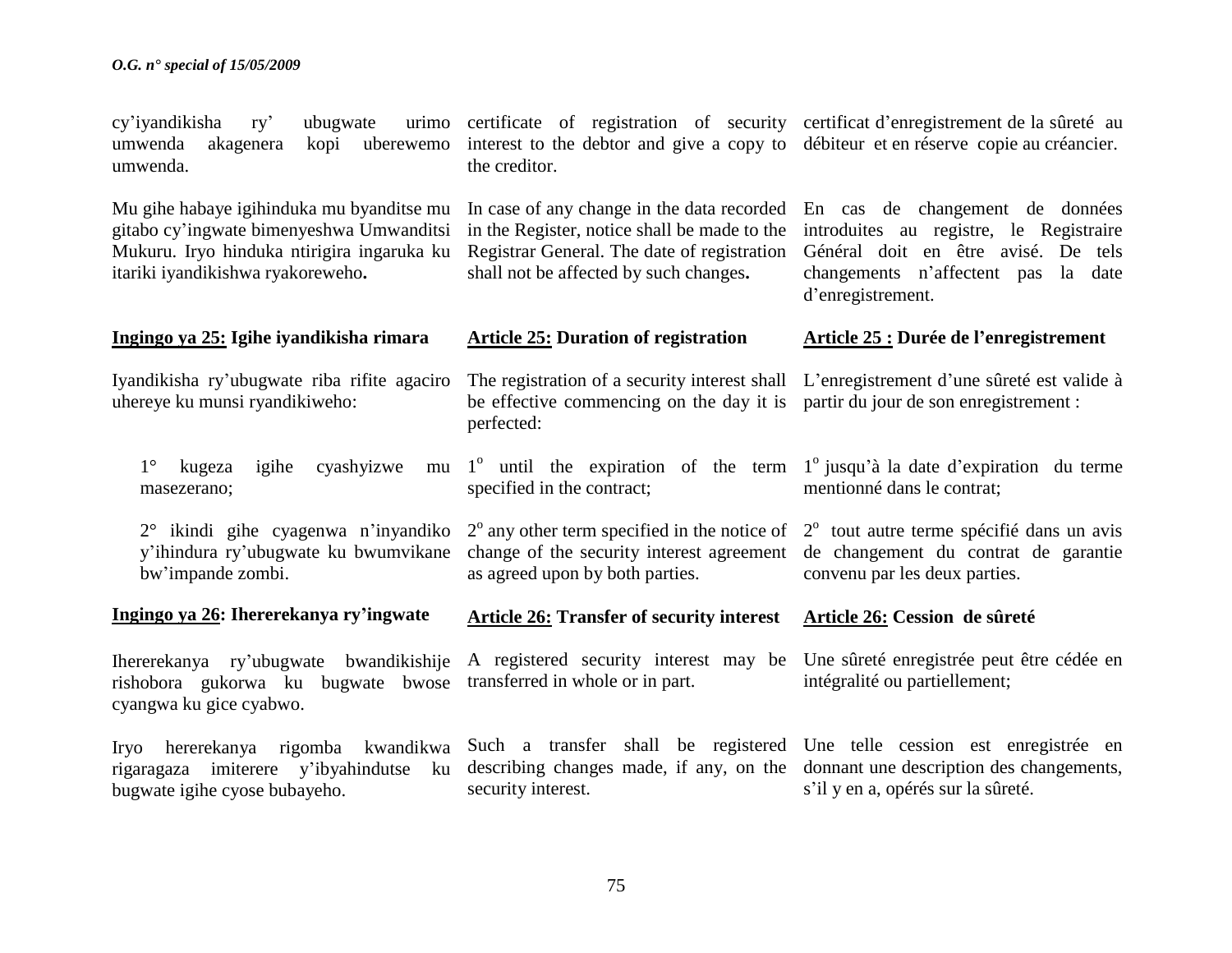cy'iyandikisha ry' ubugwate urimo umwenda akagenera kopi uberewemo umwenda.

Mu gihe habaye igihinduka mu byanditse mu gitabo cy'ingwate bimenyeshwa Umwanditsi Mukuru. Iryo hinduka ntirigira ingaruka ku itariki iyandikishwa ryakoreweho**.**

**Ingingo ya 25: Igihe iyandikisha rimara**

Iyandikisha ry'ubugwate riba rifite agaciro uhereye ku munsi ryandikiweho:

1° kugeza igihe cyashyizwe mu masezerano;

2° ikindi gihe cyagenwa n'inyandiko y'ihindura ry'ubugwate ku bwumvikane bw'impande zombi.

**Ingingo ya 26: Ihererekanya ry'ingwate**

Ihererekanya ry'ubugwate bwandikishije rishobora gukorwa ku bugwate bwose cyangwa ku gice cyabwo.

Iryo hererekanya rigomba kwandikwa rigaragaza imiterere y'ibyahindutse ku bugwate igihe cyose bubayeho.

certificate of registration of security interest to the debtor and give a copy to the creditor.

In case of any change in the data recorded in the Register, notice shall be made to the Registrar General. The date of registration shall not be affected by such changes**.**

**Article 25: Duration of registration**

The registration of a security interest shall be effective commencing on the day it is perfected:

1° until the expiration of the term specified in the contract;

2° any other term specified in the notice of change of the security interest agreement as agreed upon by both parties.

**Article 26: Transfer of security interest**

A registered security interest may be transferred in whole or in part.

Such a transfer shall be registered describing changes made, if any, on the security interest.

certificat d'enregistrement de la sûreté au débiteur et en réserve copie au créancier.

En cas de changement de données introduites au registre, le Registraire Général doit en être avisé. De tels changements n'affectent pas la date d'enregistrement.

**Article 25 : Durée de l'enregistrement**

L'enregistrement d'une sûreté est valide à partir du jour de son enregistrement :

1° jusqu'à la date d'expiration du terme mentionné dans le contrat;

2° tout autre terme spécifié dans un avis de changement du contrat de garantie convenu par les deux parties.

**Article 26: Cession de sûreté**

Une sûreté enregistrée peut être cédée en intégralité ou partiellement;

Une telle cession est enregistrée en donnant une description des changements, s'il y en a, opérés sur la sûreté.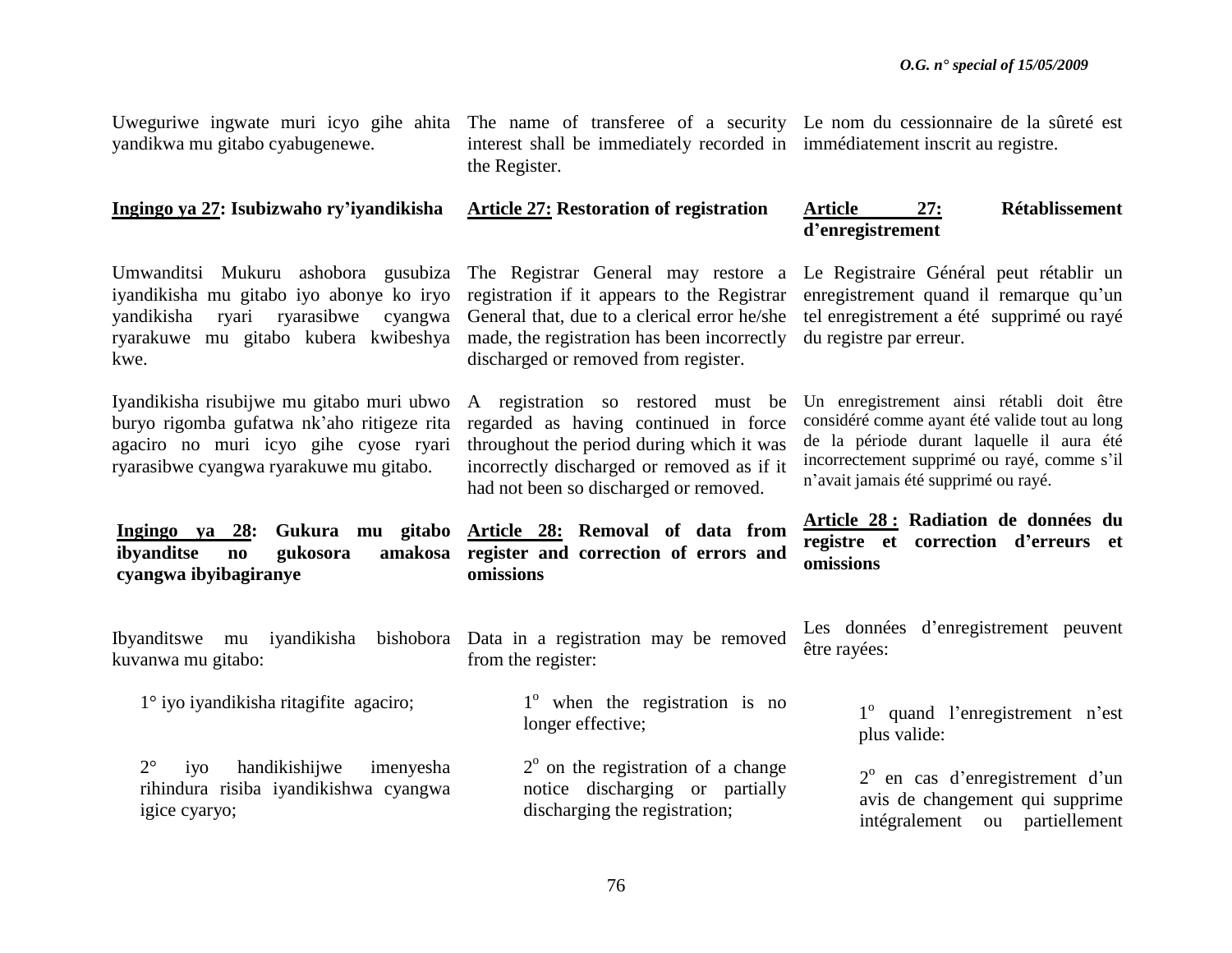Uweguriwe ingwate muri icyo gihe ahita yandikwa mu gitabo cyabugenewe.

The name of transferee of a security interest shall be immediately recorded in the Register.

Le nom du cessionnaire de la sûreté est immédiatement inscrit au registre.

**Ingingo ya 27: Isubizwaho ry'iyandikisha**

Umwanditsi Mukuru ashobora gusubiza iyandikisha mu gitabo iyo abonye ko iryo yandikisha ryari ryarasibwe cyangwa ryarakuwe mu gitabo kubera kwibeshya kwe.

Iyandikisha risubijwe mu gitabo muri ubwo buryo rigomba gufatwa nk'aho ritigeze rita agaciro no muri icyo gihe cyose ryari ryarasibwe cyangwa ryarakuwe mu gitabo.

**Article 27: Restoration of registration**

The Registrar General may restore a registration if it appears to the Registrar General that, due to a clerical error he/she made, the registration has been incorrectly discharged or removed from register.

A registration so restored must be regarded as having continued in force throughout the period during which it was incorrectly discharged or removed as if it had not been so discharged or removed.

**Article 27: Rétablissement d'enregistrement**

Le Registraire Général peut rétablir un enregistrement quand il remarque qu'un tel enregistrement a été supprimé ou rayé du registre par erreur.

Un enregistrement ainsi rétabli doit être considéré comme ayant été valide tout au long de la période durant laquelle il aura été incorrectement supprimé ou rayé, comme s'il n'avait jamais été supprimé ou rayé.

**Ingingo ya 28: Gukura mu gitabo ibyanditse no gukosora amakosa cyangwa ibyibagiranye**

Ibyanditswe mu iyandikisha bishobora kuvanwa mu gitabo:

1° iyo iyandikisha ritagifite agaciro;

2° iyo handikishijwe imenyesha rihindura risiba iyandikishwa cyangwa igice cyaryo;

**Article 28: Removal of data from register and correction of errors and omissions**

Data in a registration may be removed from the register:

1° when the registration is no longer effective;

2° on the registration of a change notice discharging or partially discharging the registration;

**Article 28 : Radiation de données du registre et correction d'erreurs et omissions**

Les données d'enregistrement peuvent être rayées:

1° quand l'enregistrement n'est plus valide:

2° en cas d'enregistrement d'un avis de changement qui supprime intégralement ou partiellement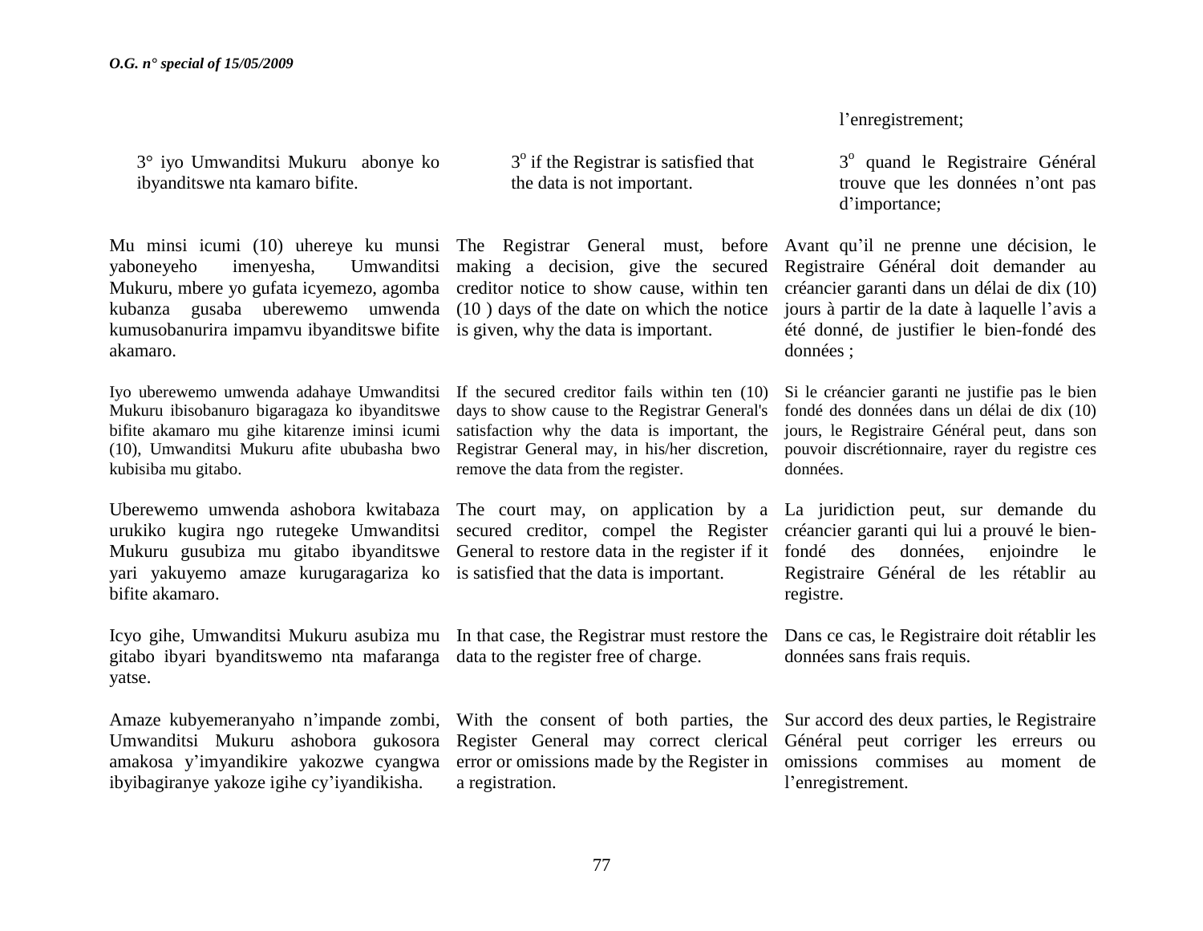l'enregistrement;

3° iyo Umwanditsi Mukuru abonye ko ibyanditswe nta kamaro bifite.

3° if the Registrar is satisfied that the data is not important.

3° quand le Registraire Général trouve que les données n'ont pas d'importance;

Mu minsi icumi (10) uhereye ku munsi yaboneyeho imenyesha, Umwanditsi Mukuru, mbere yo gufata icyemezo, agomba kubanza gusaba uberewemo umwenda kumusobanurira impamvu ibyanditswe bifite akamaro.

The Registrar General must, before making a decision, give the secured creditor notice to show cause, within ten (10 ) days of the date on which the notice is given, why the data is important.

Avant qu'il ne prenne une décision, le Registraire Général doit demander au créancier garanti dans un délai de dix (10) jours à partir de la date à laquelle l'avis a été donné, de justifier le bien-fondé des données ;

Iyo uberewemo umwenda adahaye Umwanditsi Mukuru ibisobanuro bigaragaza ko ibyanditswe bifite akamaro mu gihe kitarenze iminsi icumi (10), Umwanditsi Mukuru afite ububasha bwo kubisiba mu gitabo.

If the secured creditor fails within ten (10) days to show cause to the Registrar General's satisfaction why the data is important, the Registrar General may, in his/her discretion, remove the data from the register.

Si le créancier garanti ne justifie pas le bien fondé des données dans un délai de dix (10) jours, le Registraire Général peut, dans son pouvoir discrétionnaire, rayer du registre ces données.

Uberewemo umwenda ashobora kwitabaza urukiko kugira ngo rutegeke Umwanditsi Mukuru gusubiza mu gitabo ibyanditswe yari yakuyemo amaze kurugaragariza ko bifite akamaro.

The court may, on application by a secured creditor, compel the Register General to restore data in the register if it is satisfied that the data is important.

La juridiction peut, sur demande du créancier garanti qui lui a prouvé le bien-fondé des données, enjoindre le Registraire Général de les rétablir au registre.

Icyo gihe, Umwanditsi Mukuru asubiza mu gitabo ibyari byanditswemo nta mafaranga yatse.

In that case, the Registrar must restore the data to the register free of charge.

Dans ce cas, le Registraire doit rétablir les données sans frais requis.

Amaze kubyemeranyaho n'impande zombi, Umwanditsi Mukuru ashobora gukosora amakosa y'imyandikire yakozwe cyangwa ibyibagiranye yakoze igihe cy'iyandikisha.

With the consent of both parties, the Register General may correct clerical error or omissions made by the Register in a registration.

Sur accord des deux parties, le Registraire Général peut corriger les erreurs ou omissions commises au moment de l'enregistrement.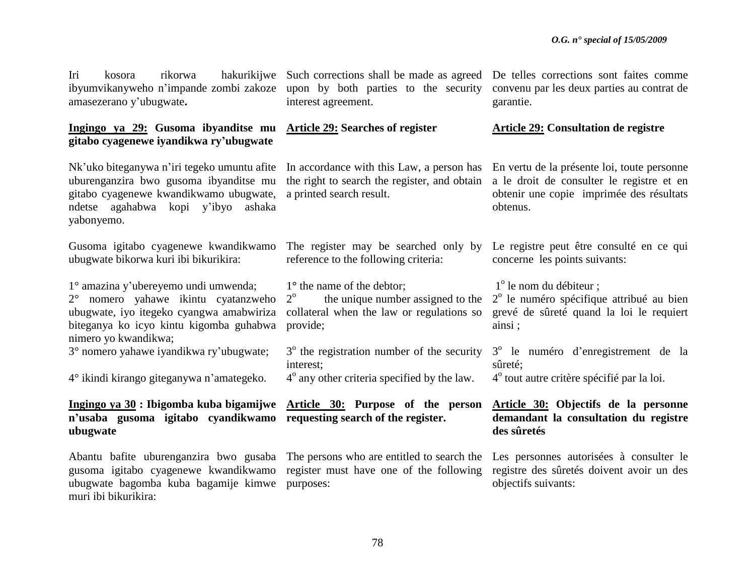Iri kosora rikorwa hakurikijwe ibyumvikanyweho n'impande zombi zakoze amasezerano y'ubugwate**.**

Such corrections shall be made as agreed upon by both parties to the security interest agreement.

De telles corrections sont faites comme convenu par les deux parties au contrat de garantie.

**Ingingo ya 29: Gusoma ibyanditse mu gitabo cyagenewe iyandikwa ry'ubugwate**

Nk'uko biteganywa n'iri tegeko umuntu afite uburenganzira bwo gusoma ibyanditse mu gitabo cyagenewe kwandikwamo ubugwate, ndetse agahabwa kopi y'ibyo ashaka yabonyemo.

Gusoma igitabo cyagenewe kwandikwamo ubugwate bikorwa kuri ibi bikurikira:

1° amazina y'ubereyemo undi umwenda;
2° nomero yahawe ikintu cyatanzweho ubugwate, iyo itegeko cyangwa amabwiriza biteganya ko icyo kintu kigomba guhabwa nimero yo kwandikwa;
3° nomero yahawe iyandikwa ry'ubugwate;
4° ikindi kirango giteganywa n'amategeko.

**Article 29: Searches of register**

In accordance with this Law, a person has the right to search the register, and obtain a printed search result.

The register may be searched only by reference to the following criteria:

1° the name of the debtor;
2° the unique number assigned to the collateral when the law or regulations so provide;
3° the registration number of the security interest;
4° any other criteria specified by the law.

**Article 29: Consultation de registre**

En vertu de la présente loi, toute personne a le droit de consulter le registre et en obtenir une copie imprimée des résultats obtenus.

Le registre peut être consulté en ce qui concerne les points suivants:

1° le nom du débiteur ;
2° le numéro spécifique attribué au bien grevé de sûreté quand la loi le requiert ainsi ;
3° le numéro d'enregistrement de la sûreté;
4° tout autre critère spécifié par la loi.

**Ingingo ya 30 : Ibigomba kuba bigamijwe n'usaba gusoma igitabo cyandikwamo ubugwate**

Abantu bafite uburenganzira bwo gusaba gusoma igitabo cyagenewe kwandikwamo ubugwate bagomba kuba bagamije kimwe muri ibi bikurikira:

**Article 30: Purpose of the person requesting search of the register.**

The persons who are entitled to search the register must have one of the following purposes:

**Article 30: Objectifs de la personne demandant la consultation du registre des sûretés**

Les personnes autorisées à consulter le registre des sûretés doivent avoir un des objectifs suivants: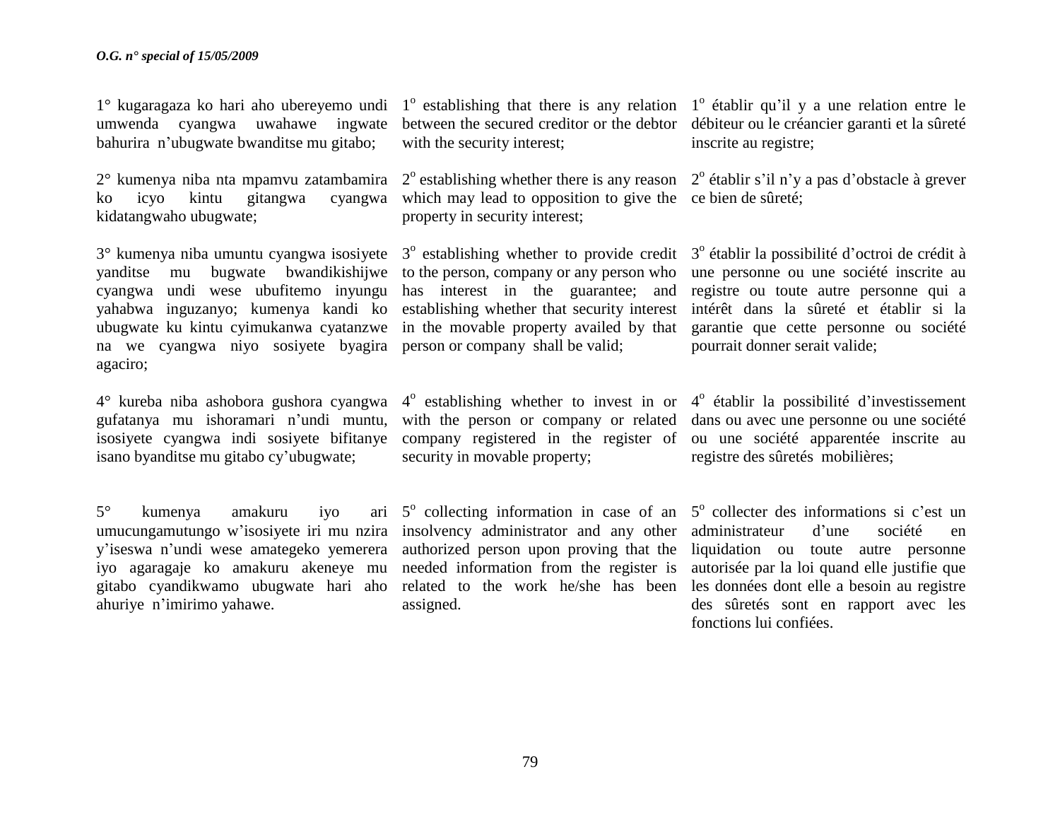1° kugaragaza ko hari aho ubereyemo undi umwenda cyangwa uwahawe ingwate bahurira n'ubugwate bwanditse mu gitabo;

2° kumenya niba nta mpamvu zatambamira ko icyo kintu gitangwa cyangwa kidatangwaho ubugwate;

3° kumenya niba umuntu cyangwa isosiyete yanditse mu bugwate bwandikishijwe cyangwa undi wese ubufitemo inyungu yahabwa inguzanyo; kumenya kandi ko ubugwate ku kintu cyimukanwa cyatanzwe na we cyangwa niyo sosiyete byagira agaciro;

4° kureba niba ashobora gushora cyangwa gufatanya mu ishoramari n'undi muntu, isosiyete cyangwa indi sosiyete bifitanye isano byanditse mu gitabo cy'ubugwate;

5° kumenya amakuru iyo ari umucungamutungo w'isosiyete iri mu nzira y'iseswa n'undi wese amategeko yemerera iyo agaragaje ko amakuru akeneye mu gitabo cyandikwamo ubugwate hari aho ahuriye n'imirimo yahawe.

1° establishing that there is any relation between the secured creditor or the debtor with the security interest;

2° establishing whether there is any reason which may lead to opposition to give the property in security interest;

3° establishing whether to provide credit to the person, company or any person who has interest in the guarantee; and establishing whether that security interest in the movable property availed by that person or company shall be valid;

4° establishing whether to invest in or with the person or company or related company registered in the register of security in movable property;

5° collecting information in case of an insolvency administrator and any other authorized person upon proving that the needed information from the register is related to the work he/she has been assigned.

1° établir qu'il y a une relation entre le débiteur ou le créancier garanti et la sûreté inscrite au registre;

2° établir s'il n'y a pas d'obstacle à grever ce bien de sûreté;

3° établir la possibilité d'octroi de crédit à une personne ou une société inscrite au registre ou toute autre personne qui a intérêt dans la sûreté et établir si la garantie que cette personne ou société pourrait donner serait valide;

4° établir la possibilité d'investissement dans ou avec une personne ou une société ou une société apparentée inscrite au registre des sûretés mobilières;

5° collecter des informations si c'est un administrateur d'une société en liquidation ou toute autre personne autorisée par la loi quand elle justifie que les données dont elle a besoin au registre des sûretés sont en rapport avec les fonctions lui confiées.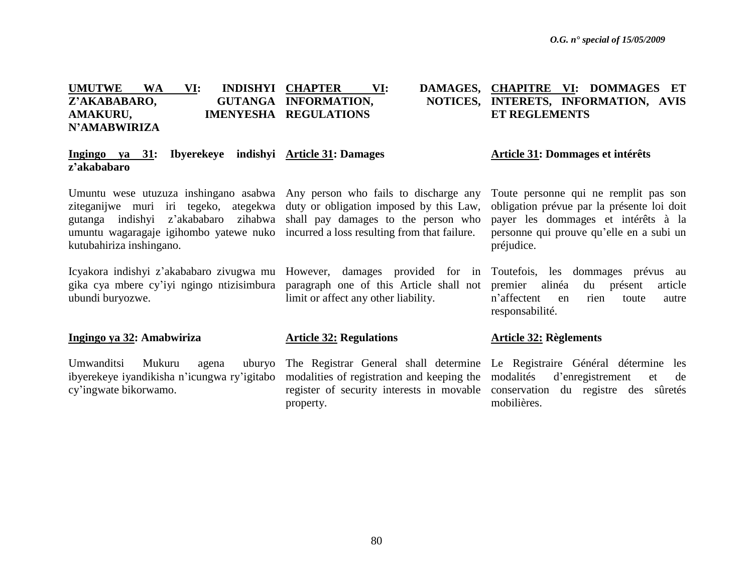## UMUTWE WA VI: INDISHYI Z'AKABABARO, GUTANGA AMAKURU, IMENYESHA N'AMABWIRIZA

### Ingingo ya 31: Ibyerekeye indishyi z'akababaro

Umuntu wese utuzuza inshingano asabwa ziteganijwe muri iri tegeko, ategekwa gutanga indishyi z'akababaro zihabwa umuntu wagaragaje igihombo yatewe nuko kutubahiriza inshingano.

Icyakora indishyi z'akababaro zivugwa mu gika cya mbere cy'iyi ngingo ntizisimbura ubundi buryozwe.

### Ingingo ya 32: Amabwiriza

Umwanditsi Mukuru agena uburyo ibyerekeye iyandikisha n'icungwa ry'igitabo cy'ingwate bikorwamo.

## CHAPTER VI: DAMAGES, INFORMATION, NOTICES, REGULATIONS

### Article 31: Damages

Any person who fails to discharge any duty or obligation imposed by this Law, shall pay damages to the person who incurred a loss resulting from that failure.

However, damages provided for in paragraph one of this Article shall not limit or affect any other liability.

### Article 32: Regulations

The Registrar General shall determine modalities of registration and keeping the register of security interests in movable property.

## CHAPITRE VI: DOMMAGES ET INTERETS, INFORMATION, AVIS ET REGLEMENTS

### Article 31: Dommages et intérêts

Toute personne qui ne remplit pas son obligation prévue par la présente loi doit payer les dommages et intérêts à la personne qui prouve qu'elle en a subi un préjudice.

Toutefois, les dommages prévus au premier alinéa du présent article n'affectent en rien toute autre responsabilité.

### Article 32: Règlements

Le Registraire Général détermine les modalités d'enregistrement et de conservation du registre des sûretés mobilières.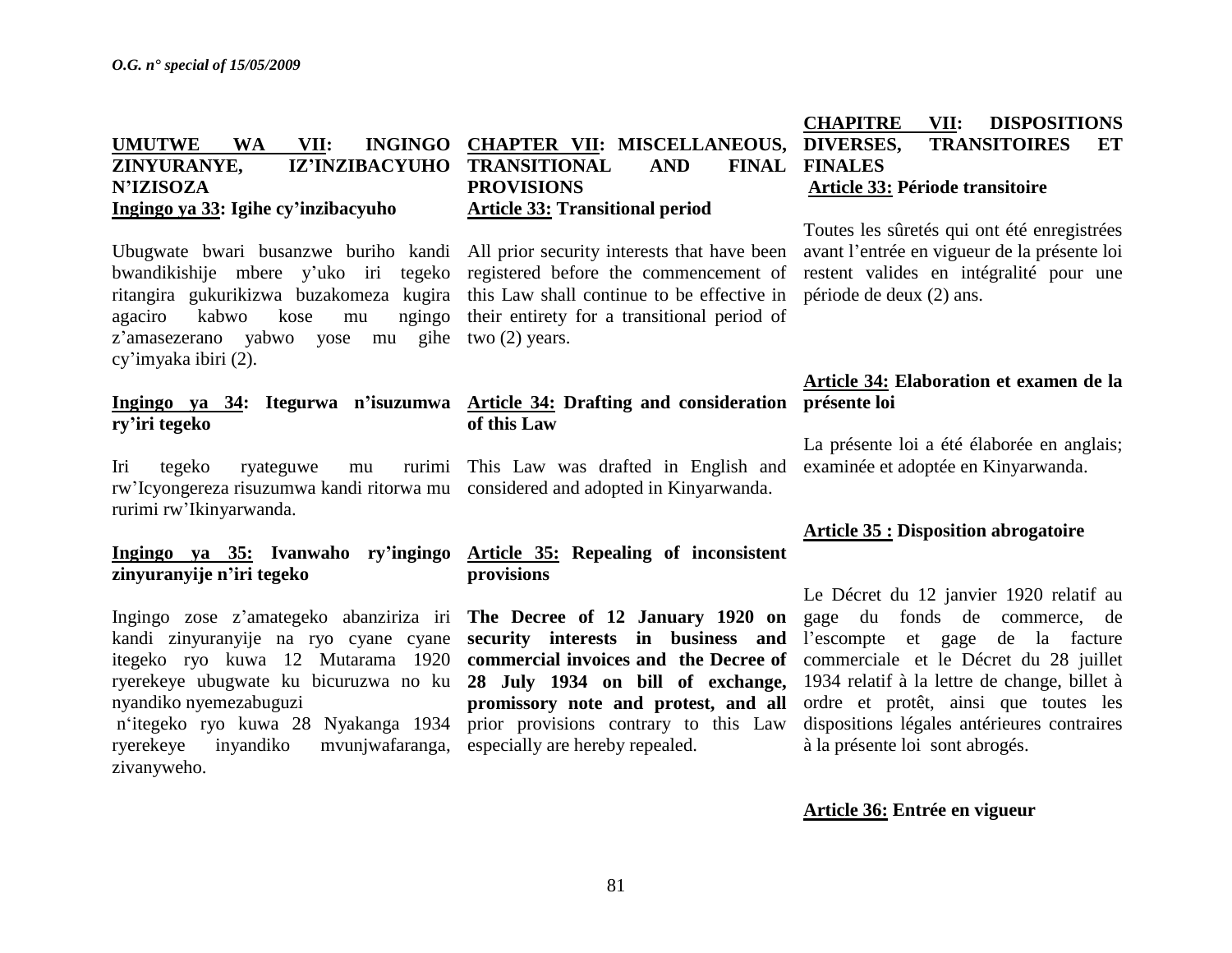**UMUTWE WA VII: INGINGO ZINYURANYE, IZ'INZIBACYUHO N'IZISOZA**

**Ingingo ya 33: Igihe cy'inzibacyuho**

Ubugwate bwari busanzwe buriho kandi bwandikishije mbere y'uko iri tegeko ritangira gukurikizwa buzakomeza kugira agaciro kabwo kose mu ngingo z'amasezerano yabwo yose mu gihe cy'imyaka ibiri (2).

**Ingingo ya 34: Itegurwa n'isuzumwa ry'iri tegeko**

Iri tegeko ryateguwe mu rurimi rw'Icyongereza risuzumwa kandi ritorwa mu rurimi rw'Ikinyarwanda.

**Ingingo ya 35: Ivanwaho ry'ingingo zinyuranyije n'iri tegeko**

Ingingo zose z'amategeko abanziriza iri kandi zinyuranyije na ryo cyane cyane itegeko ryo kuwa 12 Mutarama 1920 ryerekeye ubugwate ku bicuruzwa no ku nyandiko nyemezabuguzi n'itegeko ryo kuwa 28 Nyakanga 1934 ryerekeye inyandiko mvunjwafaranga, zivanyweho.

**CHAPTER VII: MISCELLANEOUS, TRANSITIONAL AND FINAL PROVISIONS**

**Article 33: Transitional period**

All prior security interests that have been registered before the commencement of this Law shall continue to be effective in their entirety for a transitional period of two (2) years.

**Article 34: Drafting and consideration of this Law**

This Law was drafted in English and considered and adopted in Kinyarwanda.

**Article 35: Repealing of inconsistent provisions**

**The Decree of 12 January 1920 on security interests in business and commercial invoices and the Decree of 28 July 1934 on bill of exchange, promissory note and protest, and all** prior provisions contrary to this Law especially are hereby repealed.

**CHAPITRE VII: DISPOSITIONS DIVERSES, TRANSITOIRES ET FINALES**

**Article 33: Période transitoire**

Toutes les sûretés qui ont été enregistrées avant l'entrée en vigueur de la présente loi restent valides en intégralité pour une période de deux (2) ans.

**Article 34: Elaboration et examen de la présente loi**

La présente loi a été élaborée en anglais; examinée et adoptée en Kinyarwanda.

**Article 35 : Disposition abrogatoire**

Le Décret du 12 janvier 1920 relatif au gage du fonds de commerce, de l'escompte et gage de la facture commerciale et le Décret du 28 juillet 1934 relatif à la lettre de change, billet à ordre et protêt, ainsi que toutes les dispositions légales antérieures contraires à la présente loi sont abrogés.

**Article 36: Entrée en vigueur**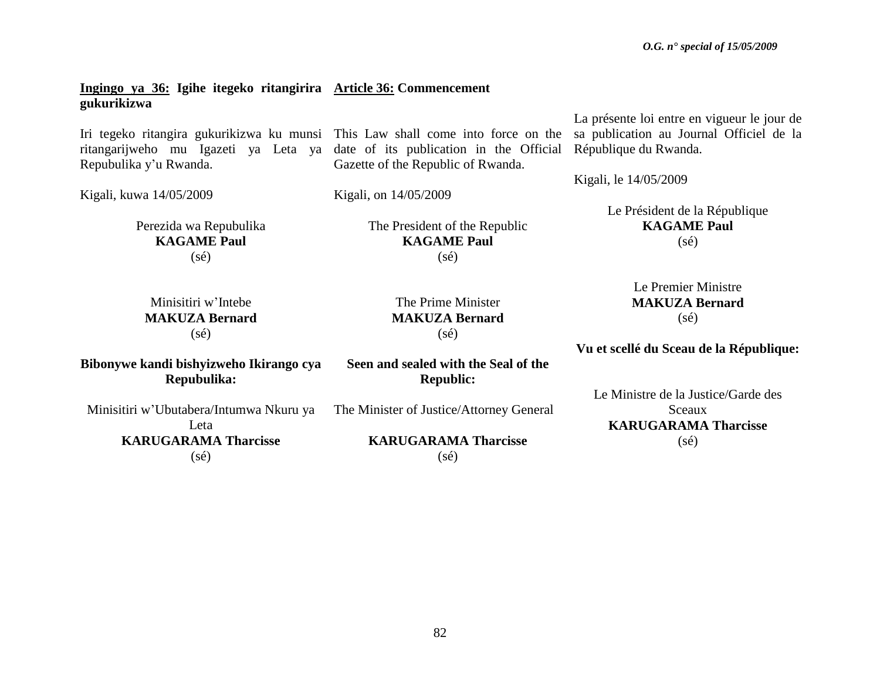**Ingingo ya 36: Igihe itegeko ritangirira gukurikizwa**

Iri tegeko ritangira gukurikizwa ku munsi ritangarijweho mu Igazeti ya Leta ya Repubulika y'u Rwanda.

Kigali, kuwa 14/05/2009

Perezida wa Repubulika
**KAGAME Paul**
(sé)

Minisitiri w'Intebe
**MAKUZA Bernard**
(sé)

**Bibonywe kandi bishyizweho Ikirango cya Repubulika:**

Minisitiri w'Ubutabera/Intumwa Nkuru ya Leta
**KARUGARAMA Tharcisse**
(sé)

**Article 36: Commencement**

This Law shall come into force on the date of its publication in the Official Gazette of the Republic of Rwanda.

Kigali, on 14/05/2009

The President of the Republic
**KAGAME Paul**
(sé)

The Prime Minister
**MAKUZA Bernard**
(sé)

**Seen and sealed with the Seal of the Republic:**

The Minister of Justice/Attorney General

**KARUGARAMA Tharcisse**
(sé)

La présente loi entre en vigueur le jour de sa publication au Journal Officiel de la République du Rwanda.

Kigali, le 14/05/2009

Le Président de la République
**KAGAME Paul**
(sé)

Le Premier Ministre
**MAKUZA Bernard**
(sé)

**Vu et scellé du Sceau de la République:**

Le Ministre de la Justice/Garde des Sceaux
**KARUGARAMA Tharcisse**
(sé)